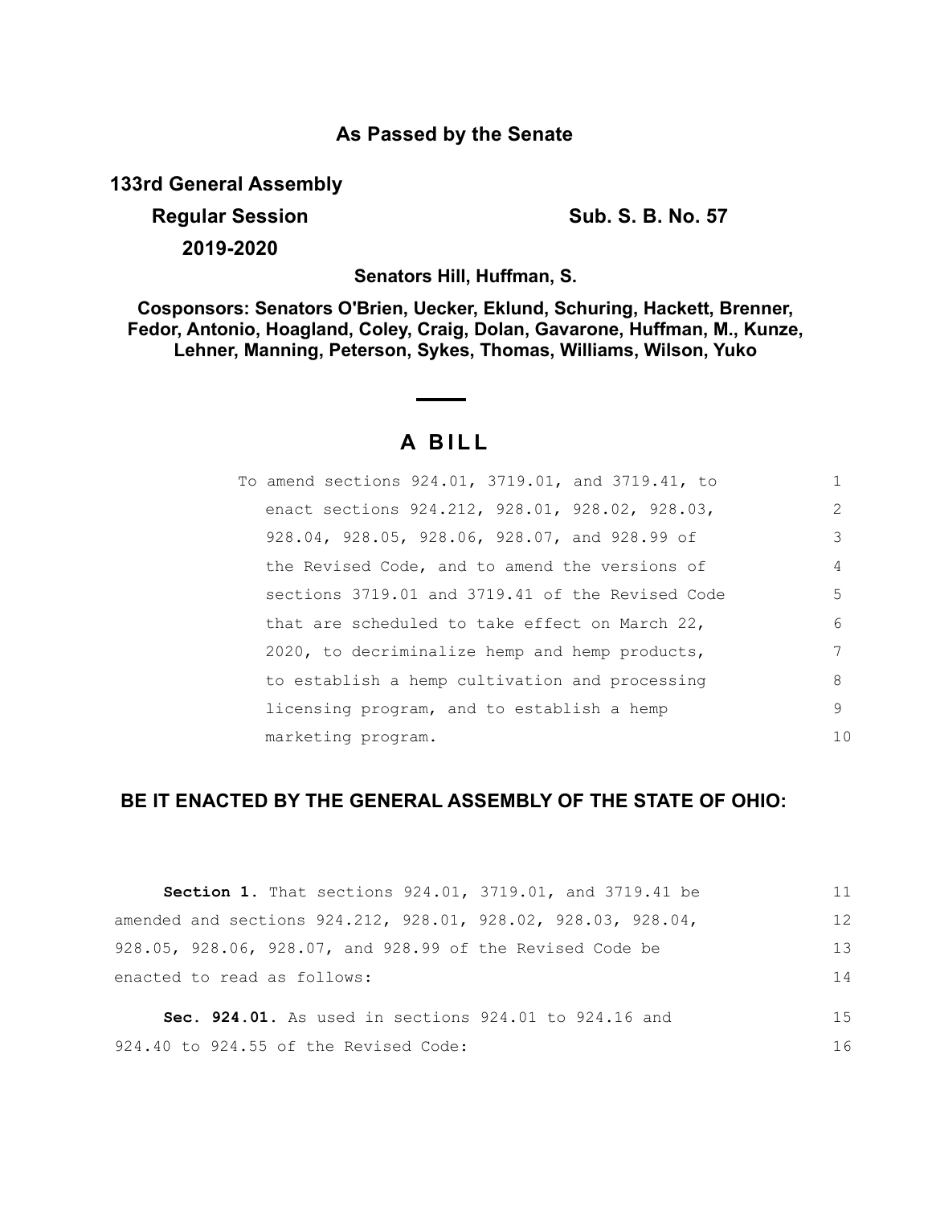## As Passed by the Senate

**133rd General Assembly**

**Regular Session** **Sub. S. B. No. 57**

**2019-2020**

**Senators Hill, Huffman, S.**

**Cosponsors: Senators O'Brien, Uecker, Eklund, Schuring, Hackett, Brenner, Fedor, Antonio, Hoagland, Coley, Craig, Dolan, Gavarone, Huffman, M., Kunze, Lehner, Manning, Peterson, Sykes, Thomas, Williams, Wilson, Yuko**

# A BILL

To amend sections 924.01, 3719.01, and 3719.41, to enact sections 924.212, 928.01, 928.02, 928.03, 928.04, 928.05, 928.06, 928.07, and 928.99 of the Revised Code, and to amend the versions of sections 3719.01 and 3719.41 of the Revised Code that are scheduled to take effect on March 22, 2020, to decriminalize hemp and hemp products, to establish a hemp cultivation and processing licensing program, and to establish a hemp marketing program.

**BE IT ENACTED BY THE GENERAL ASSEMBLY OF THE STATE OF OHIO:**

**Section 1.** That sections 924.01, 3719.01, and 3719.41 be amended and sections 924.212, 928.01, 928.02, 928.03, 928.04, 928.05, 928.06, 928.07, and 928.99 of the Revised Code be enacted to read as follows:

**Sec. 924.01.** As used in sections 924.01 to 924.16 and 924.40 to 924.55 of the Revised Code: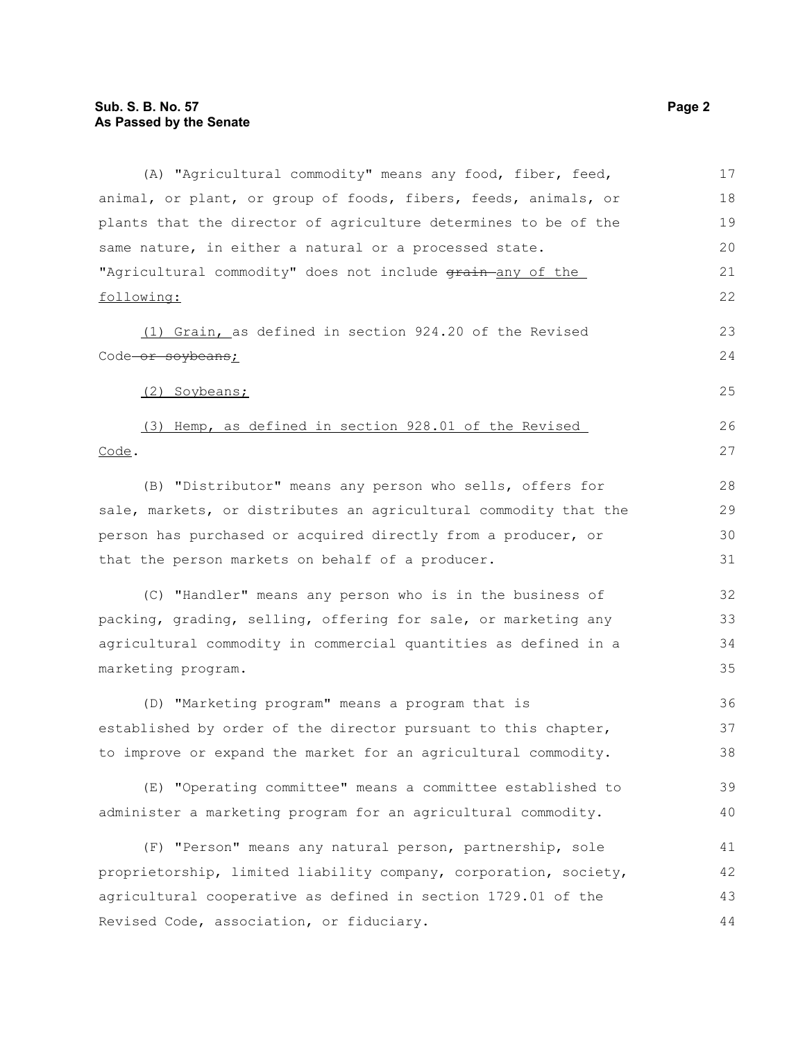(A) "Agricultural commodity" means any food, fiber, feed, animal, or plant, or group of foods, fibers, feeds, animals, or plants that the director of agriculture determines to be of the same nature, in either a natural or a processed state. "Agricultural commodity" does not include ~~grain~~ any of the following:

(1) Grain, as defined in section 924.20 of the Revised Code ~~or soybeans~~;

(2) Soybeans;

(3) Hemp, as defined in section 928.01 of the Revised Code.

(B) "Distributor" means any person who sells, offers for sale, markets, or distributes an agricultural commodity that the person has purchased or acquired directly from a producer, or that the person markets on behalf of a producer.

(C) "Handler" means any person who is in the business of packing, grading, selling, offering for sale, or marketing any agricultural commodity in commercial quantities as defined in a marketing program.

(D) "Marketing program" means a program that is established by order of the director pursuant to this chapter, to improve or expand the market for an agricultural commodity.

(E) "Operating committee" means a committee established to administer a marketing program for an agricultural commodity.

(F) "Person" means any natural person, partnership, sole proprietorship, limited liability company, corporation, society, agricultural cooperative as defined in section 1729.01 of the Revised Code, association, or fiduciary.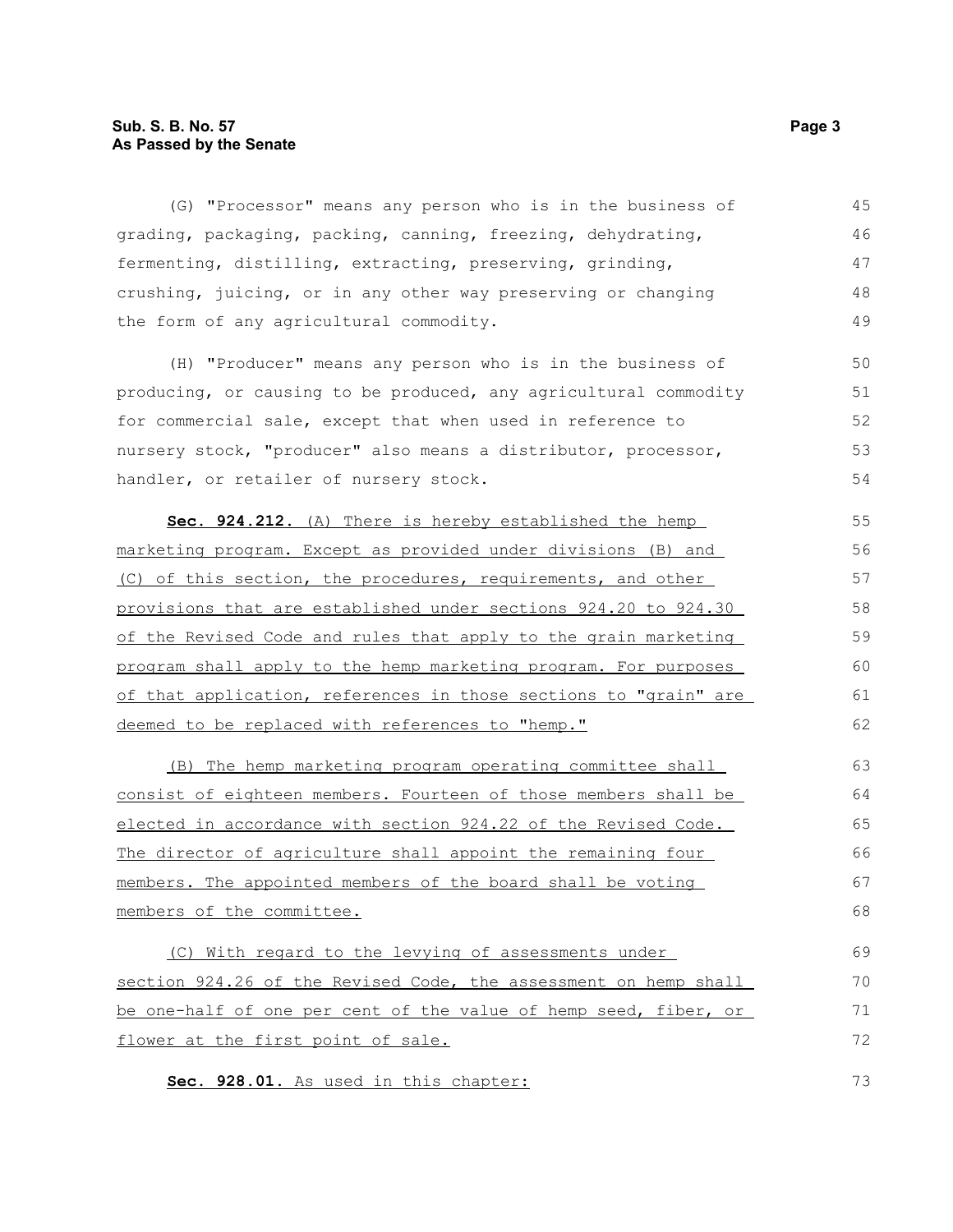(G) "Processor" means any person who is in the business of grading, packaging, packing, canning, freezing, dehydrating, fermenting, distilling, extracting, preserving, grinding, crushing, juicing, or in any other way preserving or changing the form of any agricultural commodity.

(H) "Producer" means any person who is in the business of producing, or causing to be produced, any agricultural commodity for commercial sale, except that when used in reference to nursery stock, "producer" also means a distributor, processor, handler, or retailer of nursery stock.

**Sec. 924.212.** (A) There is hereby established the hemp marketing program. Except as provided under divisions (B) and (C) of this section, the procedures, requirements, and other provisions that are established under sections 924.20 to 924.30 of the Revised Code and rules that apply to the grain marketing program shall apply to the hemp marketing program. For purposes of that application, references in those sections to "grain" are deemed to be replaced with references to "hemp."

(B) The hemp marketing program operating committee shall consist of eighteen members. Fourteen of those members shall be elected in accordance with section 924.22 of the Revised Code. The director of agriculture shall appoint the remaining four members. The appointed members of the board shall be voting members of the committee.

(C) With regard to the levying of assessments under section 924.26 of the Revised Code, the assessment on hemp shall be one-half of one per cent of the value of hemp seed, fiber, or flower at the first point of sale.

**Sec. 928.01.** As used in this chapter: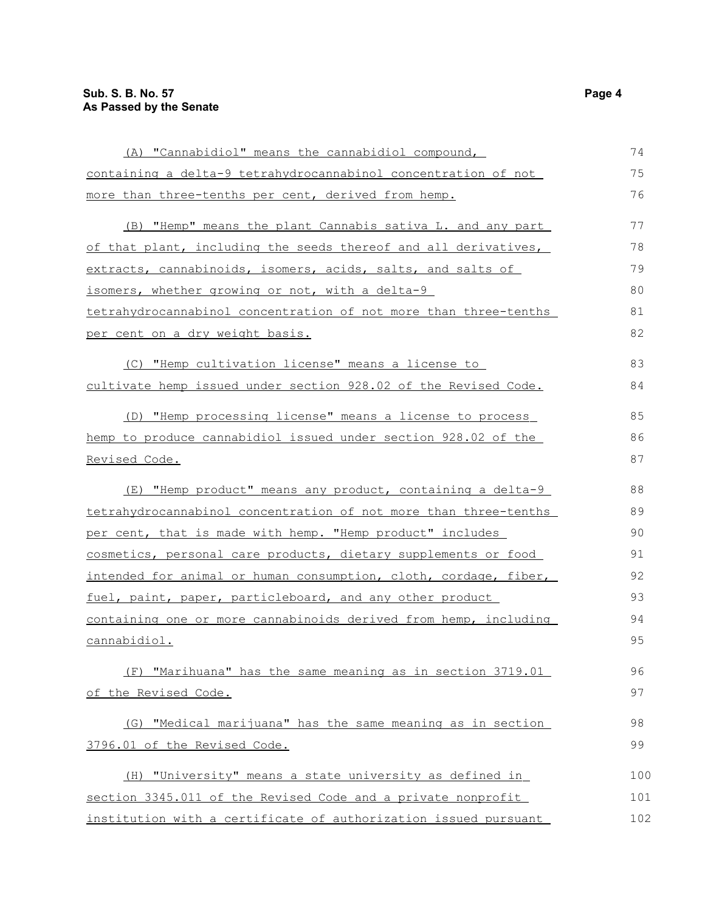(A) "Cannabidiol" means the cannabidiol compound, containing a delta-9 tetrahydrocannabinol concentration of not more than three-tenths per cent, derived from hemp.

(B) "Hemp" means the plant Cannabis sativa L. and any part of that plant, including the seeds thereof and all derivatives, extracts, cannabinoids, isomers, acids, salts, and salts of isomers, whether growing or not, with a delta-9 tetrahydrocannabinol concentration of not more than three-tenths per cent on a dry weight basis.

(C) "Hemp cultivation license" means a license to cultivate hemp issued under section 928.02 of the Revised Code.

(D) "Hemp processing license" means a license to process hemp to produce cannabidiol issued under section 928.02 of the Revised Code.

(E) "Hemp product" means any product, containing a delta-9 tetrahydrocannabinol concentration of not more than three-tenths per cent, that is made with hemp. "Hemp product" includes cosmetics, personal care products, dietary supplements or food intended for animal or human consumption, cloth, cordage, fiber, fuel, paint, paper, particleboard, and any other product containing one or more cannabinoids derived from hemp, including cannabidiol.

(F) "Marihuana" has the same meaning as in section 3719.01 of the Revised Code.

(G) "Medical marijuana" has the same meaning as in section 3796.01 of the Revised Code.

(H) "University" means a state university as defined in section 3345.011 of the Revised Code and a private nonprofit institution with a certificate of authorization issued pursuant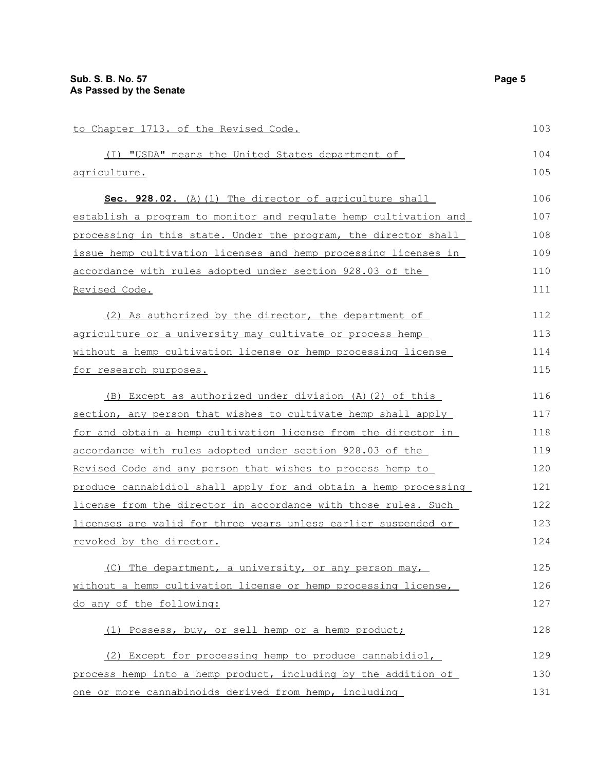to Chapter 1713. of the Revised Code.

(I) "USDA" means the United States department of agriculture.

**Sec. 928.02.** (A)(1) The director of agriculture shall establish a program to monitor and regulate hemp cultivation and processing in this state. Under the program, the director shall issue hemp cultivation licenses and hemp processing licenses in accordance with rules adopted under section 928.03 of the Revised Code.

(2) As authorized by the director, the department of agriculture or a university may cultivate or process hemp without a hemp cultivation license or hemp processing license for research purposes.

(B) Except as authorized under division (A)(2) of this section, any person that wishes to cultivate hemp shall apply for and obtain a hemp cultivation license from the director in accordance with rules adopted under section 928.03 of the Revised Code and any person that wishes to process hemp to produce cannabidiol shall apply for and obtain a hemp processing license from the director in accordance with those rules. Such licenses are valid for three years unless earlier suspended or revoked by the director.

(C) The department, a university, or any person may, without a hemp cultivation license or hemp processing license, do any of the following:

(1) Possess, buy, or sell hemp or a hemp product;

(2) Except for processing hemp to produce cannabidiol, process hemp into a hemp product, including by the addition of one or more cannabinoids derived from hemp, including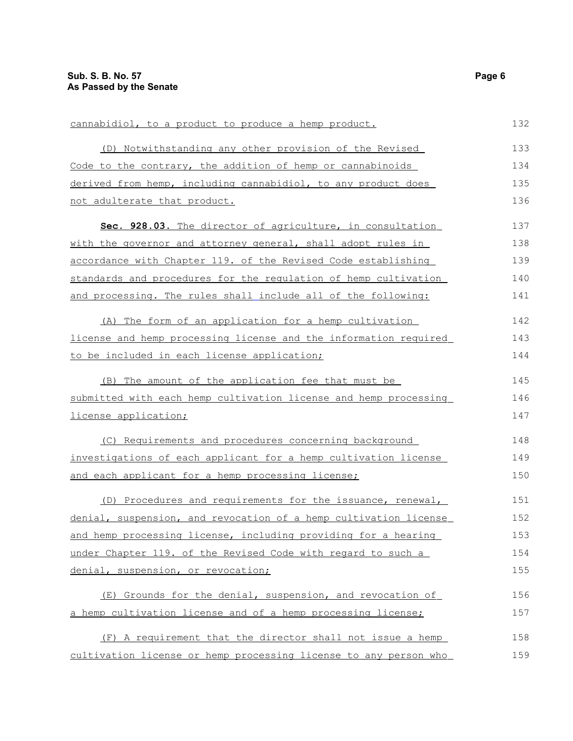cannabidiol, to a product to produce a hemp product.

(D) Notwithstanding any other provision of the Revised Code to the contrary, the addition of hemp or cannabinoids derived from hemp, including cannabidiol, to any product does not adulterate that product.

**Sec. 928.03.** The director of agriculture, in consultation with the governor and attorney general, shall adopt rules in accordance with Chapter 119. of the Revised Code establishing standards and procedures for the regulation of hemp cultivation and processing. The rules shall include all of the following:

(A) The form of an application for a hemp cultivation license and hemp processing license and the information required to be included in each license application;

(B) The amount of the application fee that must be submitted with each hemp cultivation license and hemp processing license application;

(C) Requirements and procedures concerning background investigations of each applicant for a hemp cultivation license and each applicant for a hemp processing license;

(D) Procedures and requirements for the issuance, renewal, denial, suspension, and revocation of a hemp cultivation license and hemp processing license, including providing for a hearing under Chapter 119. of the Revised Code with regard to such a denial, suspension, or revocation;

(E) Grounds for the denial, suspension, and revocation of a hemp cultivation license and of a hemp processing license;

(F) A requirement that the director shall not issue a hemp cultivation license or hemp processing license to any person who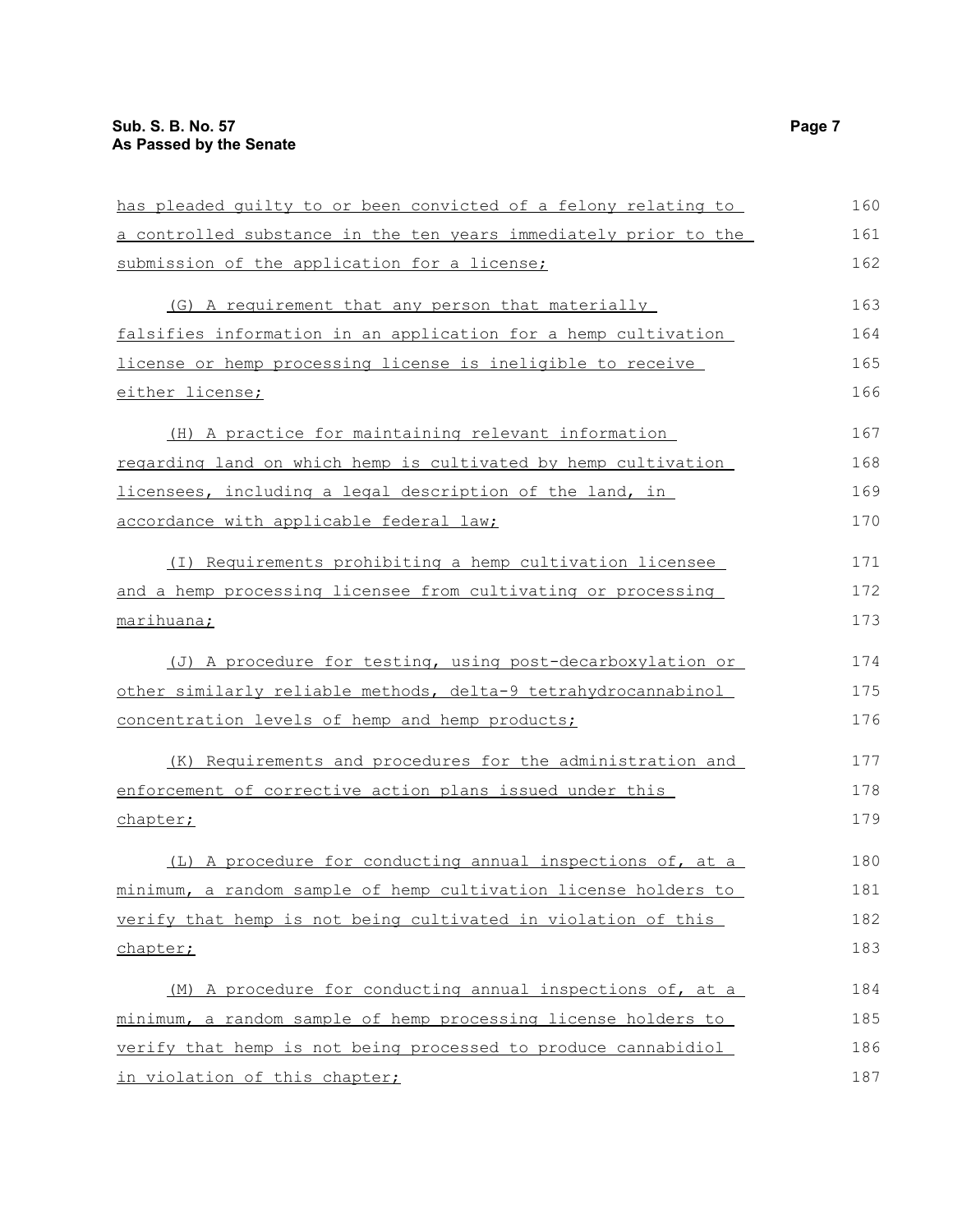has pleaded guilty to or been convicted of a felony relating to a controlled substance in the ten years immediately prior to the submission of the application for a license;

(G) A requirement that any person that materially falsifies information in an application for a hemp cultivation license or hemp processing license is ineligible to receive either license;

(H) A practice for maintaining relevant information regarding land on which hemp is cultivated by hemp cultivation licensees, including a legal description of the land, in accordance with applicable federal law;

(I) Requirements prohibiting a hemp cultivation licensee and a hemp processing licensee from cultivating or processing marihuana;

(J) A procedure for testing, using post-decarboxylation or other similarly reliable methods, delta-9 tetrahydrocannabinol concentration levels of hemp and hemp products;

(K) Requirements and procedures for the administration and enforcement of corrective action plans issued under this chapter;

(L) A procedure for conducting annual inspections of, at a minimum, a random sample of hemp cultivation license holders to verify that hemp is not being cultivated in violation of this chapter;

(M) A procedure for conducting annual inspections of, at a minimum, a random sample of hemp processing license holders to verify that hemp is not being processed to produce cannabidiol in violation of this chapter;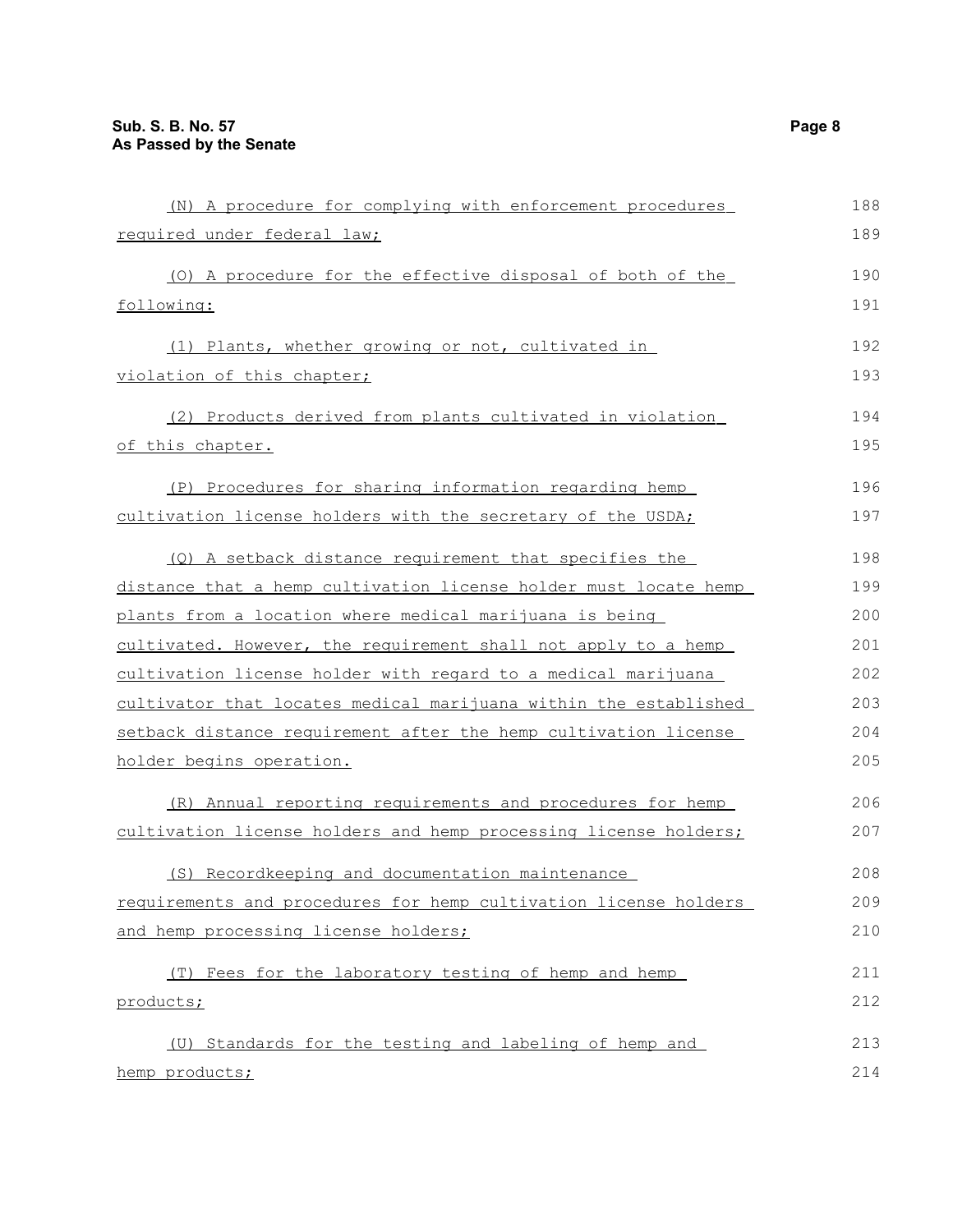(N) A procedure for complying with enforcement procedures required under federal law;

(O) A procedure for the effective disposal of both of the following:

(1) Plants, whether growing or not, cultivated in violation of this chapter;

(2) Products derived from plants cultivated in violation of this chapter.

(P) Procedures for sharing information regarding hemp cultivation license holders with the secretary of the USDA;

(Q) A setback distance requirement that specifies the distance that a hemp cultivation license holder must locate hemp plants from a location where medical marijuana is being cultivated. However, the requirement shall not apply to a hemp cultivation license holder with regard to a medical marijuana cultivator that locates medical marijuana within the established setback distance requirement after the hemp cultivation license holder begins operation.

(R) Annual reporting requirements and procedures for hemp cultivation license holders and hemp processing license holders;

(S) Recordkeeping and documentation maintenance requirements and procedures for hemp cultivation license holders and hemp processing license holders;

(T) Fees for the laboratory testing of hemp and hemp products;

(U) Standards for the testing and labeling of hemp and hemp products;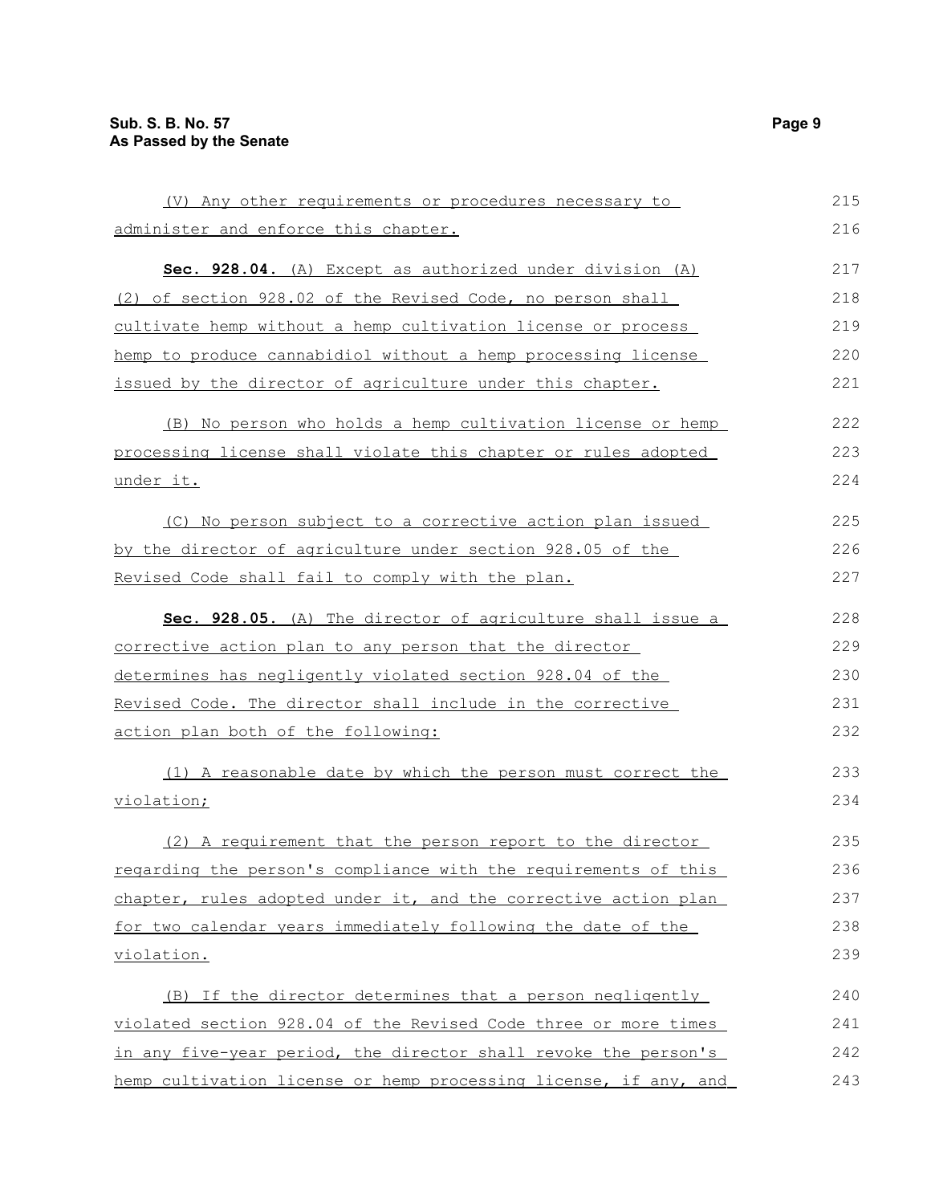(V) Any other requirements or procedures necessary to administer and enforce this chapter.

**Sec. 928.04.** (A) Except as authorized under division (A)(2) of section 928.02 of the Revised Code, no person shall cultivate hemp without a hemp cultivation license or process hemp to produce cannabidiol without a hemp processing license issued by the director of agriculture under this chapter.

(B) No person who holds a hemp cultivation license or hemp processing license shall violate this chapter or rules adopted under it.

(C) No person subject to a corrective action plan issued by the director of agriculture under section 928.05 of the Revised Code shall fail to comply with the plan.

**Sec. 928.05.** (A) The director of agriculture shall issue a corrective action plan to any person that the director determines has negligently violated section 928.04 of the Revised Code. The director shall include in the corrective action plan both of the following:

(1) A reasonable date by which the person must correct the violation;

(2) A requirement that the person report to the director regarding the person's compliance with the requirements of this chapter, rules adopted under it, and the corrective action plan for two calendar years immediately following the date of the violation.

(B) If the director determines that a person negligently violated section 928.04 of the Revised Code three or more times in any five-year period, the director shall revoke the person's hemp cultivation license or hemp processing license, if any, and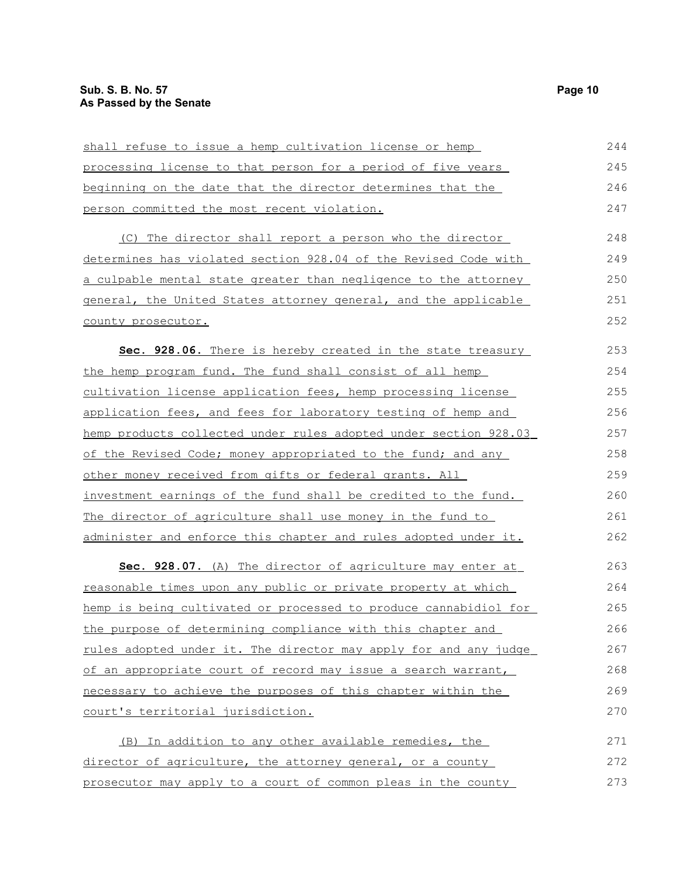shall refuse to issue a hemp cultivation license or hemp processing license to that person for a period of five years beginning on the date that the director determines that the person committed the most recent violation.

(C) The director shall report a person who the director determines has violated section 928.04 of the Revised Code with a culpable mental state greater than negligence to the attorney general, the United States attorney general, and the applicable county prosecutor.

**Sec. 928.06.** There is hereby created in the state treasury the hemp program fund. The fund shall consist of all hemp cultivation license application fees, hemp processing license application fees, and fees for laboratory testing of hemp and hemp products collected under rules adopted under section 928.03 of the Revised Code; money appropriated to the fund; and any other money received from gifts or federal grants. All investment earnings of the fund shall be credited to the fund. The director of agriculture shall use money in the fund to administer and enforce this chapter and rules adopted under it.

**Sec. 928.07.** (A) The director of agriculture may enter at reasonable times upon any public or private property at which hemp is being cultivated or processed to produce cannabidiol for the purpose of determining compliance with this chapter and rules adopted under it. The director may apply for and any judge of an appropriate court of record may issue a search warrant, necessary to achieve the purposes of this chapter within the court's territorial jurisdiction.

(B) In addition to any other available remedies, the director of agriculture, the attorney general, or a county prosecutor may apply to a court of common pleas in the county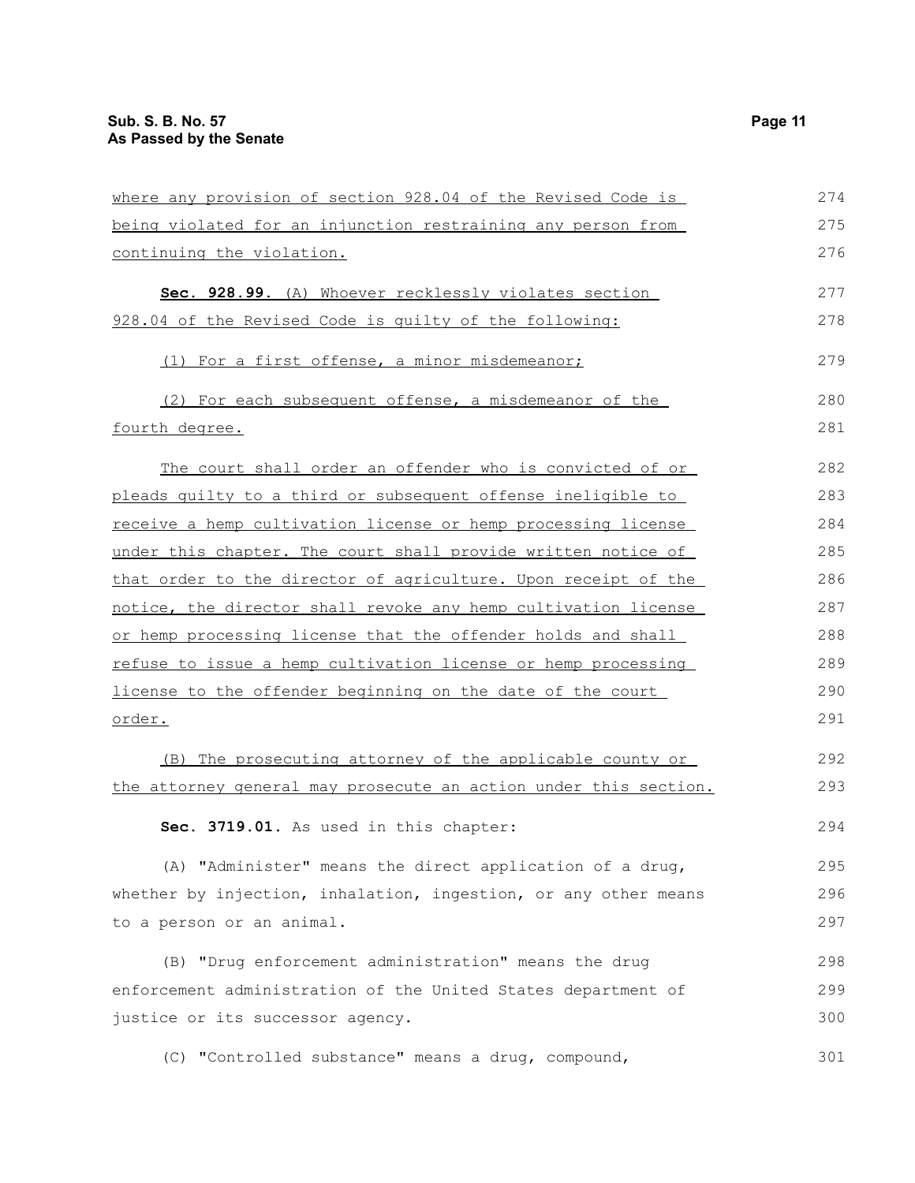where any provision of section 928.04 of the Revised Code is being violated for an injunction restraining any person from continuing the violation.

**Sec. 928.99.** (A) Whoever recklessly violates section 928.04 of the Revised Code is guilty of the following:

(1) For a first offense, a minor misdemeanor;

(2) For each subsequent offense, a misdemeanor of the fourth degree.

The court shall order an offender who is convicted of or pleads guilty to a third or subsequent offense ineligible to receive a hemp cultivation license or hemp processing license under this chapter. The court shall provide written notice of that order to the director of agriculture. Upon receipt of the notice, the director shall revoke any hemp cultivation license or hemp processing license that the offender holds and shall refuse to issue a hemp cultivation license or hemp processing license to the offender beginning on the date of the court order.

(B) The prosecuting attorney of the applicable county or the attorney general may prosecute an action under this section.

**Sec. 3719.01.** As used in this chapter:

(A) "Administer" means the direct application of a drug, whether by injection, inhalation, ingestion, or any other means to a person or an animal.

(B) "Drug enforcement administration" means the drug enforcement administration of the United States department of justice or its successor agency.

(C) "Controlled substance" means a drug, compound,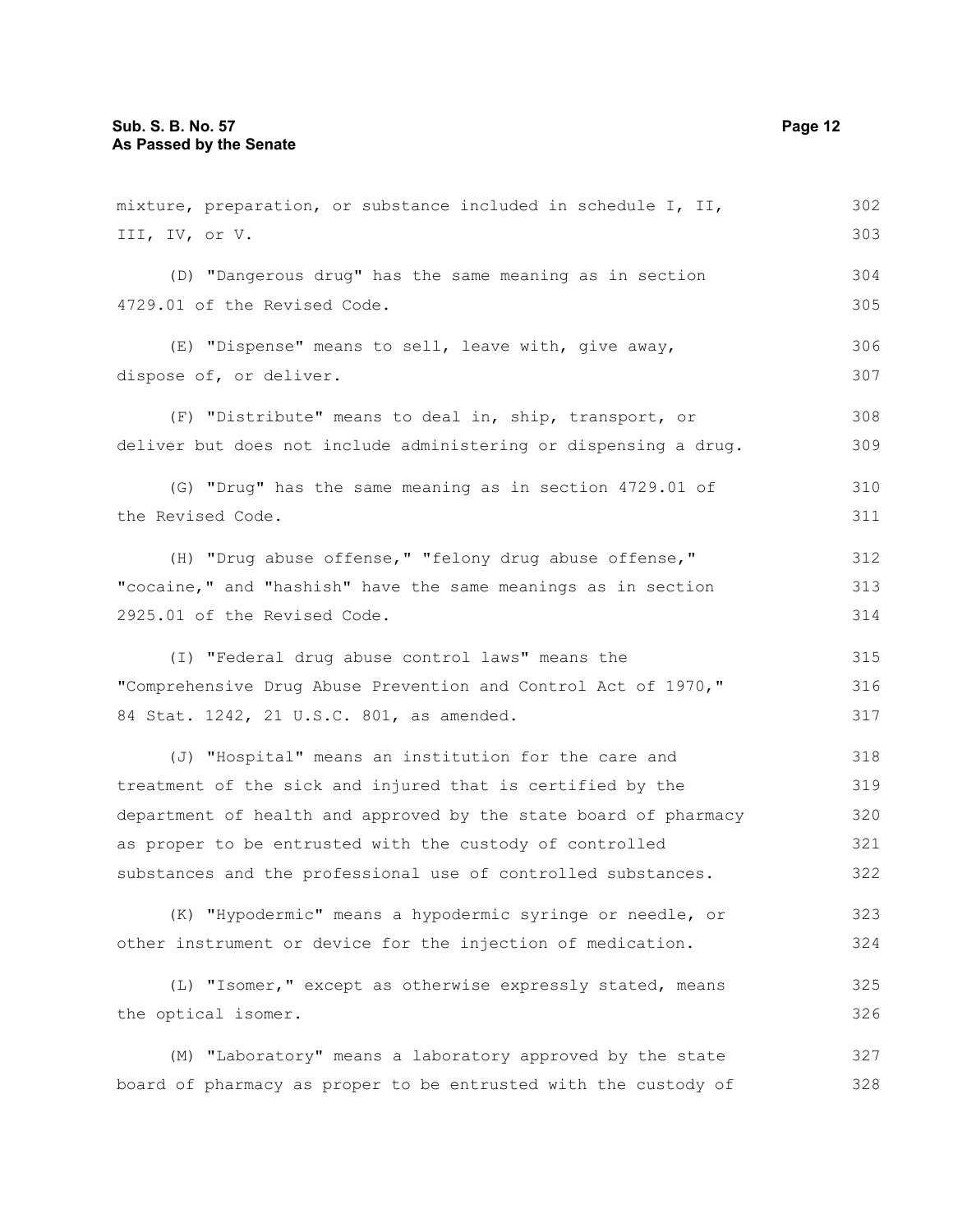mixture, preparation, or substance included in schedule I, II, III, IV, or V.

(D) "Dangerous drug" has the same meaning as in section 4729.01 of the Revised Code.

(E) "Dispense" means to sell, leave with, give away, dispose of, or deliver.

(F) "Distribute" means to deal in, ship, transport, or deliver but does not include administering or dispensing a drug.

(G) "Drug" has the same meaning as in section 4729.01 of the Revised Code.

(H) "Drug abuse offense," "felony drug abuse offense," "cocaine," and "hashish" have the same meanings as in section 2925.01 of the Revised Code.

(I) "Federal drug abuse control laws" means the "Comprehensive Drug Abuse Prevention and Control Act of 1970," 84 Stat. 1242, 21 U.S.C. 801, as amended.

(J) "Hospital" means an institution for the care and treatment of the sick and injured that is certified by the department of health and approved by the state board of pharmacy as proper to be entrusted with the custody of controlled substances and the professional use of controlled substances.

(K) "Hypodermic" means a hypodermic syringe or needle, or other instrument or device for the injection of medication.

(L) "Isomer," except as otherwise expressly stated, means the optical isomer.

(M) "Laboratory" means a laboratory approved by the state board of pharmacy as proper to be entrusted with the custody of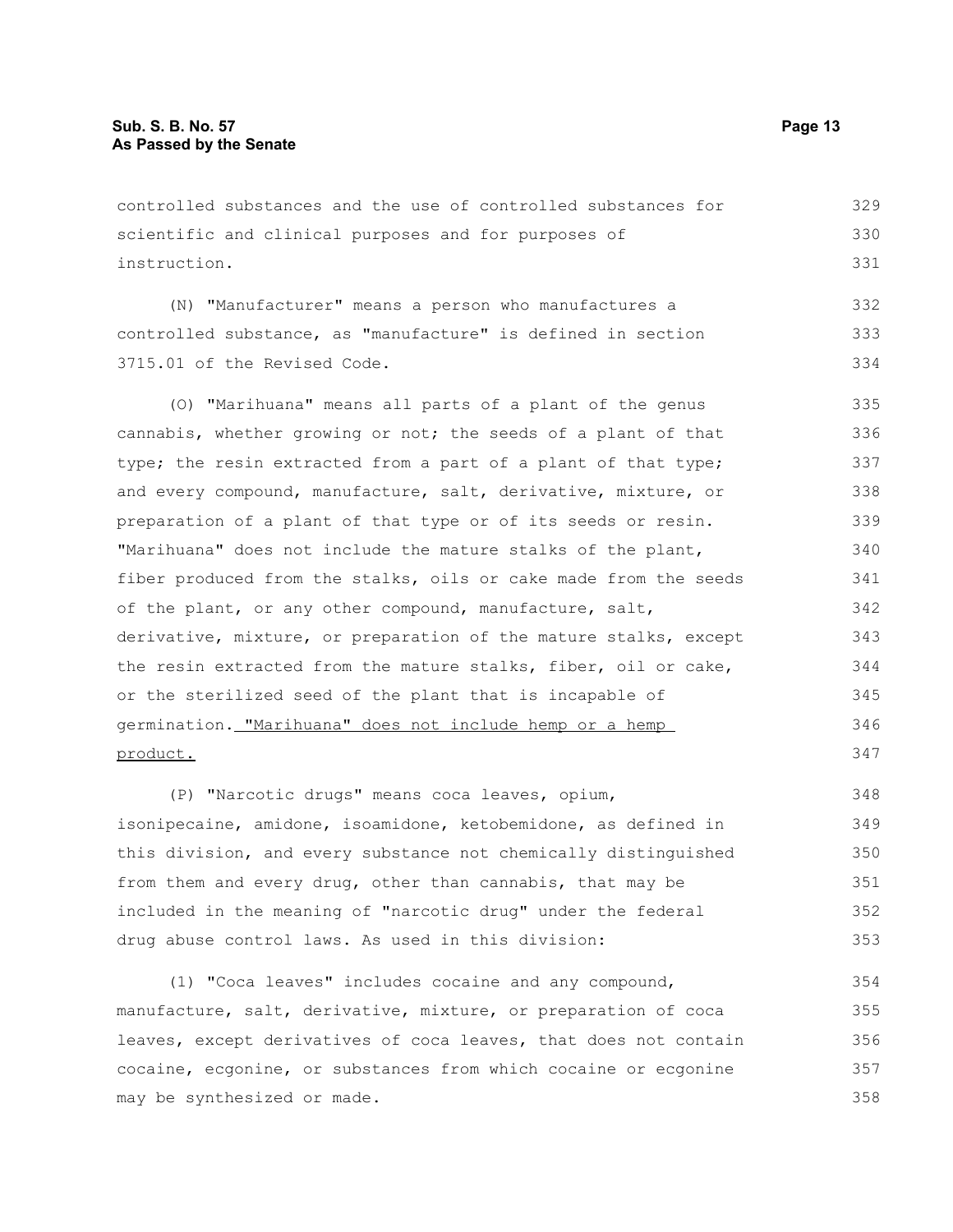controlled substances and the use of controlled substances for scientific and clinical purposes and for purposes of instruction.

(N) "Manufacturer" means a person who manufactures a controlled substance, as "manufacture" is defined in section 3715.01 of the Revised Code.

(O) "Marihuana" means all parts of a plant of the genus cannabis, whether growing or not; the seeds of a plant of that type; the resin extracted from a part of a plant of that type; and every compound, manufacture, salt, derivative, mixture, or preparation of a plant of that type or of its seeds or resin. "Marihuana" does not include the mature stalks of the plant, fiber produced from the stalks, oils or cake made from the seeds of the plant, or any other compound, manufacture, salt, derivative, mixture, or preparation of the mature stalks, except the resin extracted from the mature stalks, fiber, oil or cake, or the sterilized seed of the plant that is incapable of germination. "Marihuana" does not include hemp or a hemp product.

(P) "Narcotic drugs" means coca leaves, opium, isonipecaine, amidone, isoamidone, ketobemidone, as defined in this division, and every substance not chemically distinguished from them and every drug, other than cannabis, that may be included in the meaning of "narcotic drug" under the federal drug abuse control laws. As used in this division:

(1) "Coca leaves" includes cocaine and any compound, manufacture, salt, derivative, mixture, or preparation of coca leaves, except derivatives of coca leaves, that does not contain cocaine, ecgonine, or substances from which cocaine or ecgonine may be synthesized or made.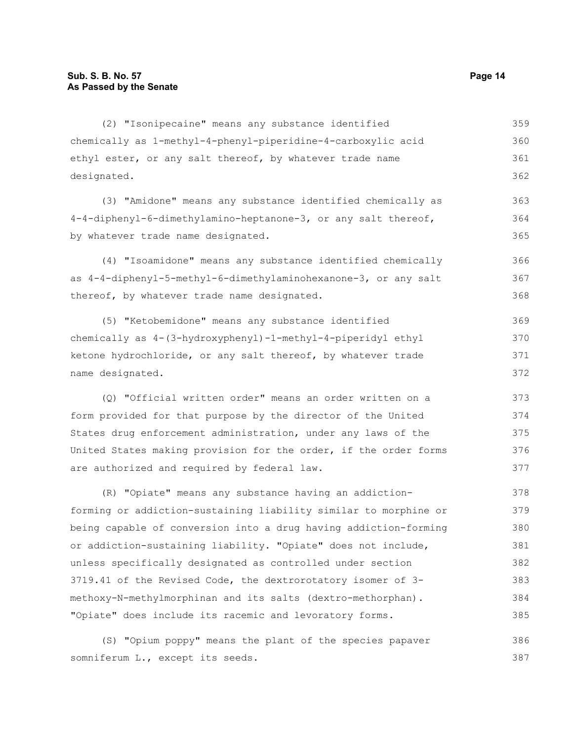(2) "Isonipecaine" means any substance identified chemically as 1-methyl-4-phenyl-piperidine-4-carboxylic acid ethyl ester, or any salt thereof, by whatever trade name designated.

(3) "Amidone" means any substance identified chemically as 4-4-diphenyl-6-dimethylamino-heptanone-3, or any salt thereof, by whatever trade name designated.

(4) "Isoamidone" means any substance identified chemically as 4-4-diphenyl-5-methyl-6-dimethylaminohexanone-3, or any salt thereof, by whatever trade name designated.

(5) "Ketobemidone" means any substance identified chemically as 4-(3-hydroxyphenyl)-1-methyl-4-piperidyl ethyl ketone hydrochloride, or any salt thereof, by whatever trade name designated.

(Q) "Official written order" means an order written on a form provided for that purpose by the director of the United States drug enforcement administration, under any laws of the United States making provision for the order, if the order forms are authorized and required by federal law.

(R) "Opiate" means any substance having an addiction-forming or addiction-sustaining liability similar to morphine or being capable of conversion into a drug having addiction-forming or addiction-sustaining liability. "Opiate" does not include, unless specifically designated as controlled under section 3719.41 of the Revised Code, the dextrorotatory isomer of 3-methoxy-N-methylmorphinan and its salts (dextro-methorphan). "Opiate" does include its racemic and levoratory forms.

(S) "Opium poppy" means the plant of the species papaver somniferum L., except its seeds.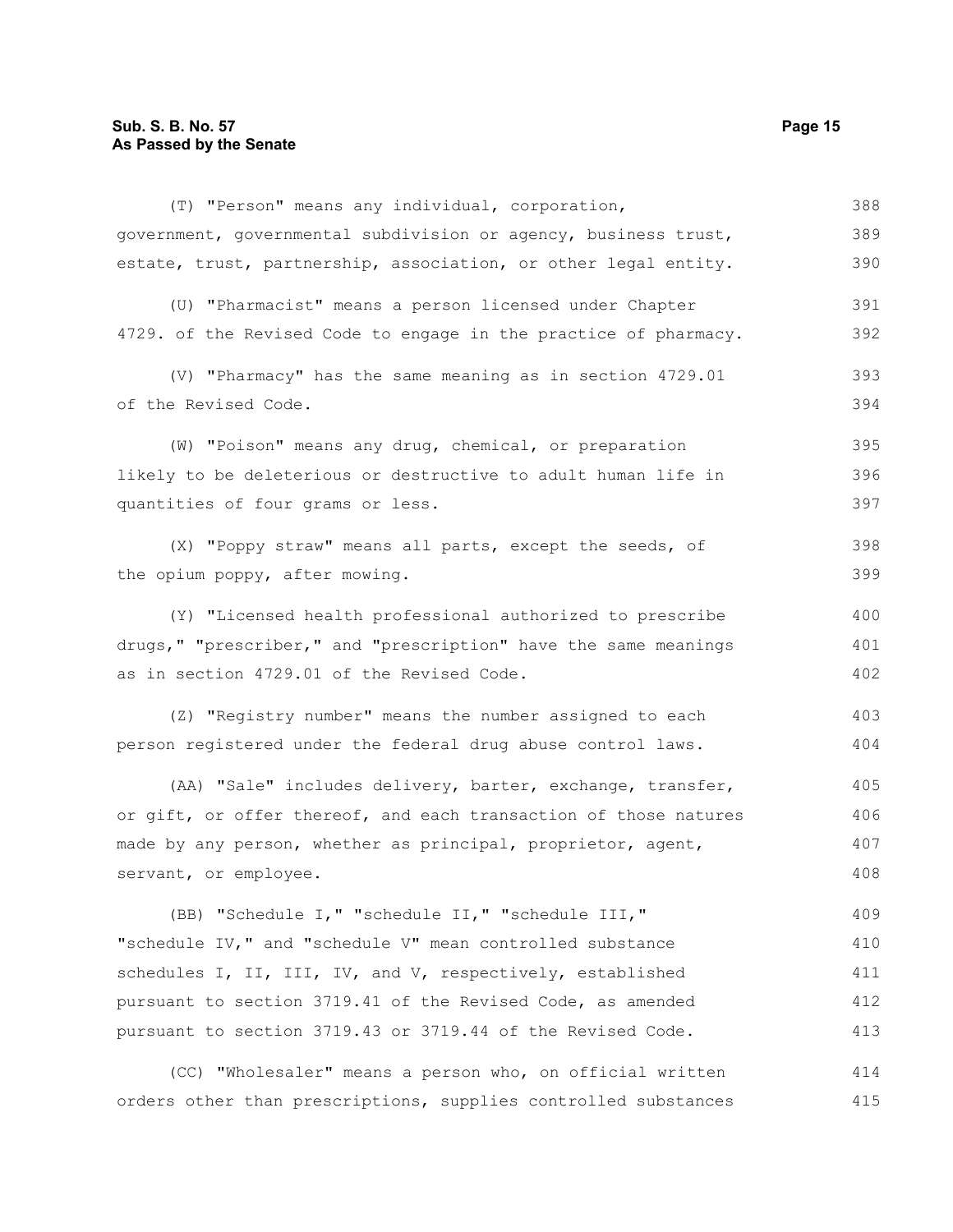(T) "Person" means any individual, corporation, government, governmental subdivision or agency, business trust, estate, trust, partnership, association, or other legal entity.

(U) "Pharmacist" means a person licensed under Chapter 4729. of the Revised Code to engage in the practice of pharmacy.

(V) "Pharmacy" has the same meaning as in section 4729.01 of the Revised Code.

(W) "Poison" means any drug, chemical, or preparation likely to be deleterious or destructive to adult human life in quantities of four grams or less.

(X) "Poppy straw" means all parts, except the seeds, of the opium poppy, after mowing.

(Y) "Licensed health professional authorized to prescribe drugs," "prescriber," and "prescription" have the same meanings as in section 4729.01 of the Revised Code.

(Z) "Registry number" means the number assigned to each person registered under the federal drug abuse control laws.

(AA) "Sale" includes delivery, barter, exchange, transfer, or gift, or offer thereof, and each transaction of those natures made by any person, whether as principal, proprietor, agent, servant, or employee.

(BB) "Schedule I," "schedule II," "schedule III," "schedule IV," and "schedule V" mean controlled substance schedules I, II, III, IV, and V, respectively, established pursuant to section 3719.41 of the Revised Code, as amended pursuant to section 3719.43 or 3719.44 of the Revised Code.

(CC) "Wholesaler" means a person who, on official written orders other than prescriptions, supplies controlled substances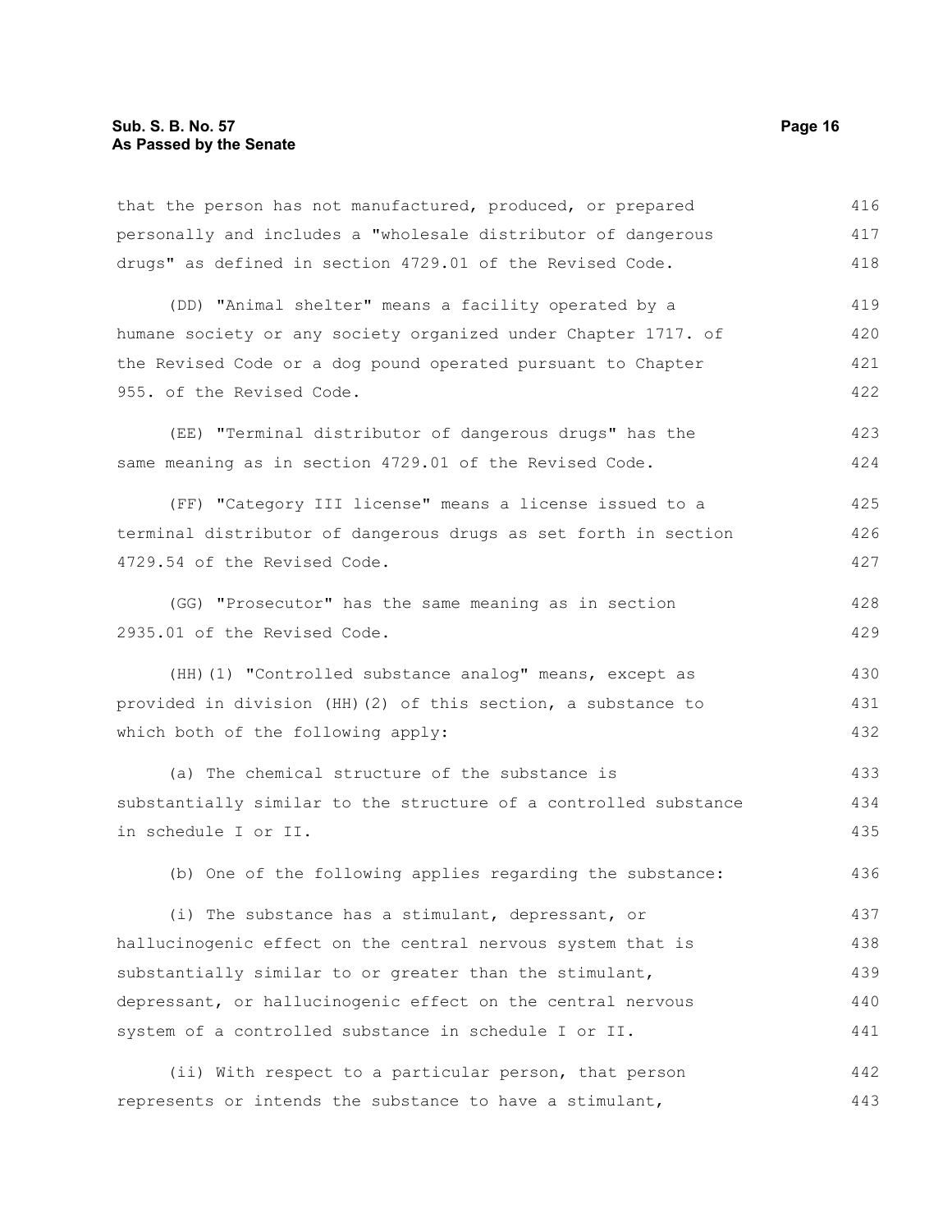that the person has not manufactured, produced, or prepared personally and includes a "wholesale distributor of dangerous drugs" as defined in section 4729.01 of the Revised Code.

(DD) "Animal shelter" means a facility operated by a humane society or any society organized under Chapter 1717. of the Revised Code or a dog pound operated pursuant to Chapter 955. of the Revised Code.

(EE) "Terminal distributor of dangerous drugs" has the same meaning as in section 4729.01 of the Revised Code.

(FF) "Category III license" means a license issued to a terminal distributor of dangerous drugs as set forth in section 4729.54 of the Revised Code.

(GG) "Prosecutor" has the same meaning as in section 2935.01 of the Revised Code.

(HH)(1) "Controlled substance analog" means, except as provided in division (HH)(2) of this section, a substance to which both of the following apply:

(a) The chemical structure of the substance is substantially similar to the structure of a controlled substance in schedule I or II.

(b) One of the following applies regarding the substance:

(i) The substance has a stimulant, depressant, or hallucinogenic effect on the central nervous system that is substantially similar to or greater than the stimulant, depressant, or hallucinogenic effect on the central nervous system of a controlled substance in schedule I or II.

(ii) With respect to a particular person, that person represents or intends the substance to have a stimulant,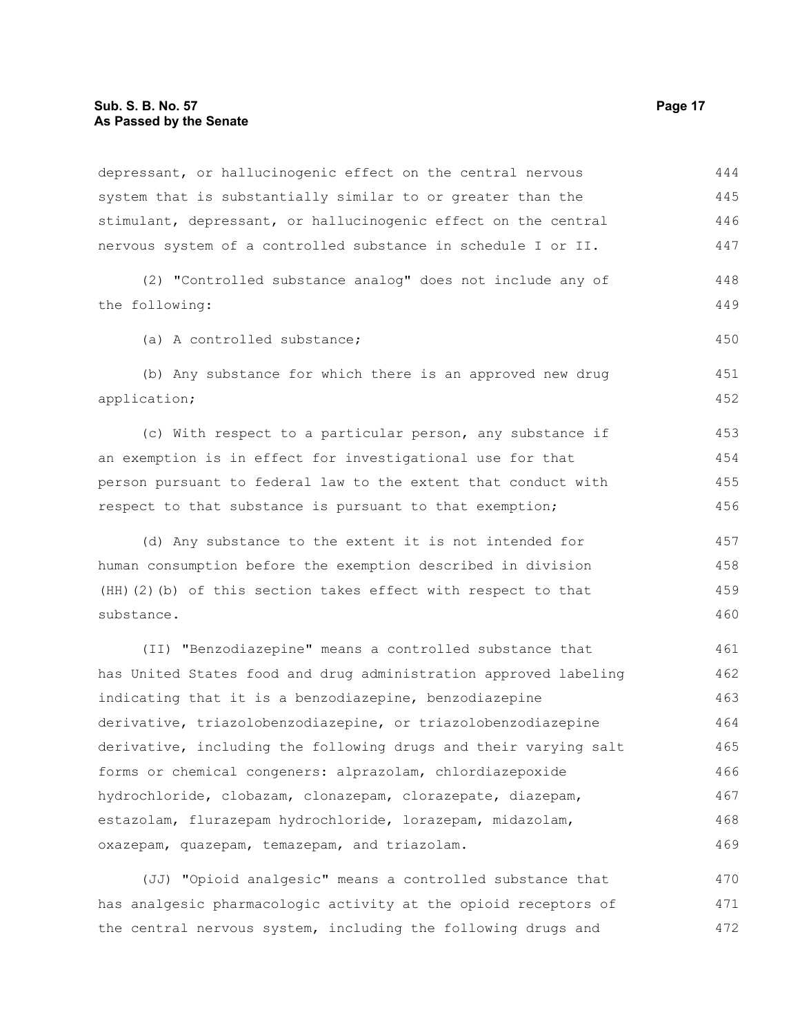depressant, or hallucinogenic effect on the central nervous system that is substantially similar to or greater than the stimulant, depressant, or hallucinogenic effect on the central nervous system of a controlled substance in schedule I or II.

(2) "Controlled substance analog" does not include any of the following:

(a) A controlled substance;

(b) Any substance for which there is an approved new drug application;

(c) With respect to a particular person, any substance if an exemption is in effect for investigational use for that person pursuant to federal law to the extent that conduct with respect to that substance is pursuant to that exemption;

(d) Any substance to the extent it is not intended for human consumption before the exemption described in division (HH)(2)(b) of this section takes effect with respect to that substance.

(II) "Benzodiazepine" means a controlled substance that has United States food and drug administration approved labeling indicating that it is a benzodiazepine, benzodiazepine derivative, triazolobenzodiazepine, or triazolobenzodiazepine derivative, including the following drugs and their varying salt forms or chemical congeners: alprazolam, chlordiazepoxide hydrochloride, clobazam, clonazepam, clorazepate, diazepam, estazolam, flurazepam hydrochloride, lorazepam, midazolam, oxazepam, quazepam, temazepam, and triazolam.

(JJ) "Opioid analgesic" means a controlled substance that has analgesic pharmacologic activity at the opioid receptors of the central nervous system, including the following drugs and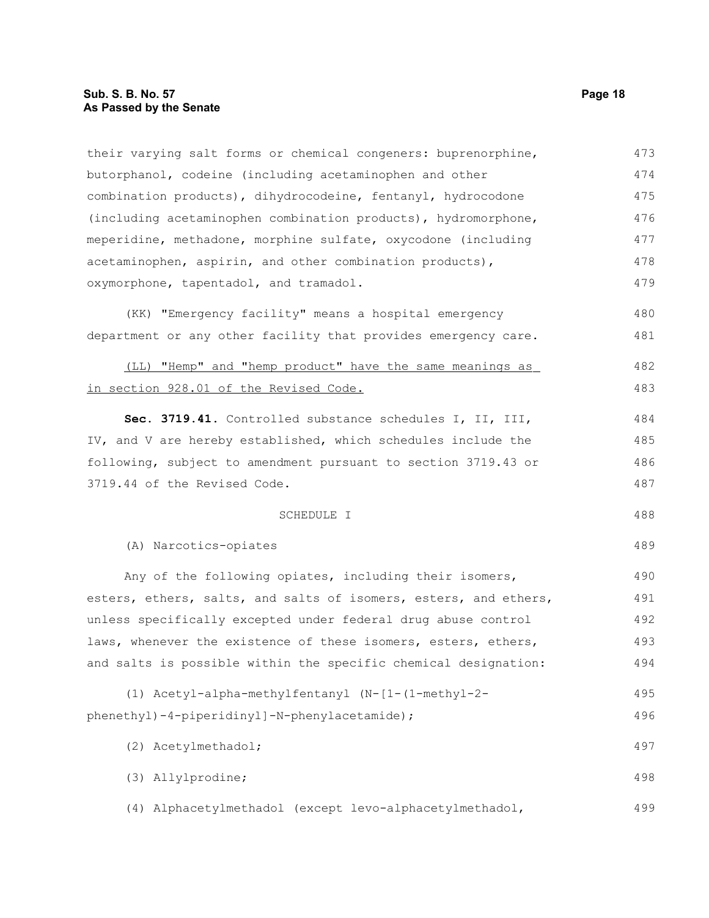their varying salt forms or chemical congeners: buprenorphine, butorphanol, codeine (including acetaminophen and other combination products), dihydrocodeine, fentanyl, hydrocodone (including acetaminophen combination products), hydromorphone, meperidine, methadone, morphine sulfate, oxycodone (including acetaminophen, aspirin, and other combination products), oxymorphone, tapentadol, and tramadol.

(KK) "Emergency facility" means a hospital emergency department or any other facility that provides emergency care.

(LL) "Hemp" and "hemp product" have the same meanings as in section 928.01 of the Revised Code.

**Sec. 3719.41.** Controlled substance schedules I, II, III, IV, and V are hereby established, which schedules include the following, subject to amendment pursuant to section 3719.43 or 3719.44 of the Revised Code.

SCHEDULE I

(A) Narcotics-opiates

Any of the following opiates, including their isomers, esters, ethers, salts, and salts of isomers, esters, and ethers, unless specifically excepted under federal drug abuse control laws, whenever the existence of these isomers, esters, ethers, and salts is possible within the specific chemical designation:

(1) Acetyl-alpha-methylfentanyl (N-[1-(1-methyl-2-phenethyl)-4-piperidinyl]-N-phenylacetamide);

(2) Acetylmethadol;

(3) Allylprodine;

(4) Alphacetylmethadol (except levo-alphacetylmethadol,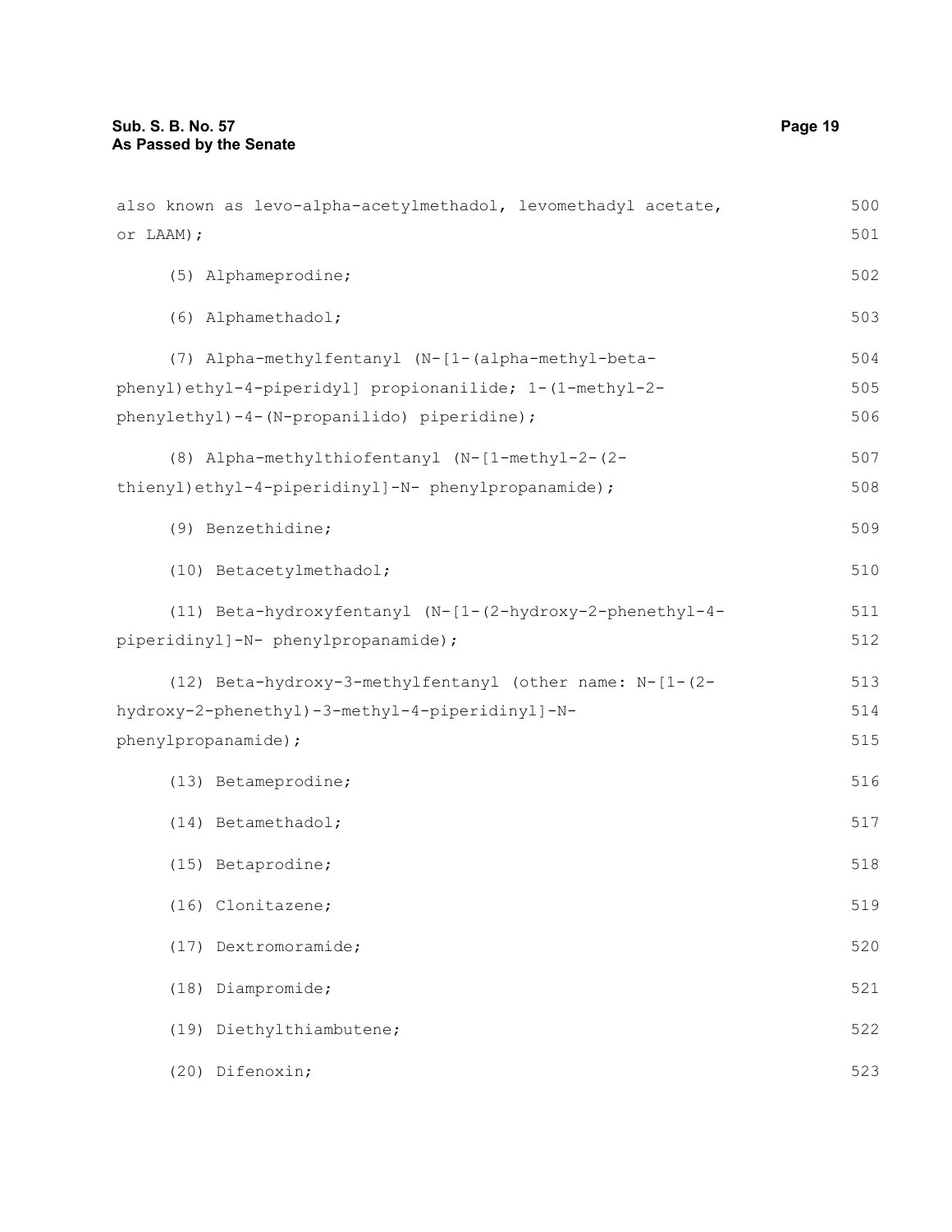also known as levo-alpha-acetylmethadol, levomethadyl acetate, or LAAM);

(5) Alphameprodine;

(6) Alphamethadol;

(7) Alpha-methylfentanyl (N-[1-(alpha-methyl-beta-phenyl)ethyl-4-piperidyl] propionanilide; 1-(1-methyl-2-phenylethyl)-4-(N-propanilido) piperidine);

(8) Alpha-methylthiofentanyl (N-[1-methyl-2-(2-thienyl)ethyl-4-piperidinyl]-N- phenylpropanamide);

(9) Benzethidine;

(10) Betacetylmethadol;

(11) Beta-hydroxyfentanyl (N-[1-(2-hydroxy-2-phenethyl-4-piperidinyl]-N- phenylpropanamide);

(12) Beta-hydroxy-3-methylfentanyl (other name: N-[1-(2-hydroxy-2-phenethyl)-3-methyl-4-piperidinyl]-N-phenylpropanamide);

(13) Betameprodine;

(14) Betamethadol;

(15) Betaprodine;

(16) Clonitazene;

(17) Dextromoramide;

(18) Diampromide;

(19) Diethylthiambutene;

(20) Difenoxin;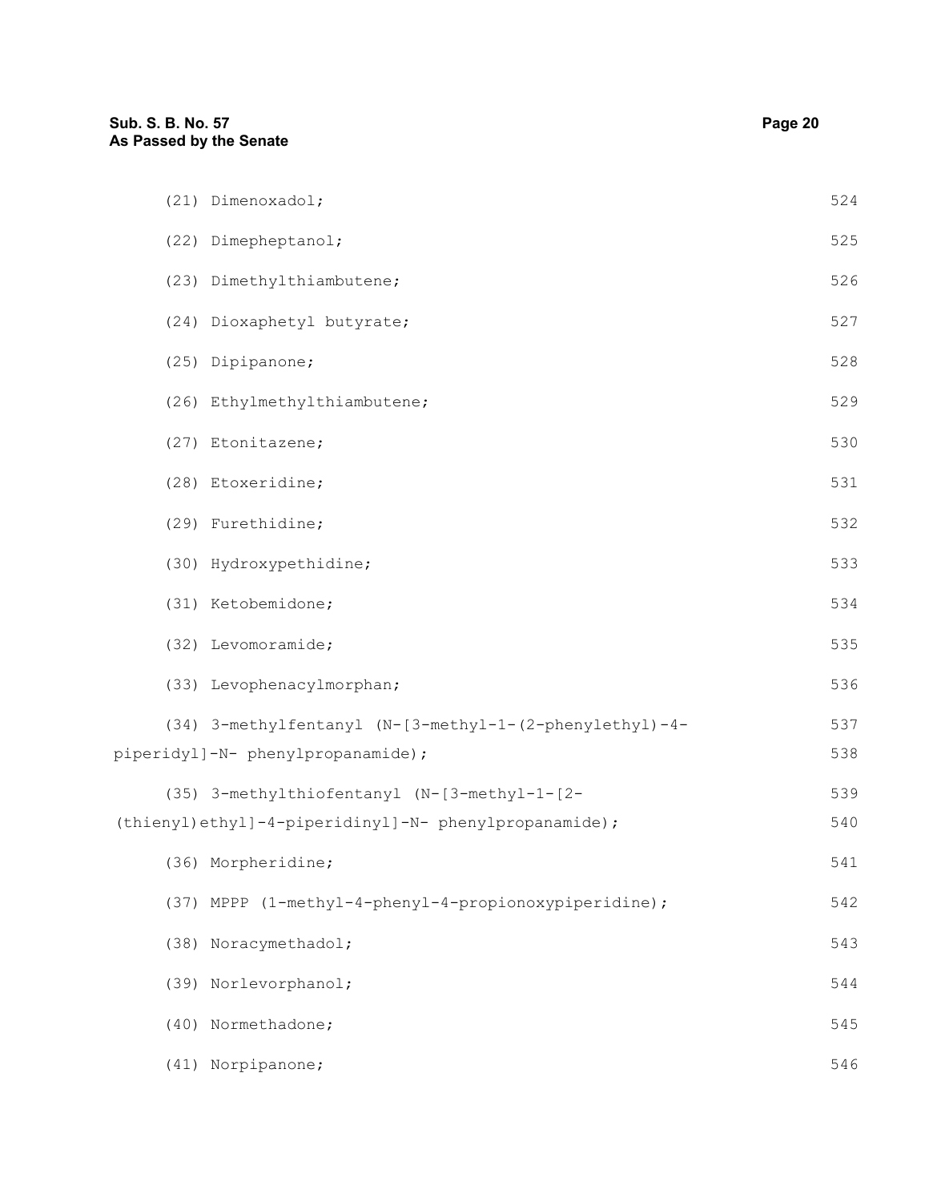(21) Dimenoxadol;

(22) Dimepheptanol;

(23) Dimethylthiambutene;

(24) Dioxaphetyl butyrate;

(25) Dipipanone;

(26) Ethylmethylthiambutene;

(27) Etonitazene;

(28) Etoxeridine;

(29) Furethidine;

(30) Hydroxypethidine;

(31) Ketobemidone;

(32) Levomoramide;

(33) Levophenacylmorphan;

(34) 3-methylfentanyl (N-[3-methyl-1-(2-phenylethyl)-4-piperidyl]-N- phenylpropanamide);

(35) 3-methylthiofentanyl (N-[3-methyl-1-[2-(thienyl)ethyl]-4-piperidinyl]-N- phenylpropanamide);

(36) Morpheridine;

(37) MPPP (1-methyl-4-phenyl-4-propionoxypiperidine);

(38) Noracymethadol;

(39) Norlevorphanol;

(40) Normethadone;

(41) Norpipanone;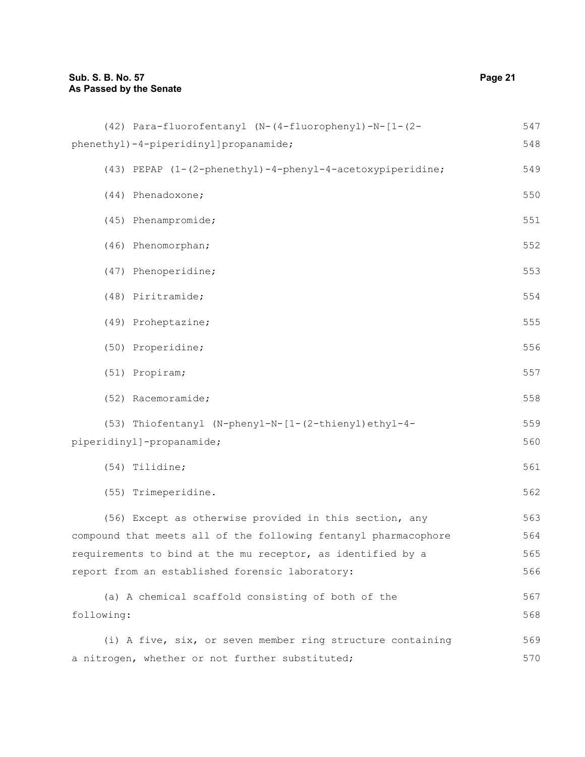(42) Para-fluorofentanyl (N-(4-fluorophenyl)-N-[1-(2-phenethyl)-4-piperidinyl]propanamide;

(43) PEPAP (1-(2-phenethyl)-4-phenyl-4-acetoxypiperidine;

(44) Phenadoxone;

(45) Phenampromide;

(46) Phenomorphan;

(47) Phenoperidine;

(48) Piritramide;

(49) Proheptazine;

(50) Properidine;

(51) Propiram;

(52) Racemoramide;

(53) Thiofentanyl (N-phenyl-N-[1-(2-thienyl)ethyl-4-piperidinyl]-propanamide;

(54) Tilidine;

(55) Trimeperidine.

(56) Except as otherwise provided in this section, any compound that meets all of the following fentanyl pharmacophore requirements to bind at the mu receptor, as identified by a report from an established forensic laboratory:

(a) A chemical scaffold consisting of both of the following:

(i) A five, six, or seven member ring structure containing a nitrogen, whether or not further substituted;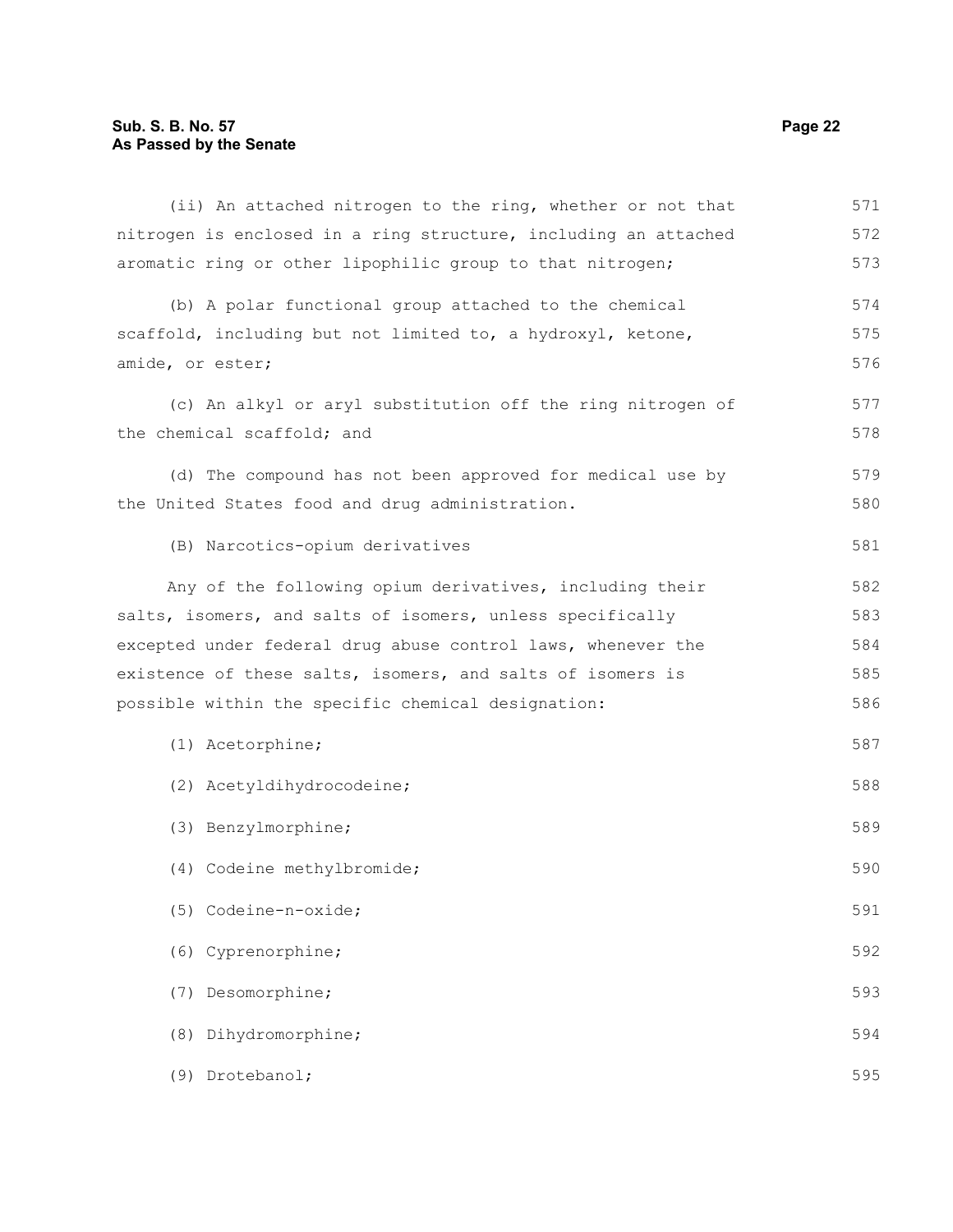(ii) An attached nitrogen to the ring, whether or not that nitrogen is enclosed in a ring structure, including an attached aromatic ring or other lipophilic group to that nitrogen;

(b) A polar functional group attached to the chemical scaffold, including but not limited to, a hydroxyl, ketone, amide, or ester;

(c) An alkyl or aryl substitution off the ring nitrogen of the chemical scaffold; and

(d) The compound has not been approved for medical use by the United States food and drug administration.

(B) Narcotics-opium derivatives

Any of the following opium derivatives, including their salts, isomers, and salts of isomers, unless specifically excepted under federal drug abuse control laws, whenever the existence of these salts, isomers, and salts of isomers is possible within the specific chemical designation:

(1) Acetorphine;

(2) Acetyldihydrocodeine;

(3) Benzylmorphine;

(4) Codeine methylbromide;

(5) Codeine-n-oxide;

(6) Cyprenorphine;

(7) Desomorphine;

(8) Dihydromorphine;

(9) Drotebanol;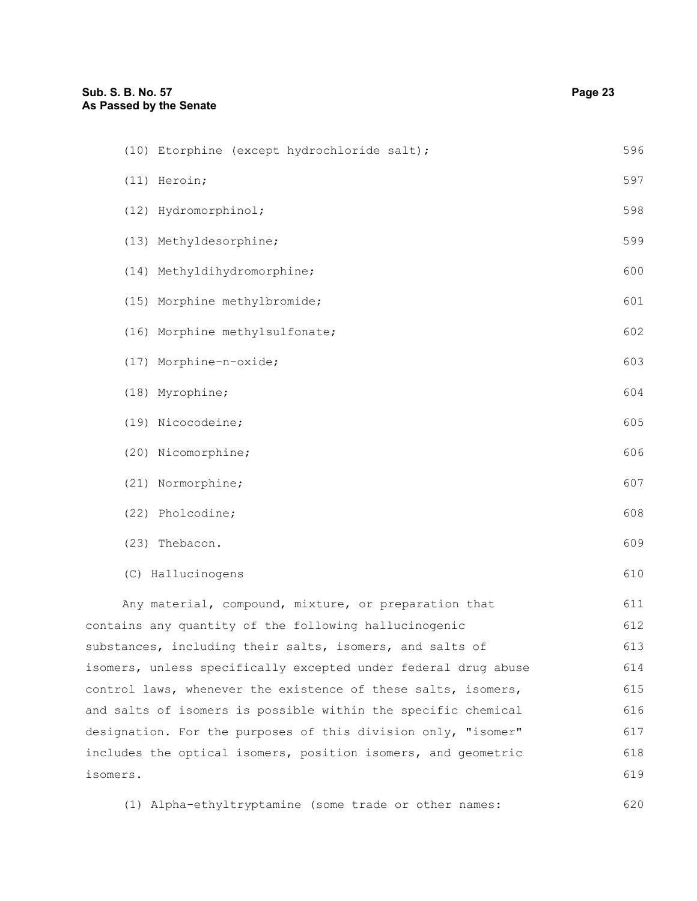(10) Etorphine (except hydrochloride salt);

(11) Heroin;

(12) Hydromorphinol;

(13) Methyldesorphine;

(14) Methyldihydromorphine;

(15) Morphine methylbromide;

(16) Morphine methylsulfonate;

(17) Morphine-n-oxide;

(18) Myrophine;

(19) Nicocodeine;

(20) Nicomorphine;

(21) Normorphine;

(22) Pholcodine;

(23) Thebacon.

(C) Hallucinogens

Any material, compound, mixture, or preparation that contains any quantity of the following hallucinogenic substances, including their salts, isomers, and salts of isomers, unless specifically excepted under federal drug abuse control laws, whenever the existence of these salts, isomers, and salts of isomers is possible within the specific chemical designation. For the purposes of this division only, "isomer" includes the optical isomers, position isomers, and geometric isomers.

(1) Alpha-ethyltryptamine (some trade or other names: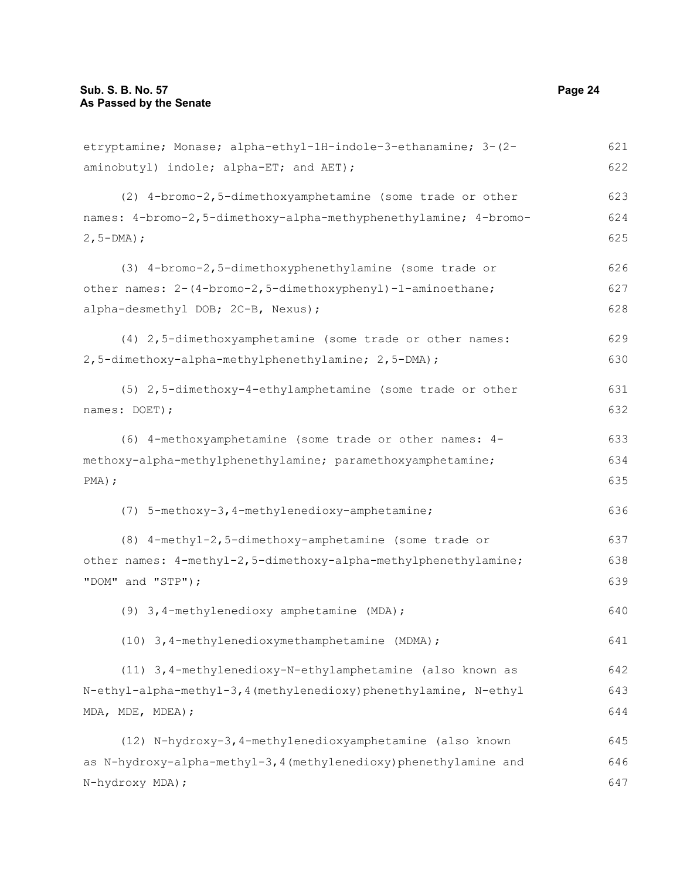etryptamine; Monase; alpha-ethyl-1H-indole-3-ethanamine; 3-(2-aminobutyl) indole; alpha-ET; and AET);

(2) 4-bromo-2,5-dimethoxyamphetamine (some trade or other names: 4-bromo-2,5-dimethoxy-alpha-methyphenethylamine; 4-bromo-2,5-DMA);

(3) 4-bromo-2,5-dimethoxyphenethylamine (some trade or other names: 2-(4-bromo-2,5-dimethoxyphenyl)-1-aminoethane; alpha-desmethyl DOB; 2C-B, Nexus);

(4) 2,5-dimethoxyamphetamine (some trade or other names: 2,5-dimethoxy-alpha-methylphenethylamine; 2,5-DMA);

(5) 2,5-dimethoxy-4-ethylamphetamine (some trade or other names: DOET);

(6) 4-methoxyamphetamine (some trade or other names: 4-methoxy-alpha-methylphenethylamine; paramethoxyamphetamine; PMA);

(7) 5-methoxy-3,4-methylenedioxy-amphetamine;

(8) 4-methyl-2,5-dimethoxy-amphetamine (some trade or other names: 4-methyl-2,5-dimethoxy-alpha-methylphenethylamine; "DOM" and "STP");

(9) 3,4-methylenedioxy amphetamine (MDA);

(10) 3,4-methylenedioxymethamphetamine (MDMA);

(11) 3,4-methylenedioxy-N-ethylamphetamine (also known as N-ethyl-alpha-methyl-3,4(methylenedioxy)phenethylamine, N-ethyl MDA, MDE, MDEA);

(12) N-hydroxy-3,4-methylenedioxyamphetamine (also known as N-hydroxy-alpha-methyl-3,4(methylenedioxy)phenethylamine and N-hydroxy MDA);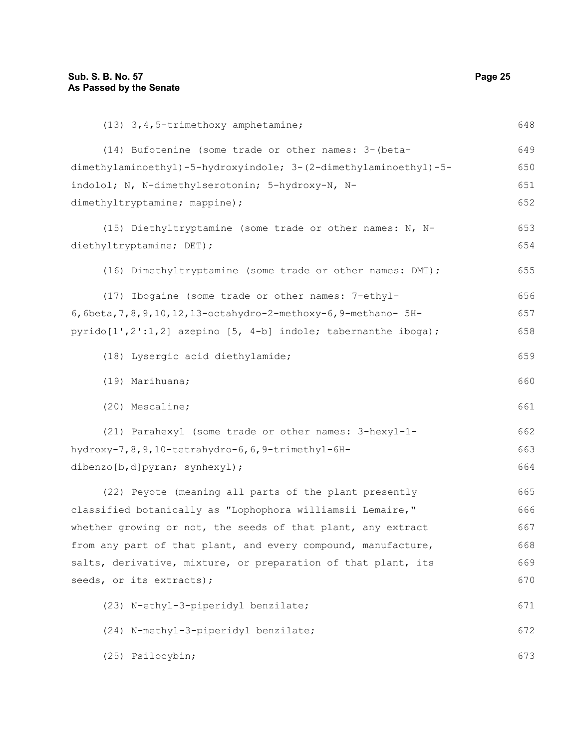(13) 3,4,5-trimethoxy amphetamine;

(14) Bufotenine (some trade or other names: 3-(beta-dimethylaminoethyl)-5-hydroxyindole; 3-(2-dimethylaminoethyl)-5-indolol; N, N-dimethylserotonin; 5-hydroxy-N, N-dimethyltryptamine; mappine);

(15) Diethyltryptamine (some trade or other names: N, N-diethyltryptamine; DET);

(16) Dimethyltryptamine (some trade or other names: DMT);

(17) Ibogaine (some trade or other names: 7-ethyl-6,6beta,7,8,9,10,12,13-octahydro-2-methoxy-6,9-methano- 5H-pyrido[1',2':1,2] azepino [5, 4-b] indole; tabernanthe iboga);

(18) Lysergic acid diethylamide;

(19) Marihuana;

(20) Mescaline;

(21) Parahexyl (some trade or other names: 3-hexyl-1-hydroxy-7,8,9,10-tetrahydro-6,6,9-trimethyl-6H-dibenzo[b,d]pyran; synhexyl);

(22) Peyote (meaning all parts of the plant presently classified botanically as "Lophophora williamsii Lemaire," whether growing or not, the seeds of that plant, any extract from any part of that plant, and every compound, manufacture, salts, derivative, mixture, or preparation of that plant, its seeds, or its extracts);

(23) N-ethyl-3-piperidyl benzilate;

(24) N-methyl-3-piperidyl benzilate;

(25) Psilocybin;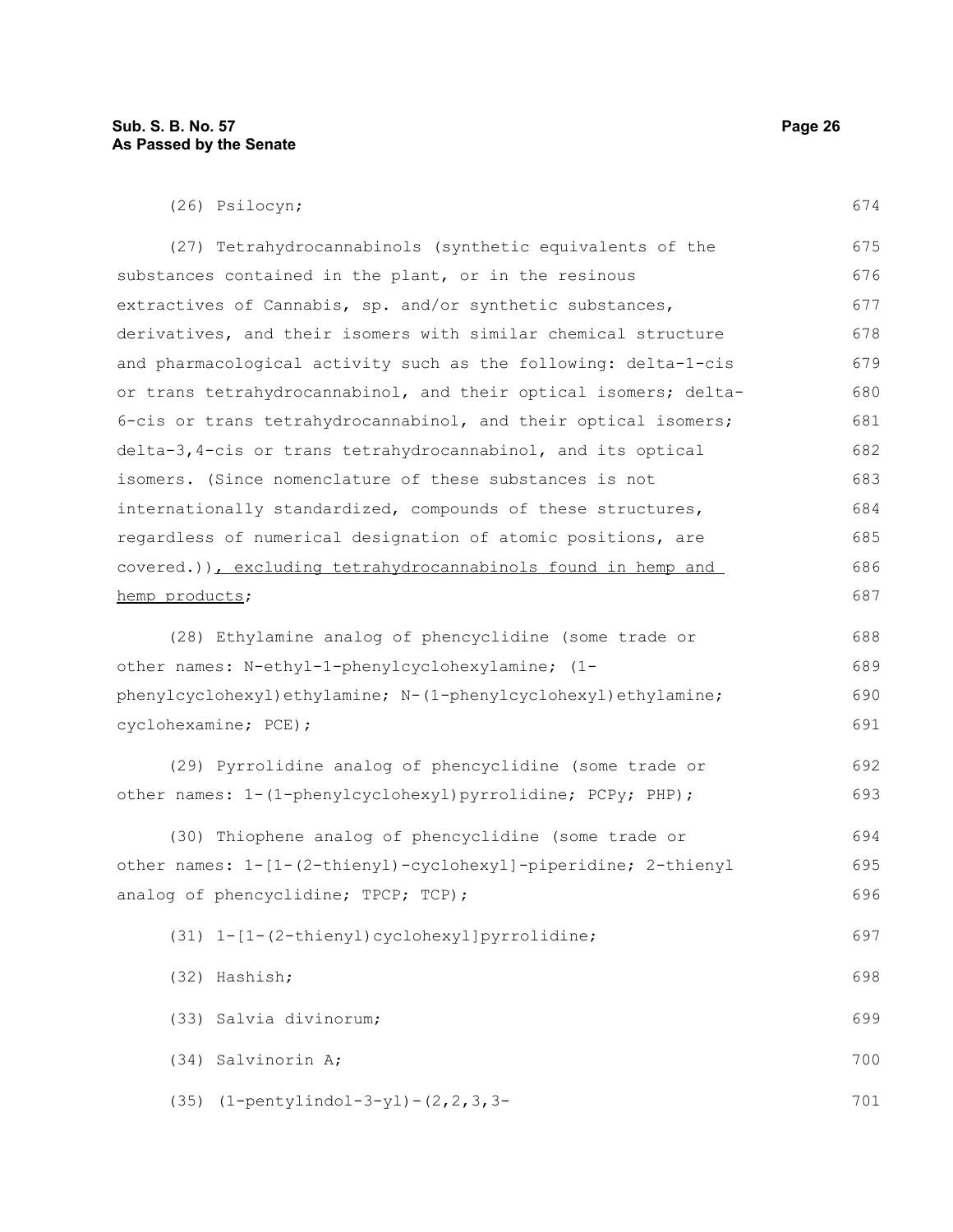(26) Psilocyn;

(27) Tetrahydrocannabinols (synthetic equivalents of the substances contained in the plant, or in the resinous extractives of Cannabis, sp. and/or synthetic substances, derivatives, and their isomers with similar chemical structure and pharmacological activity such as the following: delta-1-cis or trans tetrahydrocannabinol, and their optical isomers; delta-6-cis or trans tetrahydrocannabinol, and their optical isomers; delta-3,4-cis or trans tetrahydrocannabinol, and its optical isomers. (Since nomenclature of these substances is not internationally standardized, compounds of these structures, regardless of numerical designation of atomic positions, are covered.)), excluding tetrahydrocannabinols found in hemp and hemp products;

(28) Ethylamine analog of phencyclidine (some trade or other names: N-ethyl-1-phenylcyclohexylamine; (1-phenylcyclohexyl)ethylamine; N-(1-phenylcyclohexyl)ethylamine; cyclohexamine; PCE);

(29) Pyrrolidine analog of phencyclidine (some trade or other names: 1-(1-phenylcyclohexyl)pyrrolidine; PCPy; PHP);

(30) Thiophene analog of phencyclidine (some trade or other names: 1-[1-(2-thienyl)-cyclohexyl]-piperidine; 2-thienyl analog of phencyclidine; TPCP; TCP);

(31) 1-[1-(2-thienyl)cyclohexyl]pyrrolidine;

(32) Hashish;

(33) Salvia divinorum;

(34) Salvinorin A;

(35) (1-pentylindol-3-yl)-(2,2,3,3-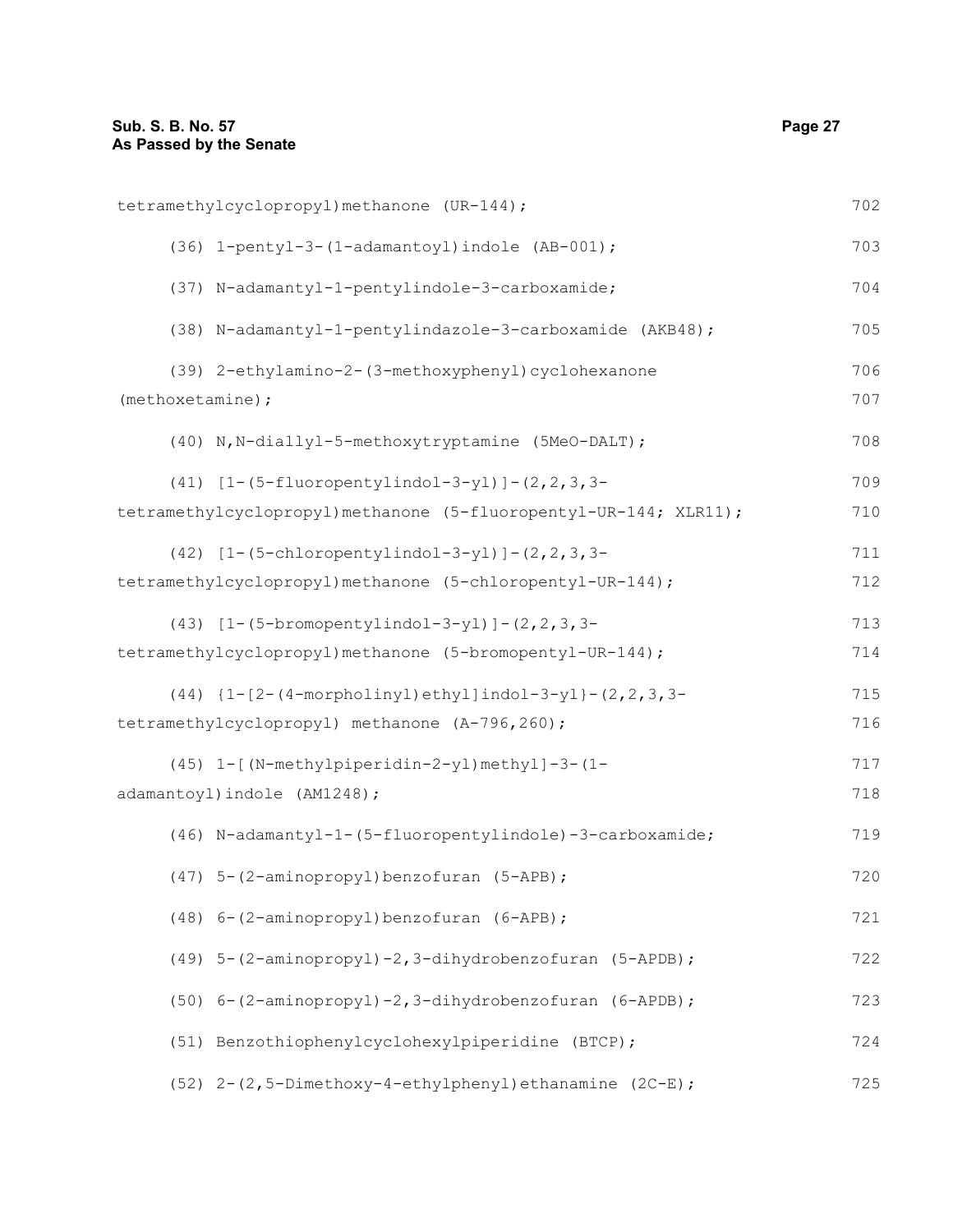tetramethylcyclopropyl)methanone (UR-144);

(36) 1-pentyl-3-(1-adamantoyl)indole (AB-001);

(37) N-adamantyl-1-pentylindole-3-carboxamide;

(38) N-adamantyl-1-pentylindazole-3-carboxamide (AKB48);

(39) 2-ethylamino-2-(3-methoxyphenyl)cyclohexanone (methoxetamine);

(40) N,N-diallyl-5-methoxytryptamine (5MeO-DALT);

(41) [1-(5-fluoropentylindol-3-yl)]-(2,2,3,3-tetramethylcyclopropyl)methanone (5-fluoropentyl-UR-144; XLR11);

(42) [1-(5-chloropentylindol-3-yl)]-(2,2,3,3-tetramethylcyclopropyl)methanone (5-chloropentyl-UR-144);

(43) [1-(5-bromopentylindol-3-yl)]-(2,2,3,3-tetramethylcyclopropyl)methanone (5-bromopentyl-UR-144);

(44) {1-[2-(4-morpholinyl)ethyl]indol-3-yl}-(2,2,3,3-tetramethylcyclopropyl) methanone (A-796,260);

(45) 1-[(N-methylpiperidin-2-yl)methyl]-3-(1-adamantoyl)indole (AM1248);

(46) N-adamantyl-1-(5-fluoropentylindole)-3-carboxamide;

(47) 5-(2-aminopropyl)benzofuran (5-APB);

(48) 6-(2-aminopropyl)benzofuran (6-APB);

(49) 5-(2-aminopropyl)-2,3-dihydrobenzofuran (5-APDB);

(50) 6-(2-aminopropyl)-2,3-dihydrobenzofuran (6-APDB);

(51) Benzothiophenylcyclohexylpiperidine (BTCP);

(52) 2-(2,5-Dimethoxy-4-ethylphenyl)ethanamine (2C-E);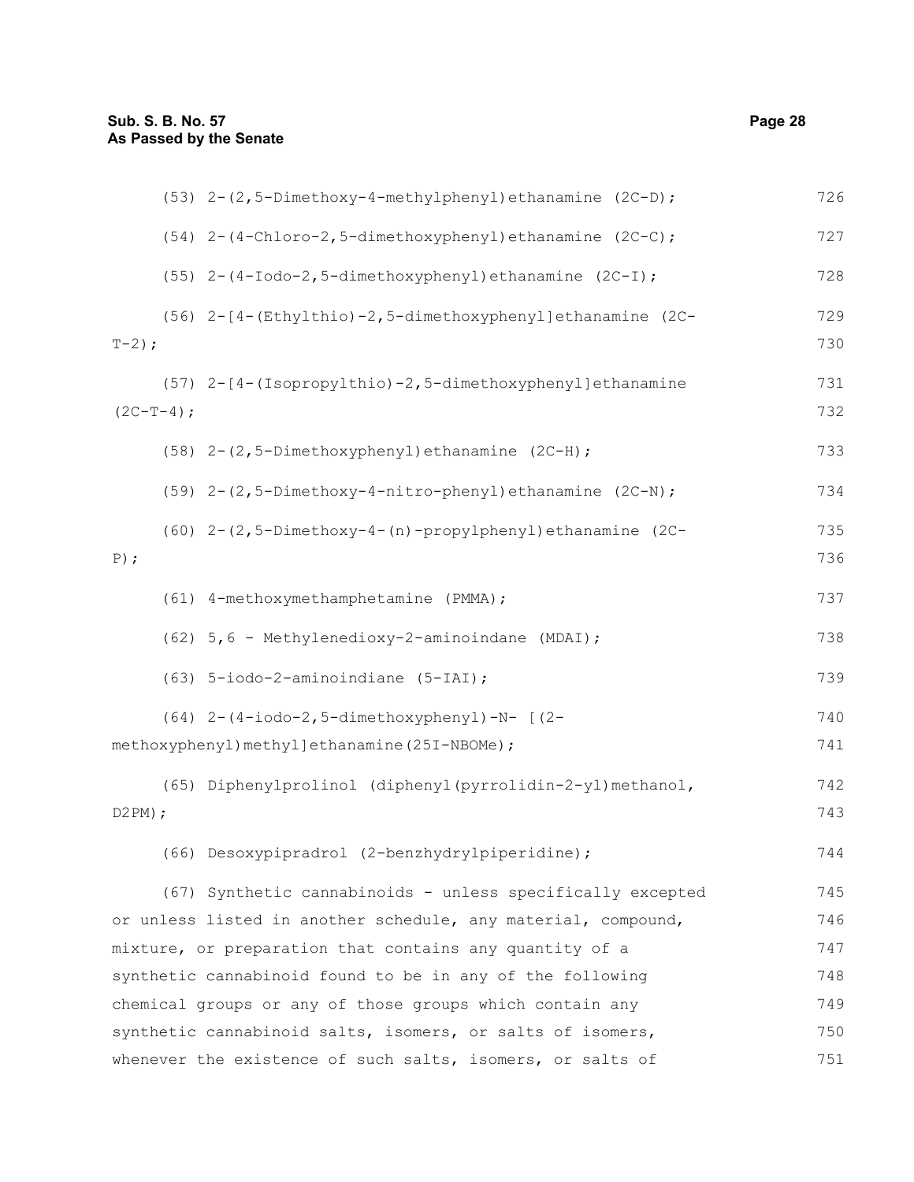(53) 2-(2,5-Dimethoxy-4-methylphenyl)ethanamine (2C-D);

(54) 2-(4-Chloro-2,5-dimethoxyphenyl)ethanamine (2C-C);

(55) 2-(4-Iodo-2,5-dimethoxyphenyl)ethanamine (2C-I);

(56) 2-[4-(Ethylthio)-2,5-dimethoxyphenyl]ethanamine (2C-T-2);

(57) 2-[4-(Isopropylthio)-2,5-dimethoxyphenyl]ethanamine (2C-T-4);

(58) 2-(2,5-Dimethoxyphenyl)ethanamine (2C-H);

(59) 2-(2,5-Dimethoxy-4-nitro-phenyl)ethanamine (2C-N);

(60) 2-(2,5-Dimethoxy-4-(n)-propylphenyl)ethanamine (2C-P);

(61) 4-methoxymethamphetamine (PMMA);

(62) 5,6 - Methylenedioxy-2-aminoindane (MDAI);

(63) 5-iodo-2-aminoindiane (5-IAI);

(64) 2-(4-iodo-2,5-dimethoxyphenyl)-N- [(2-methoxyphenyl)methyl]ethanamine(25I-NBOMe);

(65) Diphenylprolinol (diphenyl(pyrrolidin-2-yl)methanol, D2PM);

(66) Desoxypipradrol (2-benzhydrylpiperidine);

(67) Synthetic cannabinoids - unless specifically excepted or unless listed in another schedule, any material, compound, mixture, or preparation that contains any quantity of a synthetic cannabinoid found to be in any of the following chemical groups or any of those groups which contain any synthetic cannabinoid salts, isomers, or salts of isomers, whenever the existence of such salts, isomers, or salts of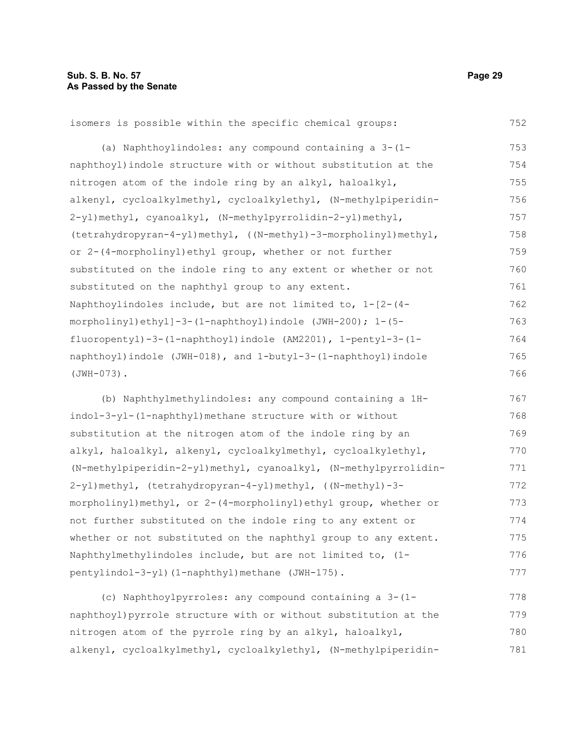isomers is possible within the specific chemical groups:

(a) Naphthoylindoles: any compound containing a 3-(1-naphthoyl)indole structure with or without substitution at the nitrogen atom of the indole ring by an alkyl, haloalkyl, alkenyl, cycloalkylmethyl, cycloalkylethyl, (N-methylpiperidin-2-yl)methyl, cyanoalkyl, (N-methylpyrrolidin-2-yl)methyl, (tetrahydropyran-4-yl)methyl, ((N-methyl)-3-morpholinyl)methyl, or 2-(4-morpholinyl)ethyl group, whether or not further substituted on the indole ring to any extent or whether or not substituted on the naphthyl group to any extent. Naphthoylindoles include, but are not limited to, 1-[2-(4-morpholinyl)ethyl]-3-(1-naphthoyl)indole (JWH-200); 1-(5-fluoropentyl)-3-(1-naphthoyl)indole (AM2201), 1-pentyl-3-(1-naphthoyl)indole (JWH-018), and 1-butyl-3-(1-naphthoyl)indole (JWH-073).

(b) Naphthylmethylindoles: any compound containing a 1H-indol-3-yl-(1-naphthyl)methane structure with or without substitution at the nitrogen atom of the indole ring by an alkyl, haloalkyl, alkenyl, cycloalkylmethyl, cycloalkylethyl, (N-methylpiperidin-2-yl)methyl, cyanoalkyl, (N-methylpyrrolidin-2-yl)methyl, (tetrahydropyran-4-yl)methyl, ((N-methyl)-3-morpholinyl)methyl, or 2-(4-morpholinyl)ethyl group, whether or not further substituted on the indole ring to any extent or whether or not substituted on the naphthyl group to any extent. Naphthylmethylindoles include, but are not limited to, (1-pentylindol-3-yl)(1-naphthyl)methane (JWH-175).

(c) Naphthoylpyrroles: any compound containing a 3-(1-naphthoyl)pyrrole structure with or without substitution at the nitrogen atom of the pyrrole ring by an alkyl, haloalkyl, alkenyl, cycloalkylmethyl, cycloalkylethyl, (N-methylpiperidin-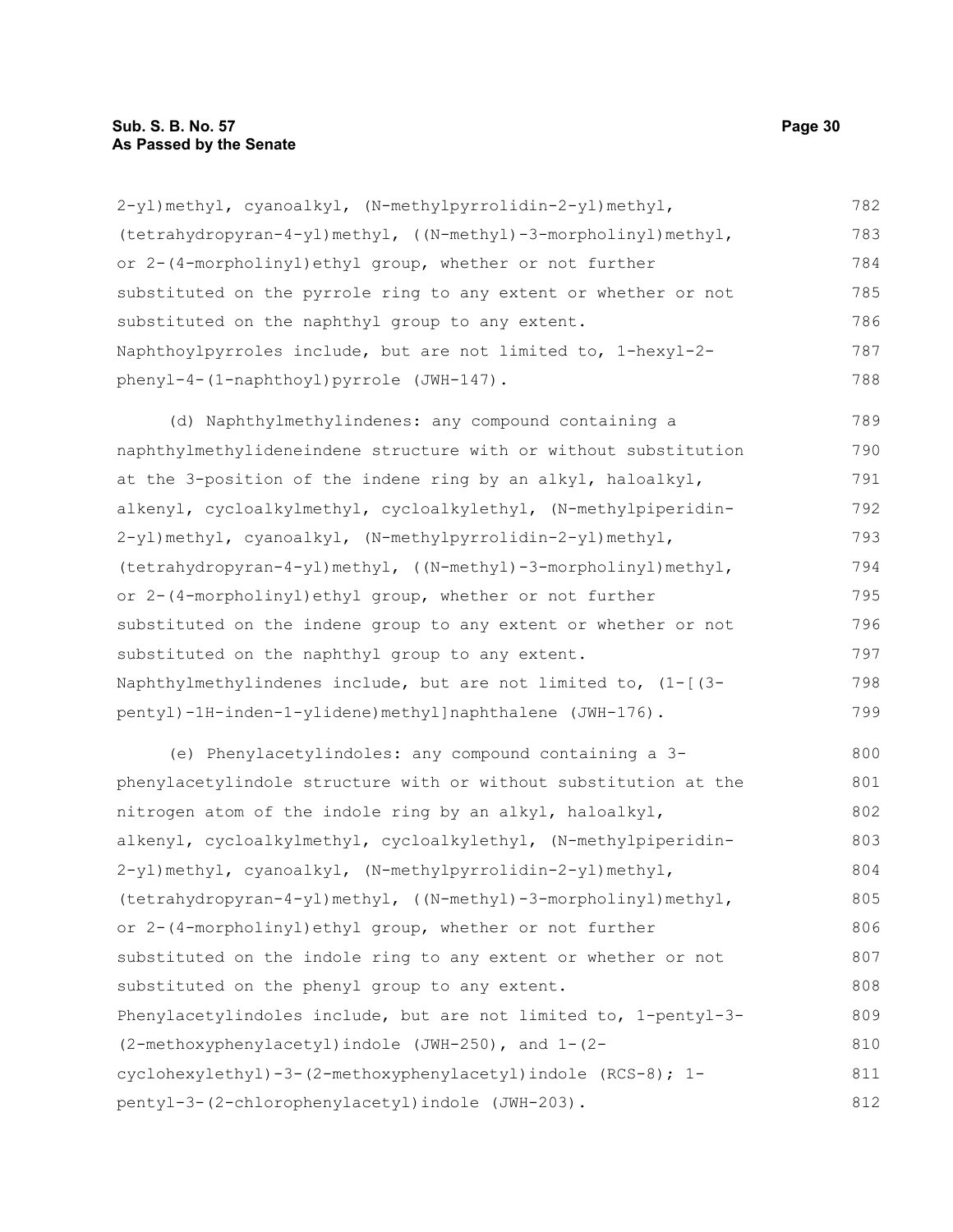2-yl)methyl, cyanoalkyl, (N-methylpyrrolidin-2-yl)methyl, (tetrahydropyran-4-yl)methyl, ((N-methyl)-3-morpholinyl)methyl, or 2-(4-morpholinyl)ethyl group, whether or not further substituted on the pyrrole ring to any extent or whether or not substituted on the naphthyl group to any extent. Naphthoylpyrroles include, but are not limited to, 1-hexyl-2-phenyl-4-(1-naphthoyl)pyrrole (JWH-147).

(d) Naphthylmethylindenes: any compound containing a naphthylmethylideneindene structure with or without substitution at the 3-position of the indene ring by an alkyl, haloalkyl, alkenyl, cycloalkylmethyl, cycloalkylethyl, (N-methylpiperidin-2-yl)methyl, cyanoalkyl, (N-methylpyrrolidin-2-yl)methyl, (tetrahydropyran-4-yl)methyl, ((N-methyl)-3-morpholinyl)methyl, or 2-(4-morpholinyl)ethyl group, whether or not further substituted on the indene group to any extent or whether or not substituted on the naphthyl group to any extent. Naphthylmethylindenes include, but are not limited to, (1-[(3-pentyl)-1H-inden-1-ylidene)methyl]naphthalene (JWH-176).

(e) Phenylacetylindoles: any compound containing a 3-phenylacetylindole structure with or without substitution at the nitrogen atom of the indole ring by an alkyl, haloalkyl, alkenyl, cycloalkylmethyl, cycloalkylethyl, (N-methylpiperidin-2-yl)methyl, cyanoalkyl, (N-methylpyrrolidin-2-yl)methyl, (tetrahydropyran-4-yl)methyl, ((N-methyl)-3-morpholinyl)methyl, or 2-(4-morpholinyl)ethyl group, whether or not further substituted on the indole ring to any extent or whether or not substituted on the phenyl group to any extent. Phenylacetylindoles include, but are not limited to, 1-pentyl-3-(2-methoxyphenylacetyl)indole (JWH-250), and 1-(2-cyclohexylethyl)-3-(2-methoxyphenylacetyl)indole (RCS-8); 1-pentyl-3-(2-chlorophenylacetyl)indole (JWH-203).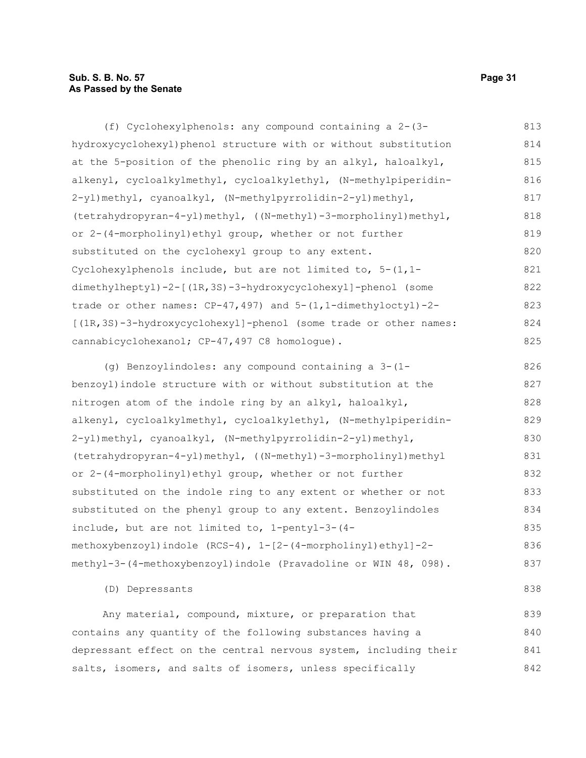(f) Cyclohexylphenols: any compound containing a 2-(3-hydroxycyclohexyl)phenol structure with or without substitution at the 5-position of the phenolic ring by an alkyl, haloalkyl, alkenyl, cycloalkylmethyl, cycloalkylethyl, (N-methylpiperidin-2-yl)methyl, cyanoalkyl, (N-methylpyrrolidin-2-yl)methyl, (tetrahydropyran-4-yl)methyl, ((N-methyl)-3-morpholinyl)methyl, or 2-(4-morpholinyl)ethyl group, whether or not further substituted on the cyclohexyl group to any extent. Cyclohexylphenols include, but are not limited to, 5-(1,1-dimethylheptyl)-2-[(1R,3S)-3-hydroxycyclohexyl]-phenol (some trade or other names: CP-47,497) and 5-(1,1-dimethyloctyl)-2-[(1R,3S)-3-hydroxycyclohexyl]-phenol (some trade or other names: cannabicyclohexanol; CP-47,497 C8 homologue).

(g) Benzoylindoles: any compound containing a 3-(1-benzoyl)indole structure with or without substitution at the nitrogen atom of the indole ring by an alkyl, haloalkyl, alkenyl, cycloalkylmethyl, cycloalkylethyl, (N-methylpiperidin-2-yl)methyl, cyanoalkyl, (N-methylpyrrolidin-2-yl)methyl, (tetrahydropyran-4-yl)methyl, ((N-methyl)-3-morpholinyl)methyl or 2-(4-morpholinyl)ethyl group, whether or not further substituted on the indole ring to any extent or whether or not substituted on the phenyl group to any extent. Benzoylindoles include, but are not limited to, 1-pentyl-3-(4-methoxybenzoyl)indole (RCS-4), 1-[2-(4-morpholinyl)ethyl]-2-methyl-3-(4-methoxybenzoyl)indole (Pravadoline or WIN 48, 098).

(D) Depressants

Any material, compound, mixture, or preparation that contains any quantity of the following substances having a depressant effect on the central nervous system, including their salts, isomers, and salts of isomers, unless specifically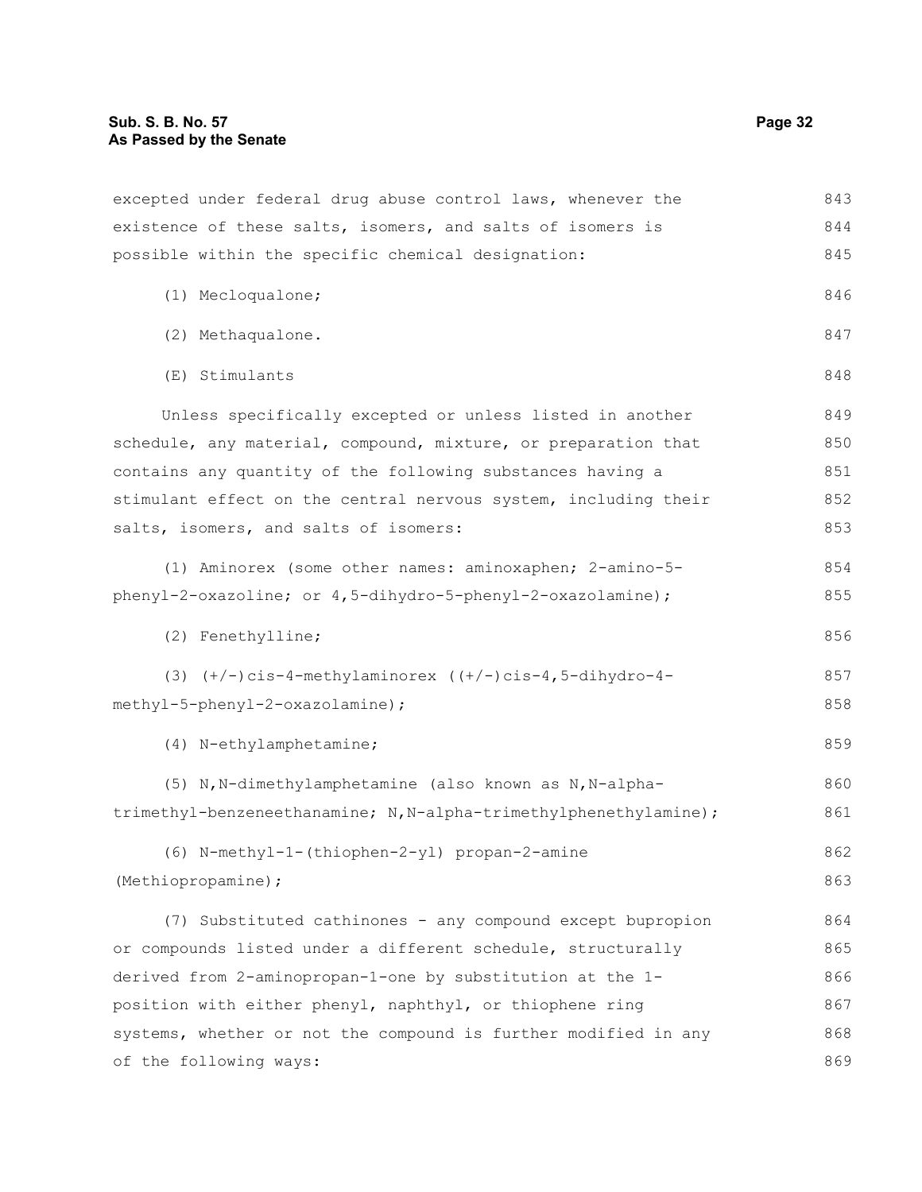excepted under federal drug abuse control laws, whenever the existence of these salts, isomers, and salts of isomers is possible within the specific chemical designation:

(1) Mecloqualone;

(2) Methaqualone.

(E) Stimulants

Unless specifically excepted or unless listed in another schedule, any material, compound, mixture, or preparation that contains any quantity of the following substances having a stimulant effect on the central nervous system, including their salts, isomers, and salts of isomers:

(1) Aminorex (some other names: aminoxaphen; 2-amino-5-phenyl-2-oxazoline; or 4,5-dihydro-5-phenyl-2-oxazolamine);

(2) Fenethylline;

(3) (+/-)cis-4-methylaminorex ((+/-)cis-4,5-dihydro-4-methyl-5-phenyl-2-oxazolamine);

(4) N-ethylamphetamine;

(5) N,N-dimethylamphetamine (also known as N,N-alpha-trimethyl-benzeneethanamine; N,N-alpha-trimethylphenethylamine);

(6) N-methyl-1-(thiophen-2-yl) propan-2-amine (Methiopropamine);

(7) Substituted cathinones - any compound except bupropion or compounds listed under a different schedule, structurally derived from 2-aminopropan-1-one by substitution at the 1-position with either phenyl, naphthyl, or thiophene ring systems, whether or not the compound is further modified in any of the following ways: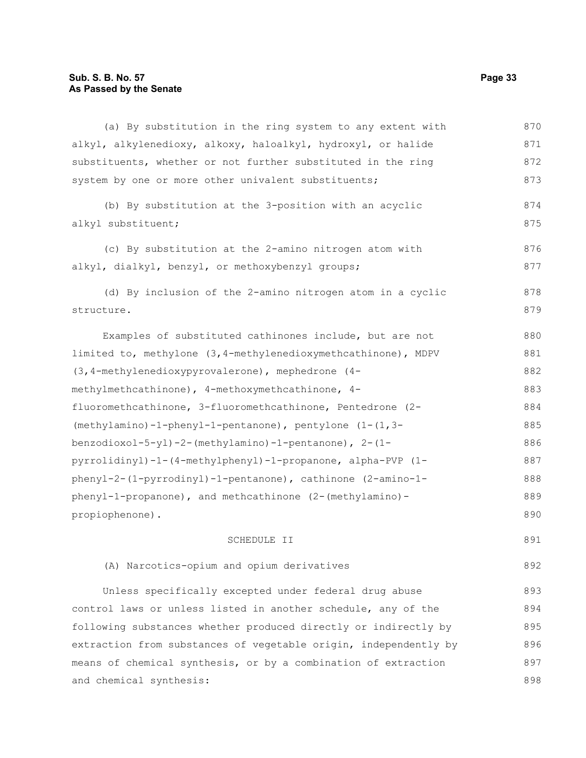(a) By substitution in the ring system to any extent with alkyl, alkylenedioxy, alkoxy, haloalkyl, hydroxyl, or halide substituents, whether or not further substituted in the ring system by one or more other univalent substituents;

(b) By substitution at the 3-position with an acyclic alkyl substituent;

(c) By substitution at the 2-amino nitrogen atom with alkyl, dialkyl, benzyl, or methoxybenzyl groups;

(d) By inclusion of the 2-amino nitrogen atom in a cyclic structure.

Examples of substituted cathinones include, but are not limited to, methylone (3,4-methylenedioxymethcathinone), MDPV (3,4-methylenedioxypyrovalerone), mephedrone (4-methylmethcathinone), 4-methoxymethcathinone, 4-fluoromethcathinone, 3-fluoromethcathinone, Pentedrone (2-(methylamino)-1-phenyl-1-pentanone), pentylone (1-(1,3-benzodioxol-5-yl)-2-(methylamino)-1-pentanone), 2-(1-pyrrolidinyl)-1-(4-methylphenyl)-1-propanone, alpha-PVP (1-phenyl-2-(1-pyrrodinyl)-1-pentanone), cathinone (2-amino-1-phenyl-1-propanone), and methcathinone (2-(methylamino)-propiophenone).

SCHEDULE II

(A) Narcotics-opium and opium derivatives

Unless specifically excepted under federal drug abuse control laws or unless listed in another schedule, any of the following substances whether produced directly or indirectly by extraction from substances of vegetable origin, independently by means of chemical synthesis, or by a combination of extraction and chemical synthesis: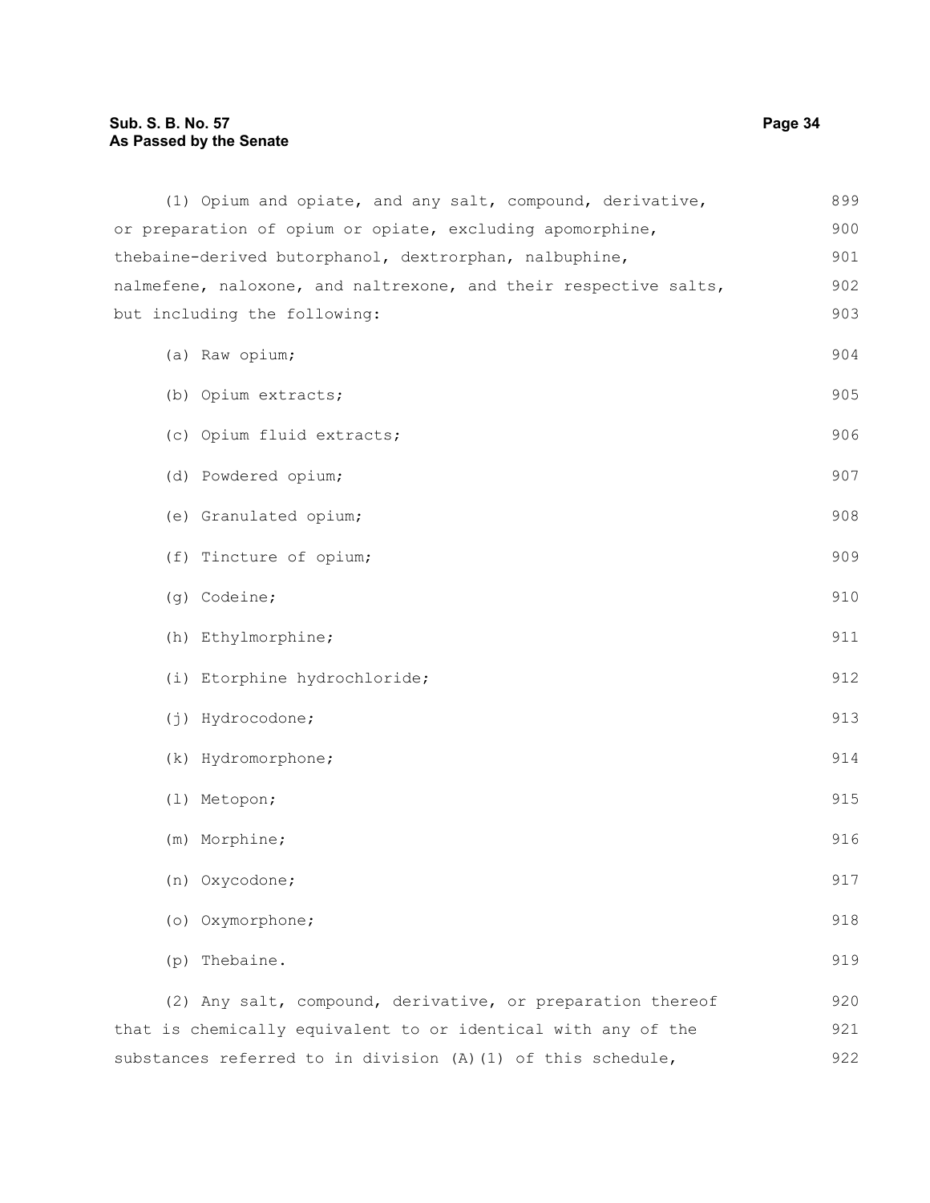(1) Opium and opiate, and any salt, compound, derivative, or preparation of opium or opiate, excluding apomorphine, thebaine-derived butorphanol, dextrorphan, nalbuphine, nalmefene, naloxone, and naltrexone, and their respective salts, but including the following:

(a) Raw opium;

(b) Opium extracts;

(c) Opium fluid extracts;

(d) Powdered opium;

(e) Granulated opium;

(f) Tincture of opium;

(g) Codeine;

(h) Ethylmorphine;

(i) Etorphine hydrochloride;

(j) Hydrocodone;

(k) Hydromorphone;

(l) Metopon;

(m) Morphine;

(n) Oxycodone;

(o) Oxymorphone;

(p) Thebaine.

(2) Any salt, compound, derivative, or preparation thereof that is chemically equivalent to or identical with any of the substances referred to in division (A)(1) of this schedule,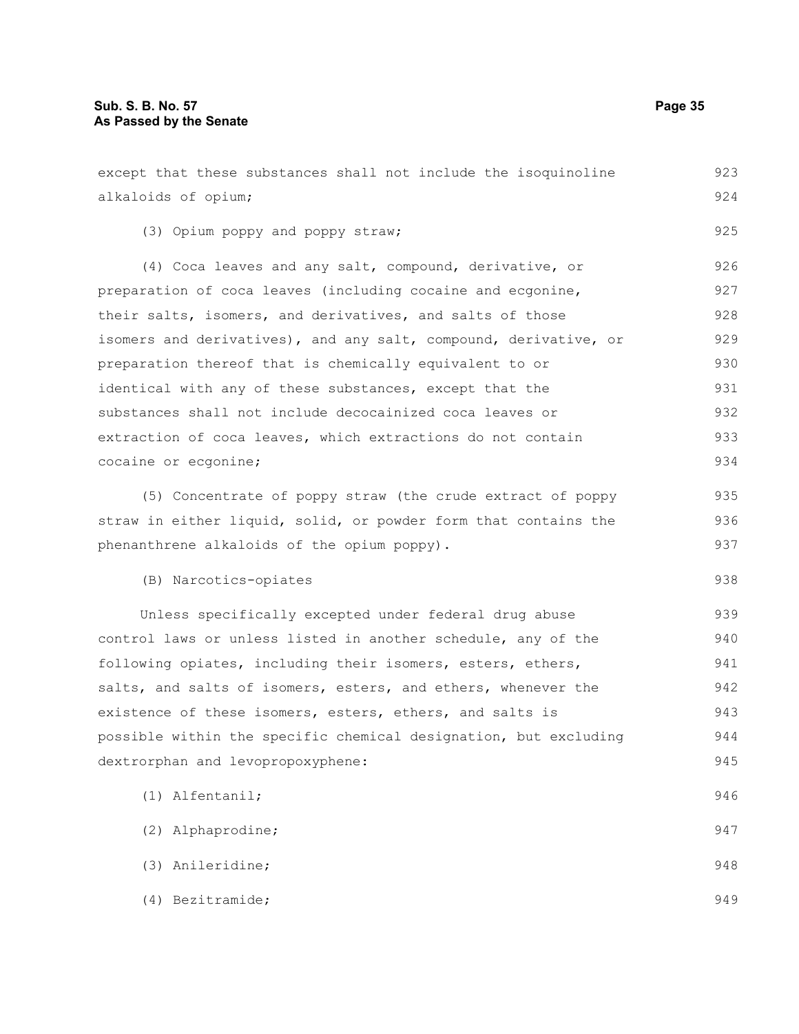except that these substances shall not include the isoquinoline alkaloids of opium;

(3) Opium poppy and poppy straw;

(4) Coca leaves and any salt, compound, derivative, or preparation of coca leaves (including cocaine and ecgonine, their salts, isomers, and derivatives, and salts of those isomers and derivatives), and any salt, compound, derivative, or preparation thereof that is chemically equivalent to or identical with any of these substances, except that the substances shall not include decocainized coca leaves or extraction of coca leaves, which extractions do not contain cocaine or ecgonine;

(5) Concentrate of poppy straw (the crude extract of poppy straw in either liquid, solid, or powder form that contains the phenanthrene alkaloids of the opium poppy).

(B) Narcotics-opiates

Unless specifically excepted under federal drug abuse control laws or unless listed in another schedule, any of the following opiates, including their isomers, esters, ethers, salts, and salts of isomers, esters, and ethers, whenever the existence of these isomers, esters, ethers, and salts is possible within the specific chemical designation, but excluding dextrorphan and levopropoxyphene:

(1) Alfentanil;

(2) Alphaprodine;

(3) Anileridine;

(4) Bezitramide;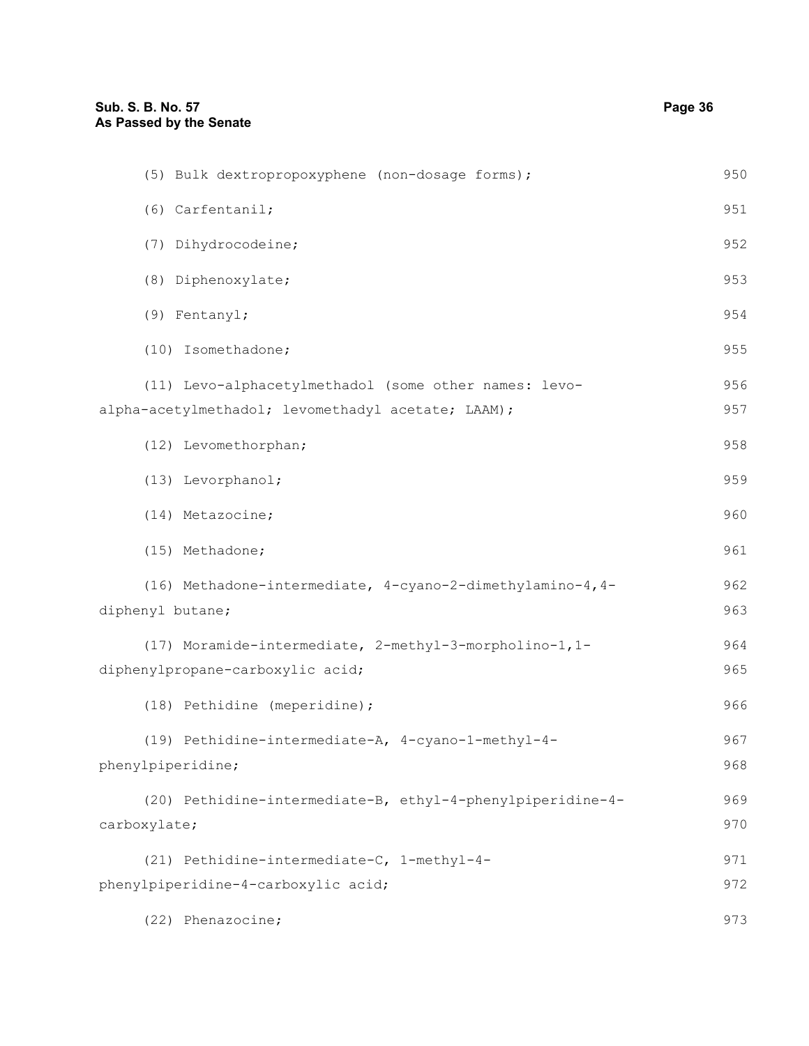(5) Bulk dextropropoxyphene (non-dosage forms);

(6) Carfentanil;

(7) Dihydrocodeine;

(8) Diphenoxylate;

(9) Fentanyl;

(10) Isomethadone;

(11) Levo-alphacetylmethadol (some other names: levo-alpha-acetylmethadol; levomethadyl acetate; LAAM);

(12) Levomethorphan;

(13) Levorphanol;

(14) Metazocine;

(15) Methadone;

(16) Methadone-intermediate, 4-cyano-2-dimethylamino-4,4-diphenyl butane;

(17) Moramide-intermediate, 2-methyl-3-morpholino-1,1-diphenylpropane-carboxylic acid;

(18) Pethidine (meperidine);

(19) Pethidine-intermediate-A, 4-cyano-1-methyl-4-phenylpiperidine;

(20) Pethidine-intermediate-B, ethyl-4-phenylpiperidine-4-carboxylate;

(21) Pethidine-intermediate-C, 1-methyl-4-phenylpiperidine-4-carboxylic acid;

(22) Phenazocine;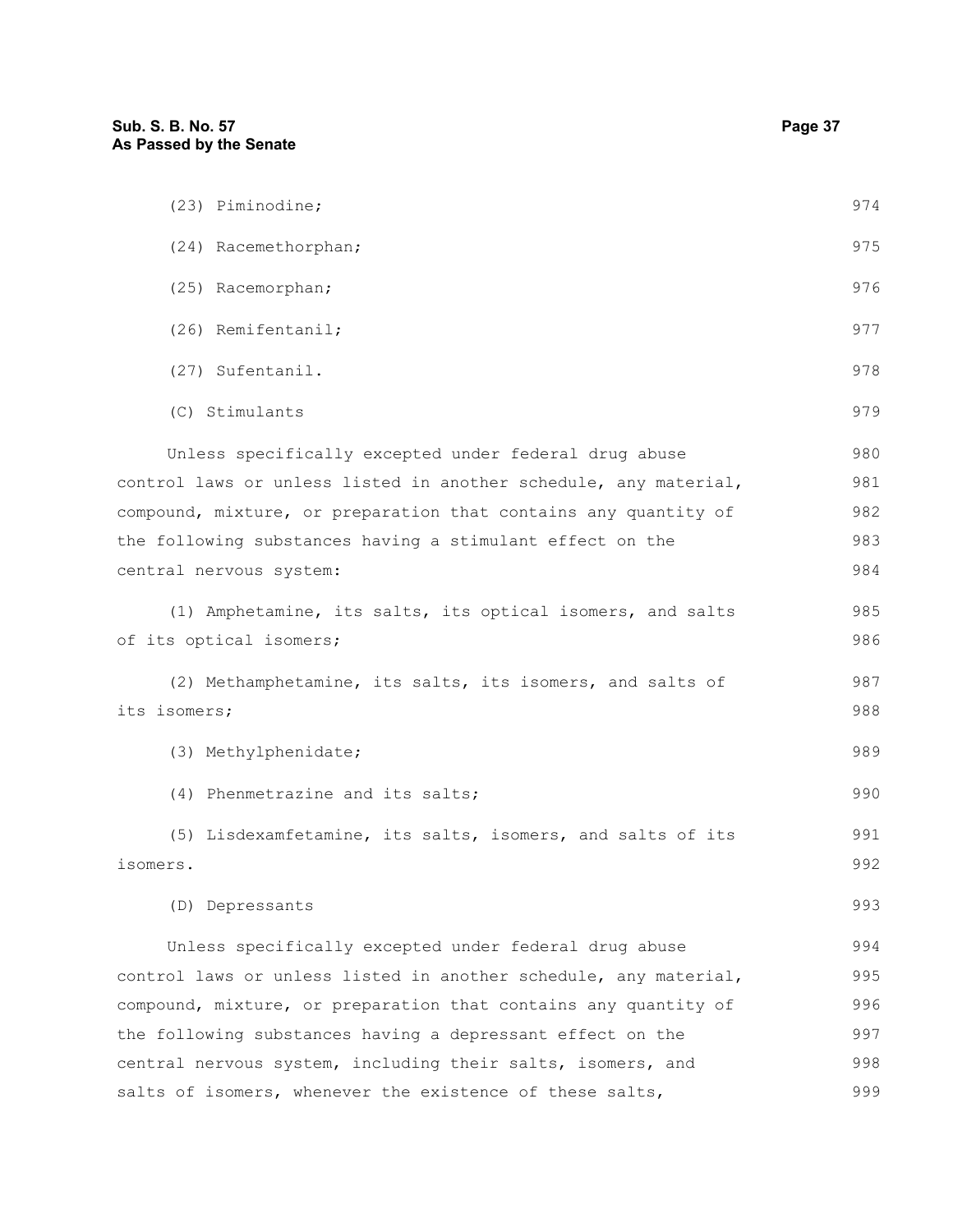(23) Piminodine;

(24) Racemethorphan;

(25) Racemorphan;

(26) Remifentanil;

(27) Sufentanil.

(C) Stimulants

Unless specifically excepted under federal drug abuse control laws or unless listed in another schedule, any material, compound, mixture, or preparation that contains any quantity of the following substances having a stimulant effect on the central nervous system:

(1) Amphetamine, its salts, its optical isomers, and salts of its optical isomers;

(2) Methamphetamine, its salts, its isomers, and salts of its isomers;

(3) Methylphenidate;

(4) Phenmetrazine and its salts;

(5) Lisdexamfetamine, its salts, isomers, and salts of its isomers.

(D) Depressants

Unless specifically excepted under federal drug abuse control laws or unless listed in another schedule, any material, compound, mixture, or preparation that contains any quantity of the following substances having a depressant effect on the central nervous system, including their salts, isomers, and salts of isomers, whenever the existence of these salts,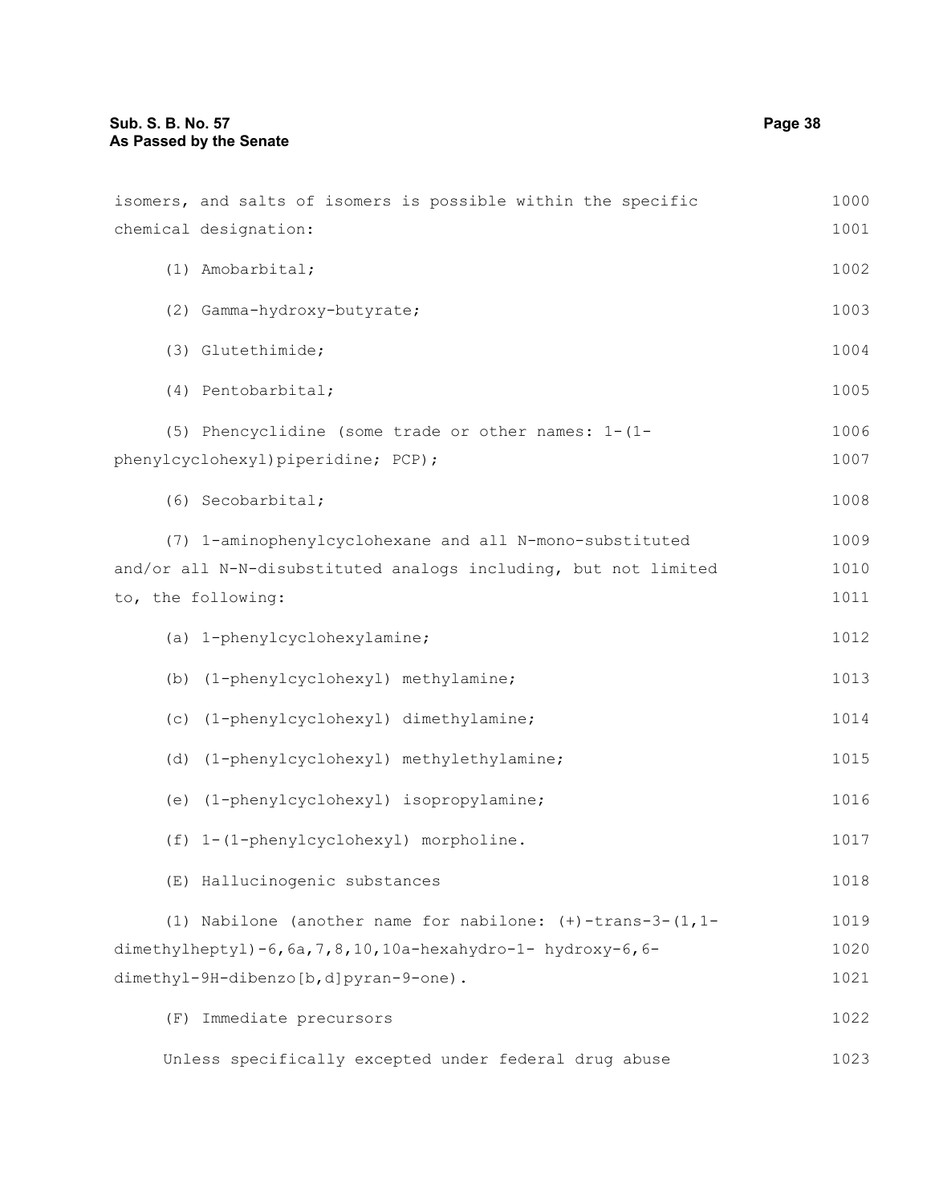isomers, and salts of isomers is possible within the specific chemical designation:

(1) Amobarbital;

(2) Gamma-hydroxy-butyrate;

(3) Glutethimide;

(4) Pentobarbital;

(5) Phencyclidine (some trade or other names: 1-(1-phenylcyclohexyl)piperidine; PCP);

(6) Secobarbital;

(7) 1-aminophenylcyclohexane and all N-mono-substituted and/or all N-N-disubstituted analogs including, but not limited to, the following:

(a) 1-phenylcyclohexylamine;

(b) (1-phenylcyclohexyl) methylamine;

(c) (1-phenylcyclohexyl) dimethylamine;

(d) (1-phenylcyclohexyl) methylethylamine;

(e) (1-phenylcyclohexyl) isopropylamine;

(f) 1-(1-phenylcyclohexyl) morpholine.

(E) Hallucinogenic substances

(1) Nabilone (another name for nabilone: (+)-trans-3-(1,1-dimethylheptyl)-6,6a,7,8,10,10a-hexahydro-1- hydroxy-6,6-dimethyl-9H-dibenzo[b,d]pyran-9-one).

(F) Immediate precursors

Unless specifically excepted under federal drug abuse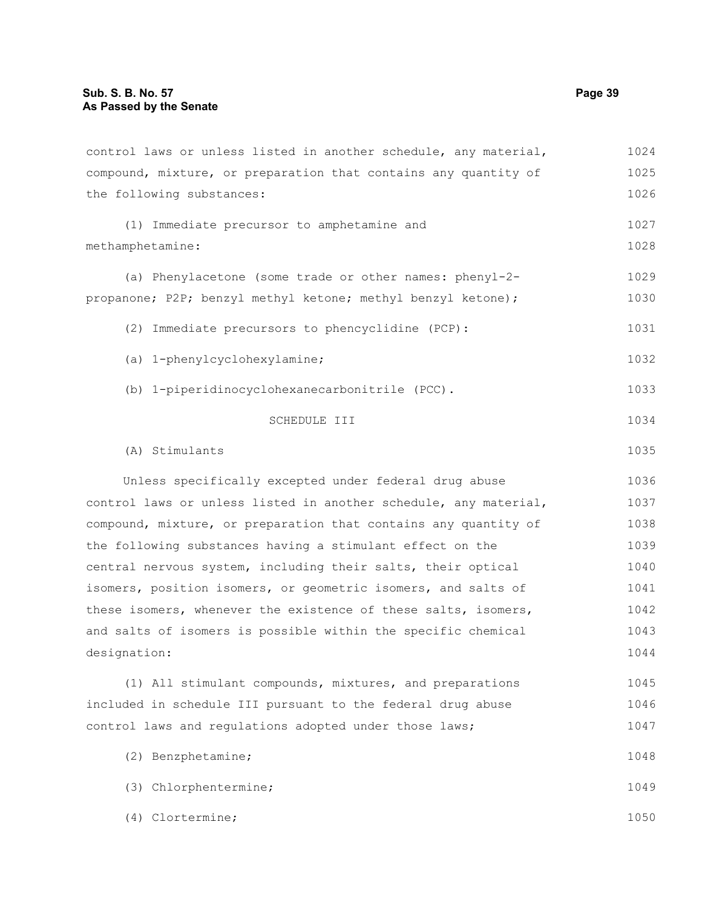control laws or unless listed in another schedule, any material, compound, mixture, or preparation that contains any quantity of the following substances:

(1) Immediate precursor to amphetamine and methamphetamine:

(a) Phenylacetone (some trade or other names: phenyl-2-propanone; P2P; benzyl methyl ketone; methyl benzyl ketone);

(2) Immediate precursors to phencyclidine (PCP):

(a) 1-phenylcyclohexylamine;

(b) 1-piperidinocyclohexanecarbonitrile (PCC).

SCHEDULE III

(A) Stimulants

Unless specifically excepted under federal drug abuse control laws or unless listed in another schedule, any material, compound, mixture, or preparation that contains any quantity of the following substances having a stimulant effect on the central nervous system, including their salts, their optical isomers, position isomers, or geometric isomers, and salts of these isomers, whenever the existence of these salts, isomers, and salts of isomers is possible within the specific chemical designation:

(1) All stimulant compounds, mixtures, and preparations included in schedule III pursuant to the federal drug abuse control laws and regulations adopted under those laws;

(2) Benzphetamine;

(3) Chlorphentermine;

(4) Clortermine;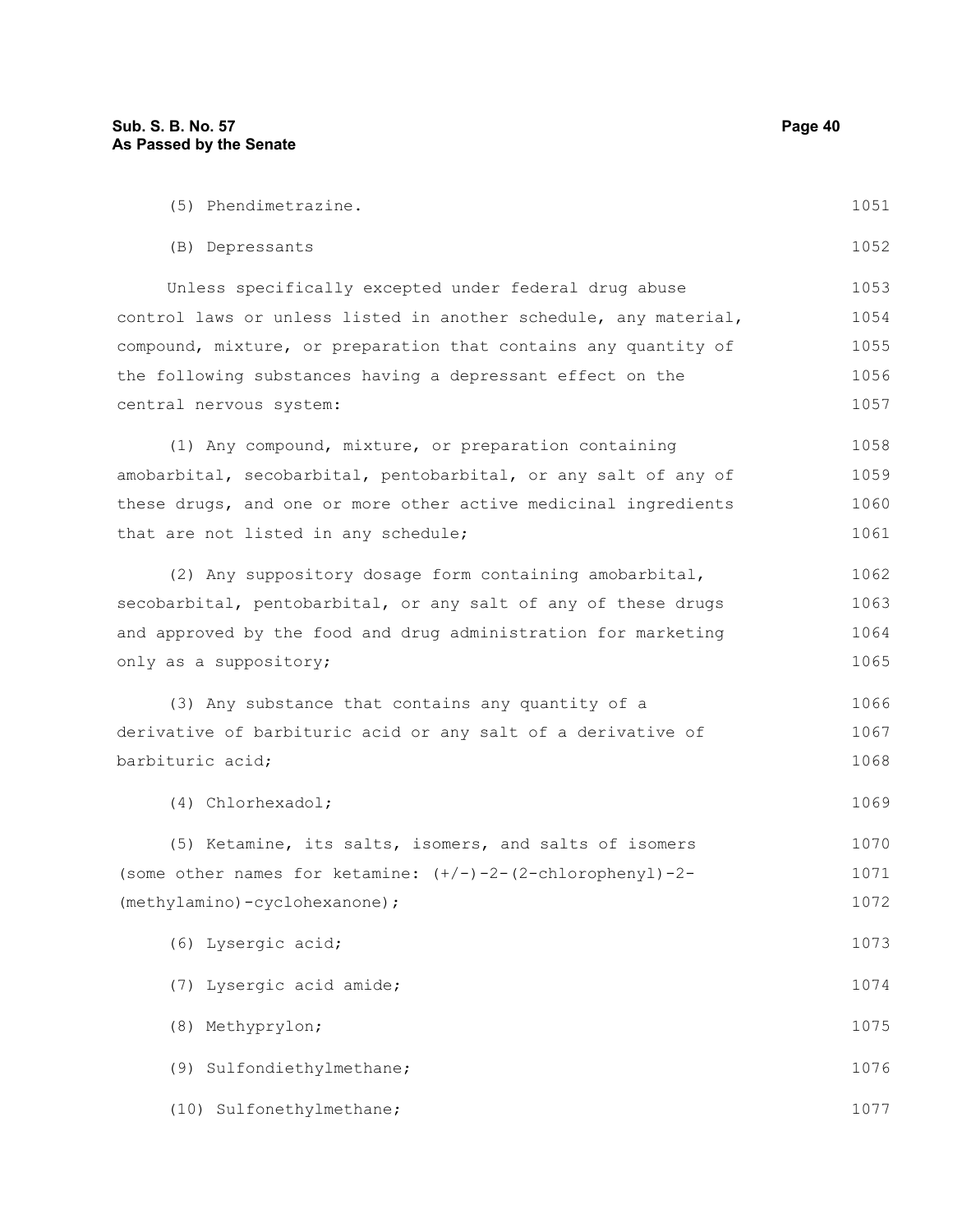(5) Phendimetrazine.

(B) Depressants

Unless specifically excepted under federal drug abuse control laws or unless listed in another schedule, any material, compound, mixture, or preparation that contains any quantity of the following substances having a depressant effect on the central nervous system:

(1) Any compound, mixture, or preparation containing amobarbital, secobarbital, pentobarbital, or any salt of any of these drugs, and one or more other active medicinal ingredients that are not listed in any schedule;

(2) Any suppository dosage form containing amobarbital, secobarbital, pentobarbital, or any salt of any of these drugs and approved by the food and drug administration for marketing only as a suppository;

(3) Any substance that contains any quantity of a derivative of barbituric acid or any salt of a derivative of barbituric acid;

(4) Chlorhexadol;

(5) Ketamine, its salts, isomers, and salts of isomers (some other names for ketamine: (+/-)-2-(2-chlorophenyl)-2-(methylamino)-cyclohexanone);

(6) Lysergic acid;

(7) Lysergic acid amide;

(8) Methyprylon;

(9) Sulfondiethylmethane;

(10) Sulfonethylmethane;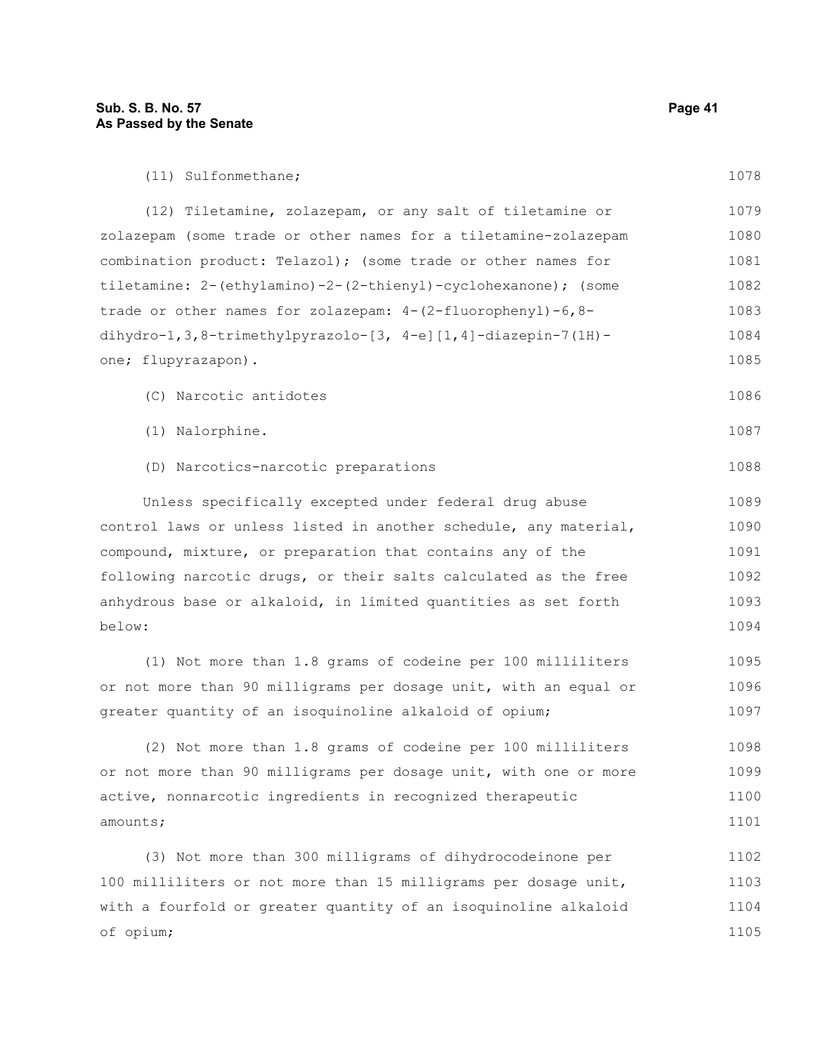(11) Sulfonmethane;

(12) Tiletamine, zolazepam, or any salt of tiletamine or zolazepam (some trade or other names for a tiletamine-zolazepam combination product: Telazol); (some trade or other names for tiletamine: 2-(ethylamino)-2-(2-thienyl)-cyclohexanone); (some trade or other names for zolazepam: 4-(2-fluorophenyl)-6,8-dihydro-1,3,8-trimethylpyrazolo-[3, 4-e][1,4]-diazepin-7(1H)-one; flupyrazapon).

(C) Narcotic antidotes

(1) Nalorphine.

(D) Narcotics-narcotic preparations

Unless specifically excepted under federal drug abuse control laws or unless listed in another schedule, any material, compound, mixture, or preparation that contains any of the following narcotic drugs, or their salts calculated as the free anhydrous base or alkaloid, in limited quantities as set forth below:

(1) Not more than 1.8 grams of codeine per 100 milliliters or not more than 90 milligrams per dosage unit, with an equal or greater quantity of an isoquinoline alkaloid of opium;

(2) Not more than 1.8 grams of codeine per 100 milliliters or not more than 90 milligrams per dosage unit, with one or more active, nonnarcotic ingredients in recognized therapeutic amounts;

(3) Not more than 300 milligrams of dihydrocodeinone per 100 milliliters or not more than 15 milligrams per dosage unit, with a fourfold or greater quantity of an isoquinoline alkaloid of opium;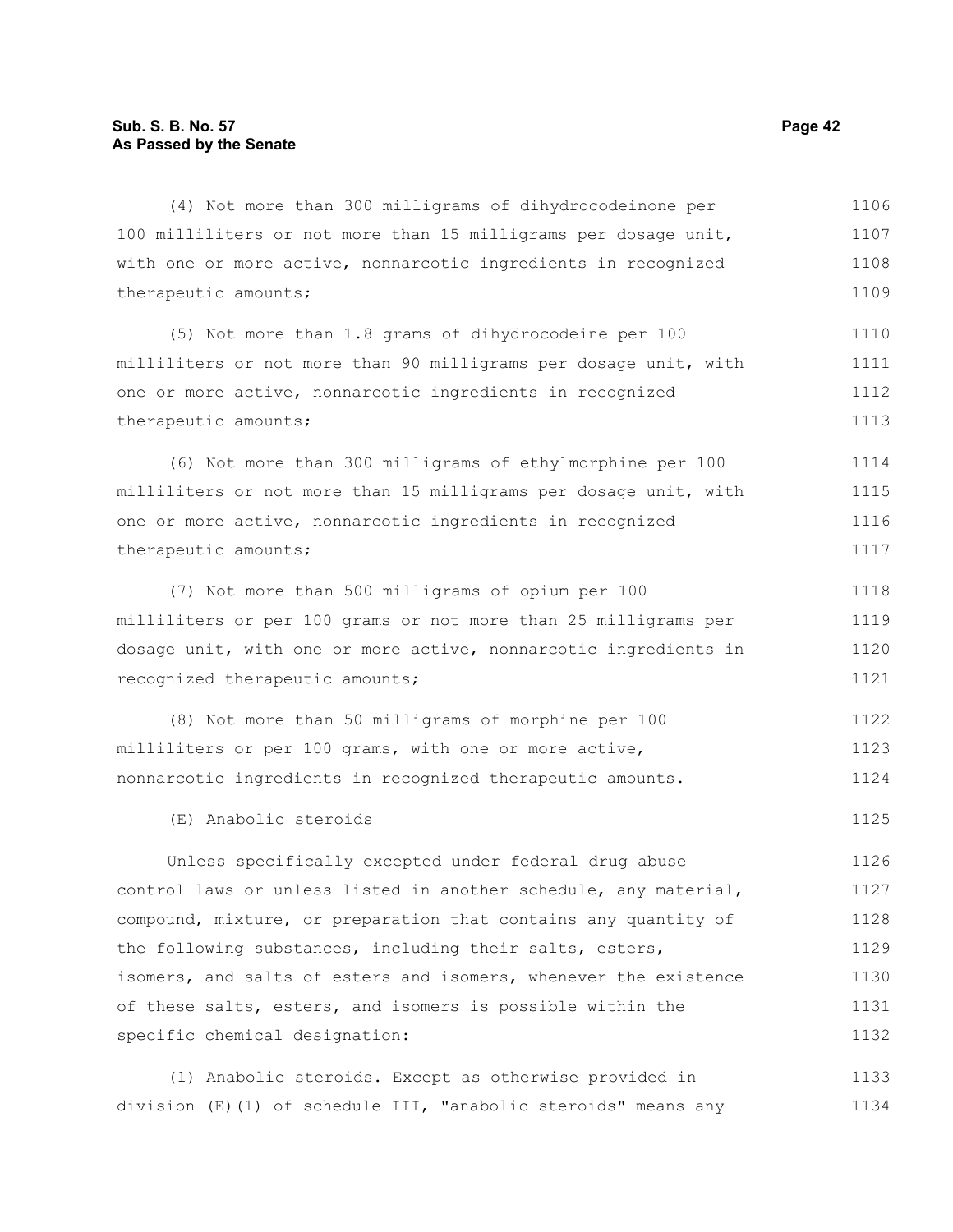(4) Not more than 300 milligrams of dihydrocodeinone per 100 milliliters or not more than 15 milligrams per dosage unit, with one or more active, nonnarcotic ingredients in recognized therapeutic amounts;

(5) Not more than 1.8 grams of dihydrocodeine per 100 milliliters or not more than 90 milligrams per dosage unit, with one or more active, nonnarcotic ingredients in recognized therapeutic amounts;

(6) Not more than 300 milligrams of ethylmorphine per 100 milliliters or not more than 15 milligrams per dosage unit, with one or more active, nonnarcotic ingredients in recognized therapeutic amounts;

(7) Not more than 500 milligrams of opium per 100 milliliters or per 100 grams or not more than 25 milligrams per dosage unit, with one or more active, nonnarcotic ingredients in recognized therapeutic amounts;

(8) Not more than 50 milligrams of morphine per 100 milliliters or per 100 grams, with one or more active, nonnarcotic ingredients in recognized therapeutic amounts.

(E) Anabolic steroids

Unless specifically excepted under federal drug abuse control laws or unless listed in another schedule, any material, compound, mixture, or preparation that contains any quantity of the following substances, including their salts, esters, isomers, and salts of esters and isomers, whenever the existence of these salts, esters, and isomers is possible within the specific chemical designation:

(1) Anabolic steroids. Except as otherwise provided in division (E)(1) of schedule III, "anabolic steroids" means any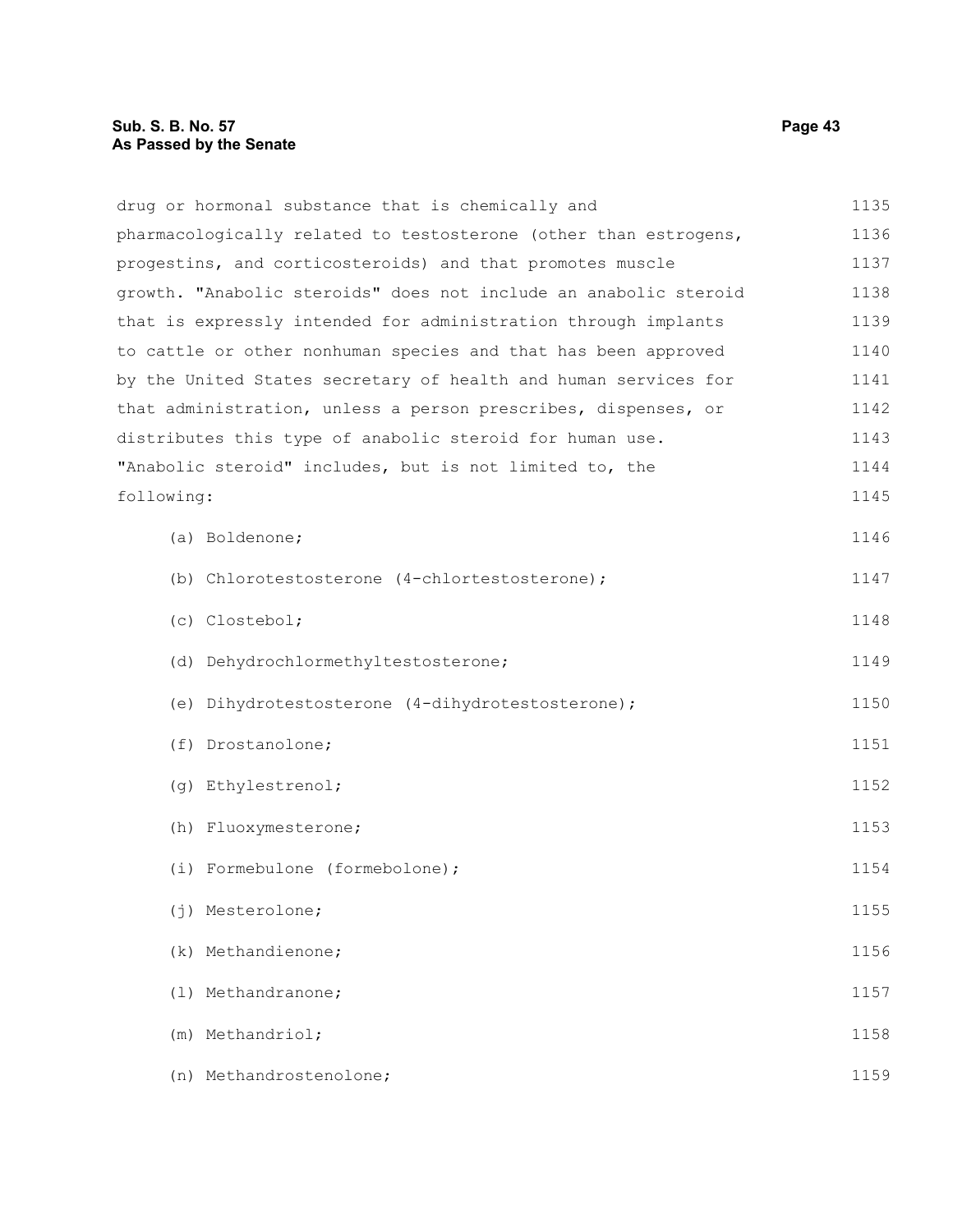drug or hormonal substance that is chemically and pharmacologically related to testosterone (other than estrogens, progestins, and corticosteroids) and that promotes muscle growth. "Anabolic steroids" does not include an anabolic steroid that is expressly intended for administration through implants to cattle or other nonhuman species and that has been approved by the United States secretary of health and human services for that administration, unless a person prescribes, dispenses, or distributes this type of anabolic steroid for human use. "Anabolic steroid" includes, but is not limited to, the following:

(a) Boldenone;

(b) Chlorotestosterone (4-chlortestosterone);

(c) Clostebol;

(d) Dehydrochlormethyltestosterone;

(e) Dihydrotestosterone (4-dihydrotestosterone);

(f) Drostanolone;

(g) Ethylestrenol;

(h) Fluoxymesterone;

(i) Formebulone (formebolone);

(j) Mesterolone;

(k) Methandienone;

(l) Methandranone;

(m) Methandriol;

(n) Methandrostenolone;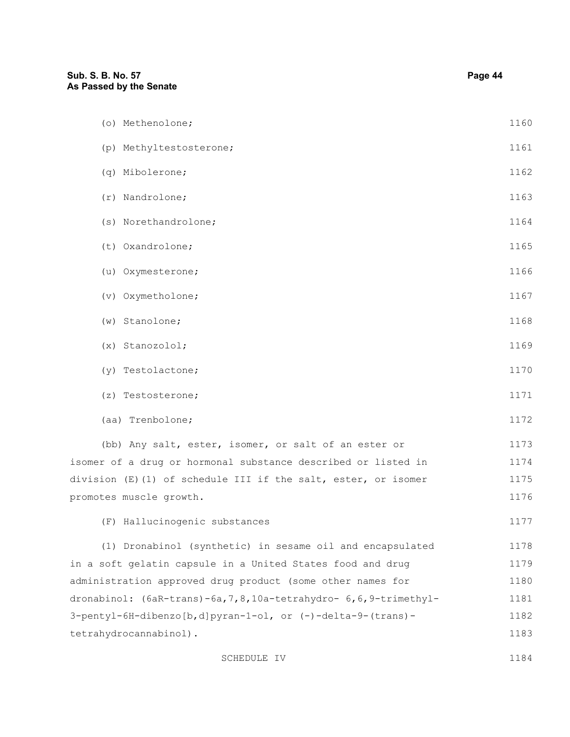(o) Methenolone;

(p) Methyltestosterone;

(q) Mibolerone;

(r) Nandrolone;

(s) Norethandrolone;

(t) Oxandrolone;

(u) Oxymesterone;

(v) Oxymetholone;

(w) Stanolone;

(x) Stanozolol;

(y) Testolactone;

(z) Testosterone;

(aa) Trenbolone;

(bb) Any salt, ester, isomer, or salt of an ester or isomer of a drug or hormonal substance described or listed in division (E)(1) of schedule III if the salt, ester, or isomer promotes muscle growth.

(F) Hallucinogenic substances

(1) Dronabinol (synthetic) in sesame oil and encapsulated in a soft gelatin capsule in a United States food and drug administration approved drug product (some other names for dronabinol: (6aR-trans)-6a,7,8,10a-tetrahydro- 6,6,9-trimethyl-3-pentyl-6H-dibenzo[b,d]pyran-1-ol, or (-)-delta-9-(trans)-tetrahydrocannabinol).

SCHEDULE IV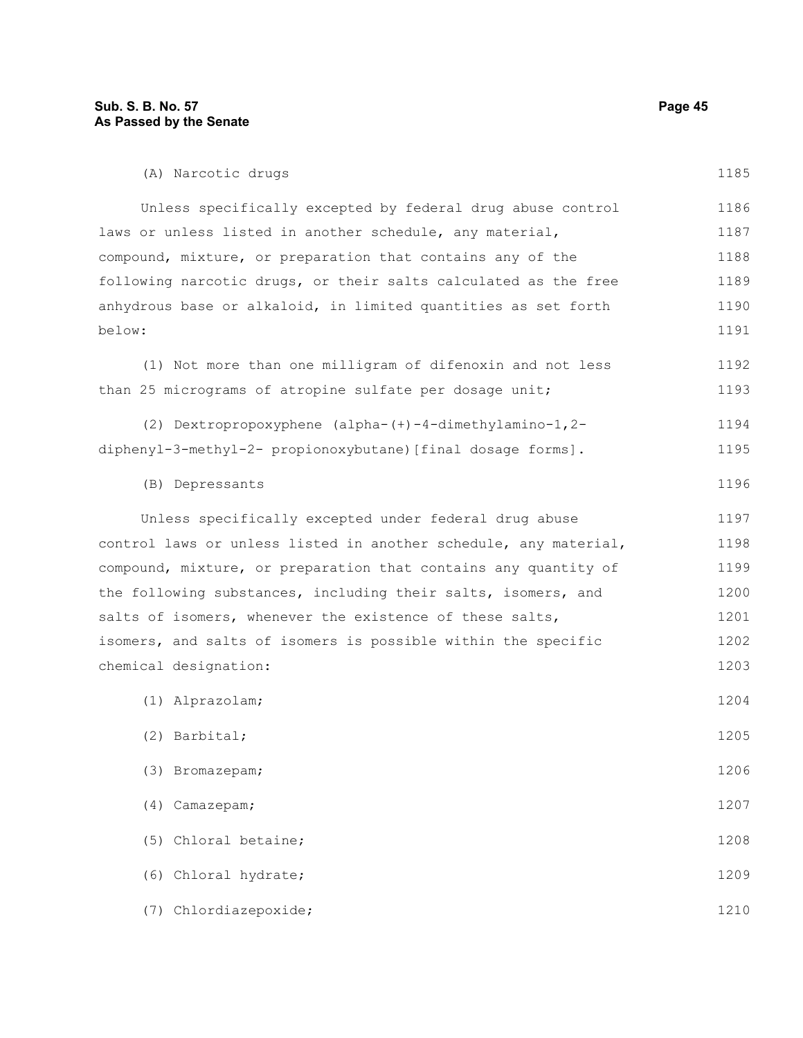(A) Narcotic drugs

Unless specifically excepted by federal drug abuse control laws or unless listed in another schedule, any material, compound, mixture, or preparation that contains any of the following narcotic drugs, or their salts calculated as the free anhydrous base or alkaloid, in limited quantities as set forth below:

(1) Not more than one milligram of difenoxin and not less than 25 micrograms of atropine sulfate per dosage unit;

(2) Dextropropoxyphene (alpha-(+)-4-dimethylamino-1,2-diphenyl-3-methyl-2- propionoxybutane)[final dosage forms].

(B) Depressants

Unless specifically excepted under federal drug abuse control laws or unless listed in another schedule, any material, compound, mixture, or preparation that contains any quantity of the following substances, including their salts, isomers, and salts of isomers, whenever the existence of these salts, isomers, and salts of isomers is possible within the specific chemical designation:

(1) Alprazolam;

(2) Barbital;

(3) Bromazepam;

(4) Camazepam;

(5) Chloral betaine;

(6) Chloral hydrate;

(7) Chlordiazepoxide;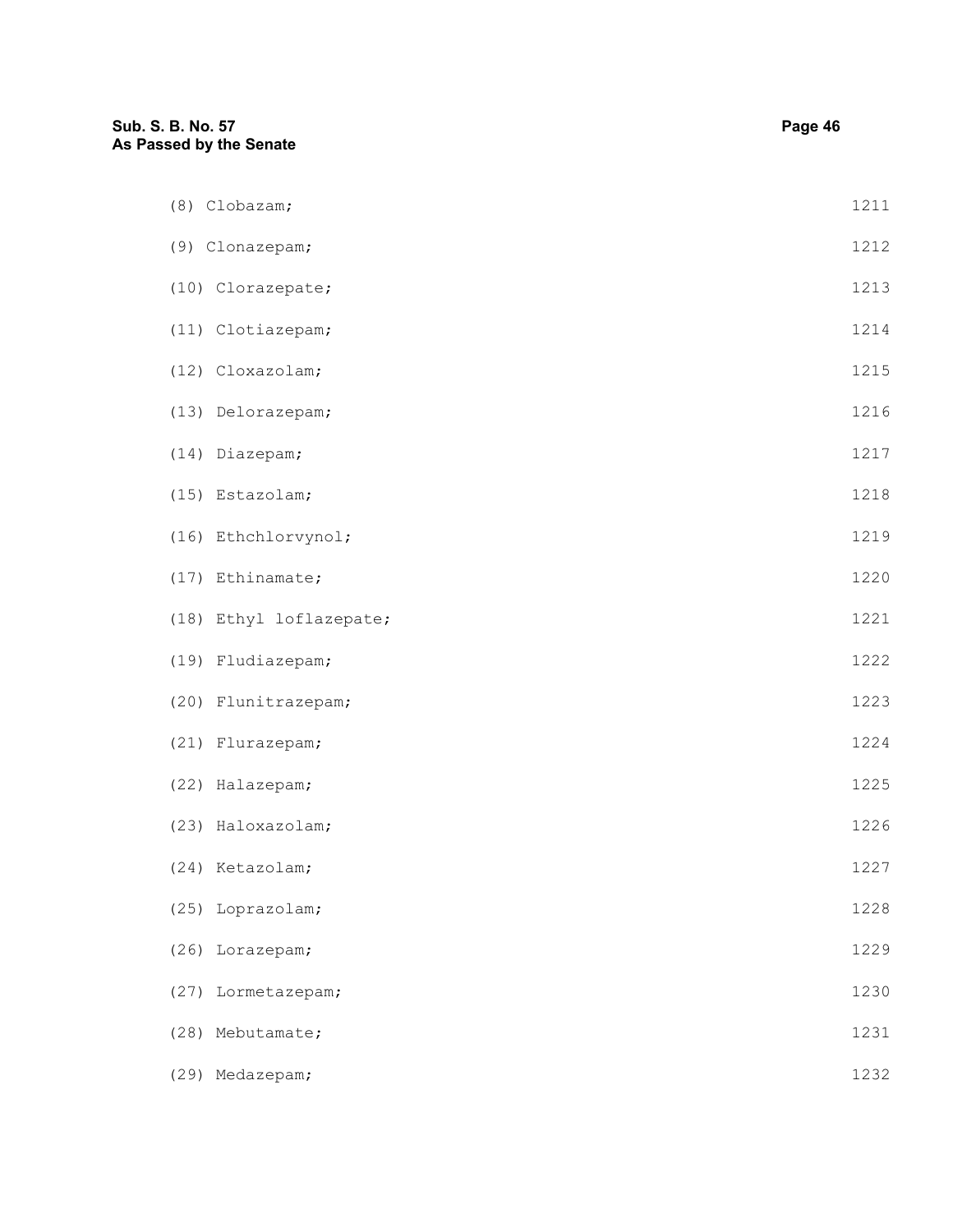(8) Clobazam; 1211

(9) Clonazepam; 1212

(10) Clorazepate; 1213

(11) Clotiazepam; 1214

(12) Cloxazolam; 1215

(13) Delorazepam; 1216

(14) Diazepam; 1217

(15) Estazolam; 1218

(16) Ethchlorvynol; 1219

(17) Ethinamate; 1220

(18) Ethyl loflazepate; 1221

(19) Fludiazepam; 1222

(20) Flunitrazepam; 1223

(21) Flurazepam; 1224

(22) Halazepam; 1225

(23) Haloxazolam; 1226

(24) Ketazolam; 1227

(25) Loprazolam; 1228

(26) Lorazepam; 1229

(27) Lormetazepam; 1230

(28) Mebutamate; 1231

(29) Medazepam; 1232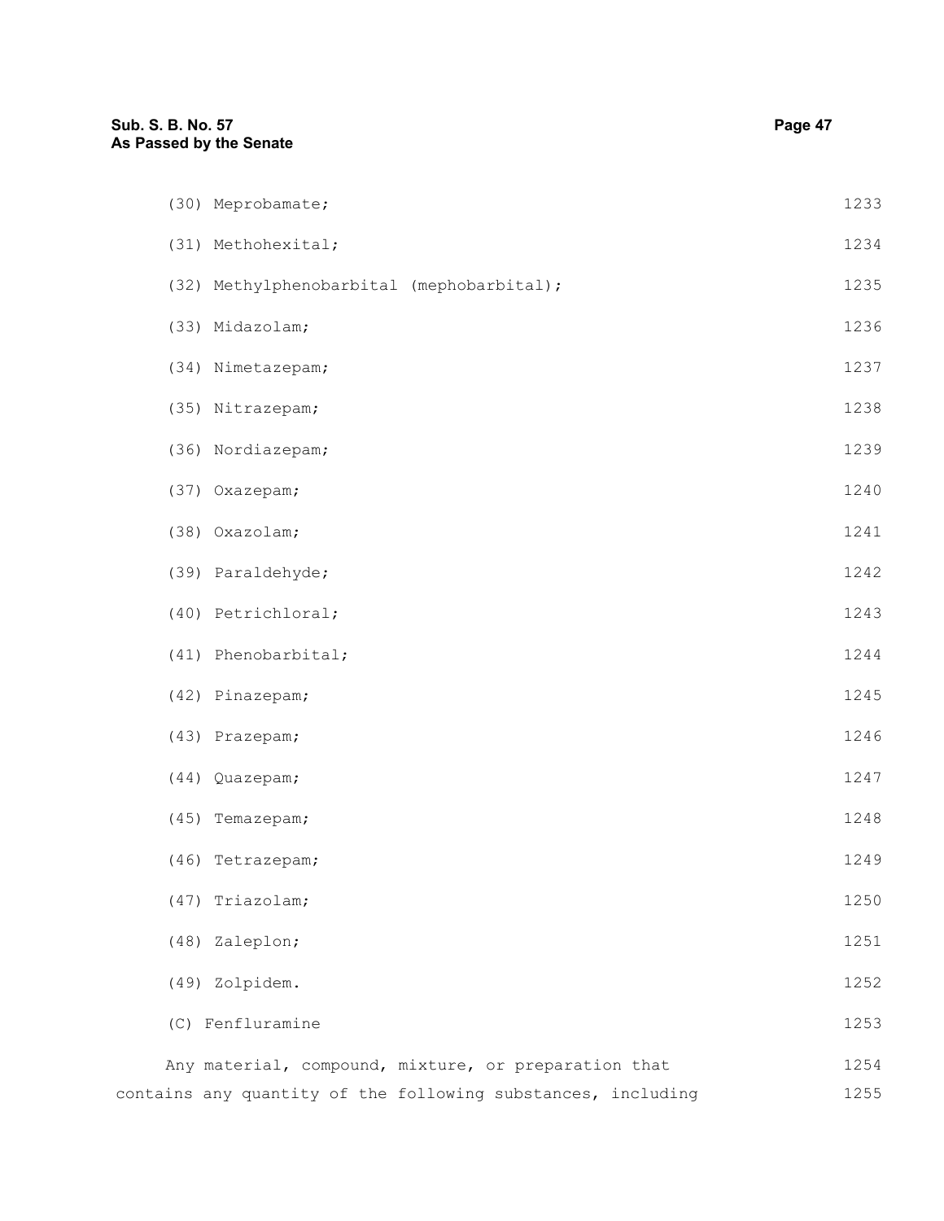(30) Meprobamate;

(31) Methohexital;

(32) Methylphenobarbital (mephobarbital);

(33) Midazolam;

(34) Nimetazepam;

(35) Nitrazepam;

(36) Nordiazepam;

(37) Oxazepam;

(38) Oxazolam;

(39) Paraldehyde;

(40) Petrichloral;

(41) Phenobarbital;

(42) Pinazepam;

(43) Prazepam;

(44) Quazepam;

(45) Temazepam;

(46) Tetrazepam;

(47) Triazolam;

(48) Zaleplon;

(49) Zolpidem.

(C) Fenfluramine

Any material, compound, mixture, or preparation that contains any quantity of the following substances, including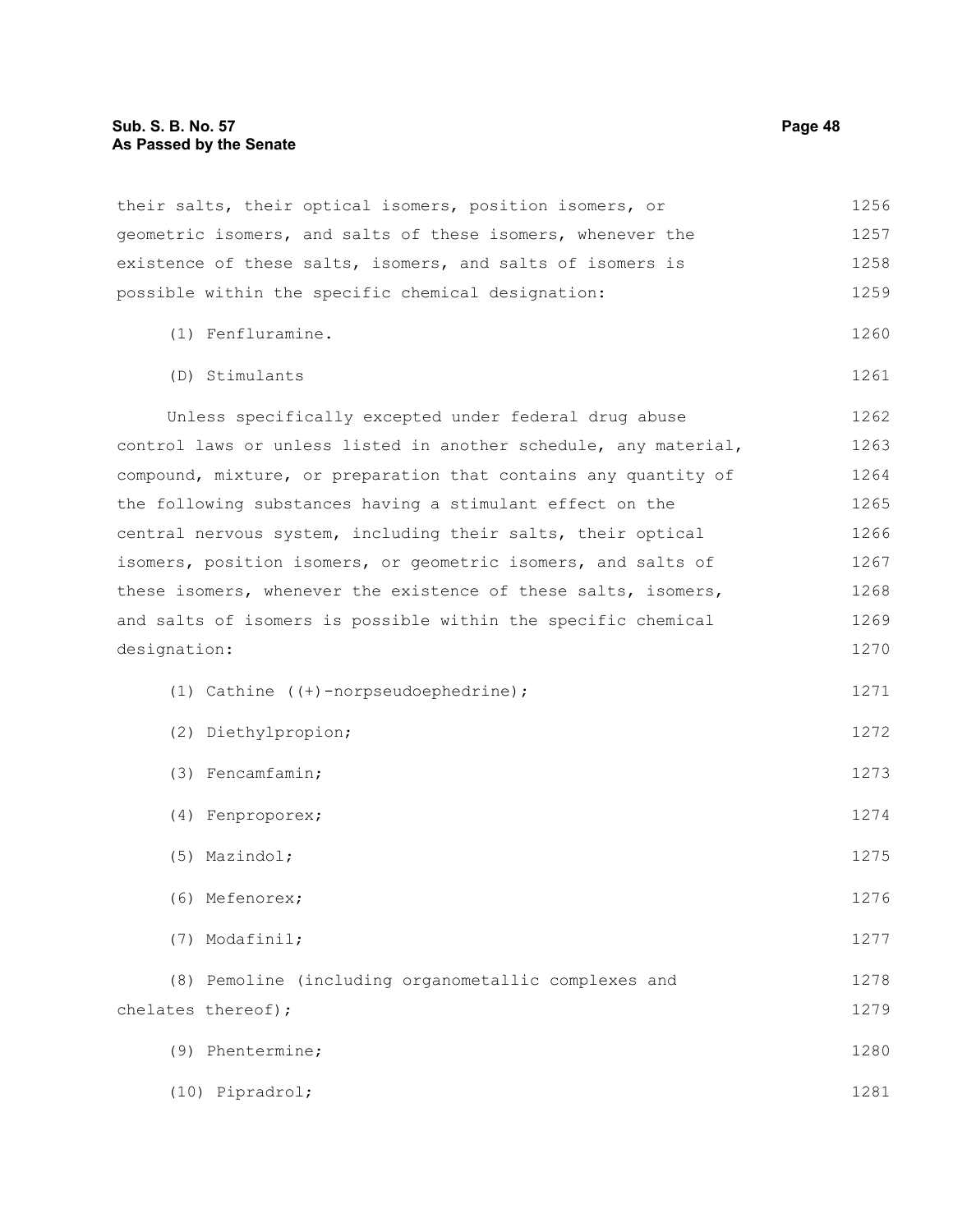their salts, their optical isomers, position isomers, or geometric isomers, and salts of these isomers, whenever the existence of these salts, isomers, and salts of isomers is possible within the specific chemical designation:

(1) Fenfluramine.

(D) Stimulants

Unless specifically excepted under federal drug abuse control laws or unless listed in another schedule, any material, compound, mixture, or preparation that contains any quantity of the following substances having a stimulant effect on the central nervous system, including their salts, their optical isomers, position isomers, or geometric isomers, and salts of these isomers, whenever the existence of these salts, isomers, and salts of isomers is possible within the specific chemical designation:

(1) Cathine ((+)-norpseudoephedrine);

(2) Diethylpropion;

(3) Fencamfamin;

(4) Fenproporex;

(5) Mazindol;

(6) Mefenorex;

(7) Modafinil;

(8) Pemoline (including organometallic complexes and chelates thereof);

(9) Phentermine;

(10) Pipradrol;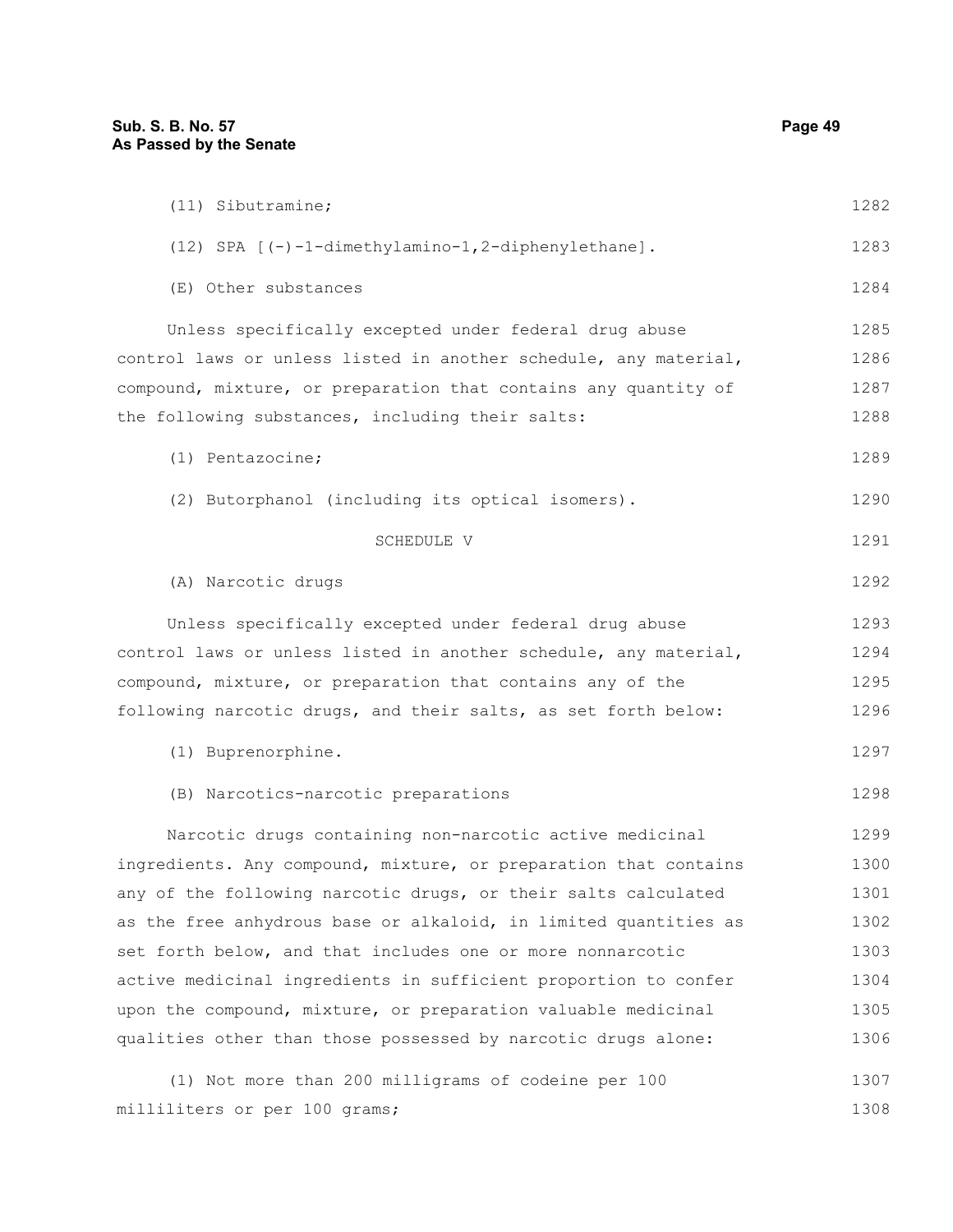(11) Sibutramine;

(12) SPA [(-)-1-dimethylamino-1,2-diphenylethane].

(E) Other substances

Unless specifically excepted under federal drug abuse control laws or unless listed in another schedule, any material, compound, mixture, or preparation that contains any quantity of the following substances, including their salts:

(1) Pentazocine;

(2) Butorphanol (including its optical isomers).

SCHEDULE V

(A) Narcotic drugs

Unless specifically excepted under federal drug abuse control laws or unless listed in another schedule, any material, compound, mixture, or preparation that contains any of the following narcotic drugs, and their salts, as set forth below:

(1) Buprenorphine.

(B) Narcotics-narcotic preparations

Narcotic drugs containing non-narcotic active medicinal ingredients. Any compound, mixture, or preparation that contains any of the following narcotic drugs, or their salts calculated as the free anhydrous base or alkaloid, in limited quantities as set forth below, and that includes one or more nonnarcotic active medicinal ingredients in sufficient proportion to confer upon the compound, mixture, or preparation valuable medicinal qualities other than those possessed by narcotic drugs alone:

(1) Not more than 200 milligrams of codeine per 100 milliliters or per 100 grams;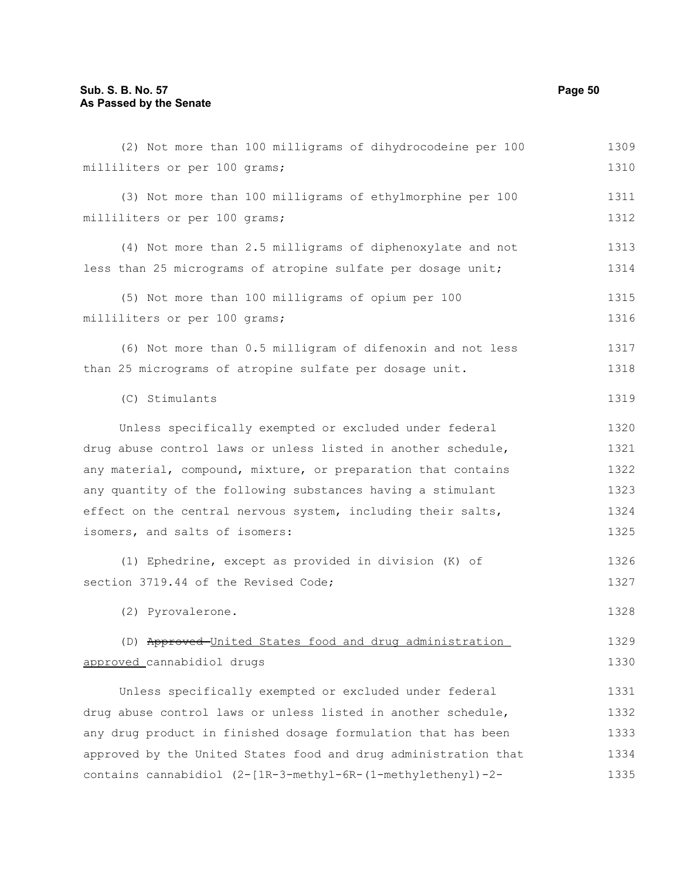(2) Not more than 100 milligrams of dihydrocodeine per 100 milliliters or per 100 grams;

(3) Not more than 100 milligrams of ethylmorphine per 100 milliliters or per 100 grams;

(4) Not more than 2.5 milligrams of diphenoxylate and not less than 25 micrograms of atropine sulfate per dosage unit;

(5) Not more than 100 milligrams of opium per 100 milliliters or per 100 grams;

(6) Not more than 0.5 milligram of difenoxin and not less than 25 micrograms of atropine sulfate per dosage unit.

(C) Stimulants

Unless specifically exempted or excluded under federal drug abuse control laws or unless listed in another schedule, any material, compound, mixture, or preparation that contains any quantity of the following substances having a stimulant effect on the central nervous system, including their salts, isomers, and salts of isomers:

(1) Ephedrine, except as provided in division (K) of section 3719.44 of the Revised Code;

(2) Pyrovalerone.

(D) ~~Approved~~ United States food and drug administration approved cannabidiol drugs

Unless specifically exempted or excluded under federal drug abuse control laws or unless listed in another schedule, any drug product in finished dosage formulation that has been approved by the United States food and drug administration that contains cannabidiol (2-[1R-3-methyl-6R-(1-methylethenyl)-2-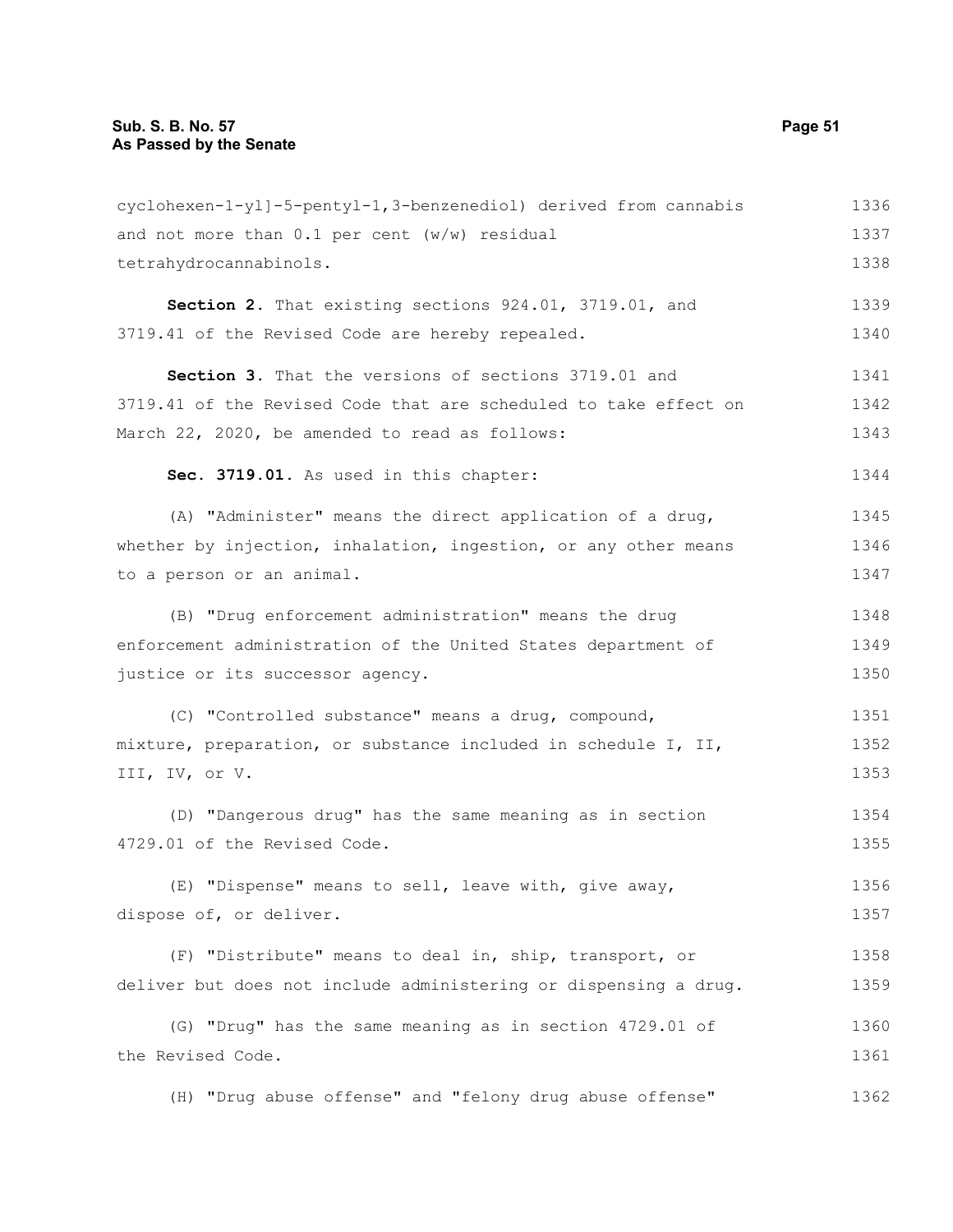cyclohexen-1-yl]-5-pentyl-1,3-benzenediol) derived from cannabis and not more than 0.1 per cent (w/w) residual tetrahydrocannabinols.

**Section 2.** That existing sections 924.01, 3719.01, and 3719.41 of the Revised Code are hereby repealed.

**Section 3.** That the versions of sections 3719.01 and 3719.41 of the Revised Code that are scheduled to take effect on March 22, 2020, be amended to read as follows:

**Sec. 3719.01.** As used in this chapter:

(A) "Administer" means the direct application of a drug, whether by injection, inhalation, ingestion, or any other means to a person or an animal.

(B) "Drug enforcement administration" means the drug enforcement administration of the United States department of justice or its successor agency.

(C) "Controlled substance" means a drug, compound, mixture, preparation, or substance included in schedule I, II, III, IV, or V.

(D) "Dangerous drug" has the same meaning as in section 4729.01 of the Revised Code.

(E) "Dispense" means to sell, leave with, give away, dispose of, or deliver.

(F) "Distribute" means to deal in, ship, transport, or deliver but does not include administering or dispensing a drug.

(G) "Drug" has the same meaning as in section 4729.01 of the Revised Code.

(H) "Drug abuse offense" and "felony drug abuse offense"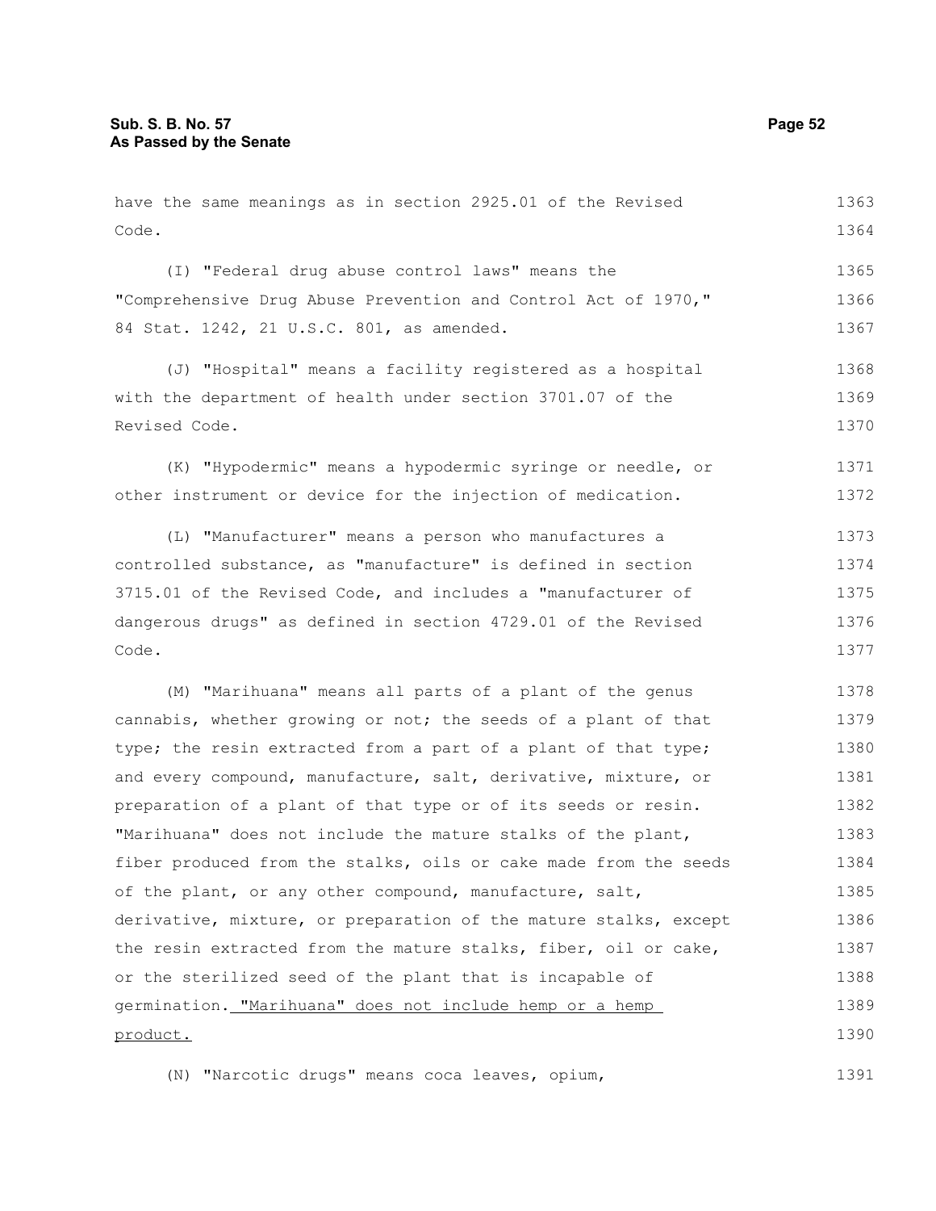have the same meanings as in section 2925.01 of the Revised Code.

(I) "Federal drug abuse control laws" means the "Comprehensive Drug Abuse Prevention and Control Act of 1970," 84 Stat. 1242, 21 U.S.C. 801, as amended.

(J) "Hospital" means a facility registered as a hospital with the department of health under section 3701.07 of the Revised Code.

(K) "Hypodermic" means a hypodermic syringe or needle, or other instrument or device for the injection of medication.

(L) "Manufacturer" means a person who manufactures a controlled substance, as "manufacture" is defined in section 3715.01 of the Revised Code, and includes a "manufacturer of dangerous drugs" as defined in section 4729.01 of the Revised Code.

(M) "Marihuana" means all parts of a plant of the genus cannabis, whether growing or not; the seeds of a plant of that type; the resin extracted from a part of a plant of that type; and every compound, manufacture, salt, derivative, mixture, or preparation of a plant of that type or of its seeds or resin. "Marihuana" does not include the mature stalks of the plant, fiber produced from the stalks, oils or cake made from the seeds of the plant, or any other compound, manufacture, salt, derivative, mixture, or preparation of the mature stalks, except the resin extracted from the mature stalks, fiber, oil or cake, or the sterilized seed of the plant that is incapable of germination. <u>"Marihuana" does not include hemp or a hemp product.</u>

(N) "Narcotic drugs" means coca leaves, opium,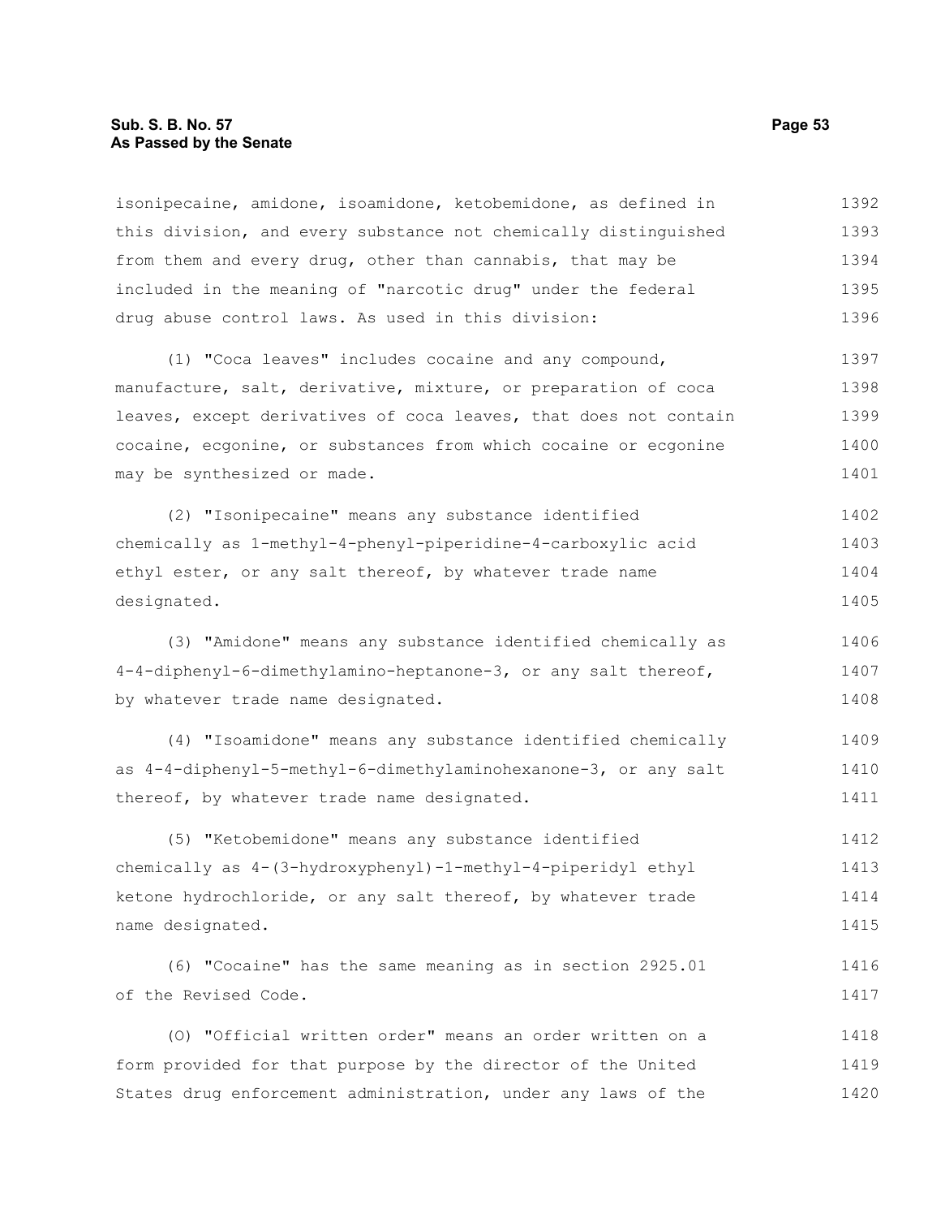isonipecaine, amidone, isoamidone, ketobemidone, as defined in this division, and every substance not chemically distinguished from them and every drug, other than cannabis, that may be included in the meaning of "narcotic drug" under the federal drug abuse control laws. As used in this division:

(1) "Coca leaves" includes cocaine and any compound, manufacture, salt, derivative, mixture, or preparation of coca leaves, except derivatives of coca leaves, that does not contain cocaine, ecgonine, or substances from which cocaine or ecgonine may be synthesized or made.

(2) "Isonipecaine" means any substance identified chemically as 1-methyl-4-phenyl-piperidine-4-carboxylic acid ethyl ester, or any salt thereof, by whatever trade name designated.

(3) "Amidone" means any substance identified chemically as 4-4-diphenyl-6-dimethylamino-heptanone-3, or any salt thereof, by whatever trade name designated.

(4) "Isoamidone" means any substance identified chemically as 4-4-diphenyl-5-methyl-6-dimethylaminohexanone-3, or any salt thereof, by whatever trade name designated.

(5) "Ketobemidone" means any substance identified chemically as 4-(3-hydroxyphenyl)-1-methyl-4-piperidyl ethyl ketone hydrochloride, or any salt thereof, by whatever trade name designated.

(6) "Cocaine" has the same meaning as in section 2925.01 of the Revised Code.

(O) "Official written order" means an order written on a form provided for that purpose by the director of the United States drug enforcement administration, under any laws of the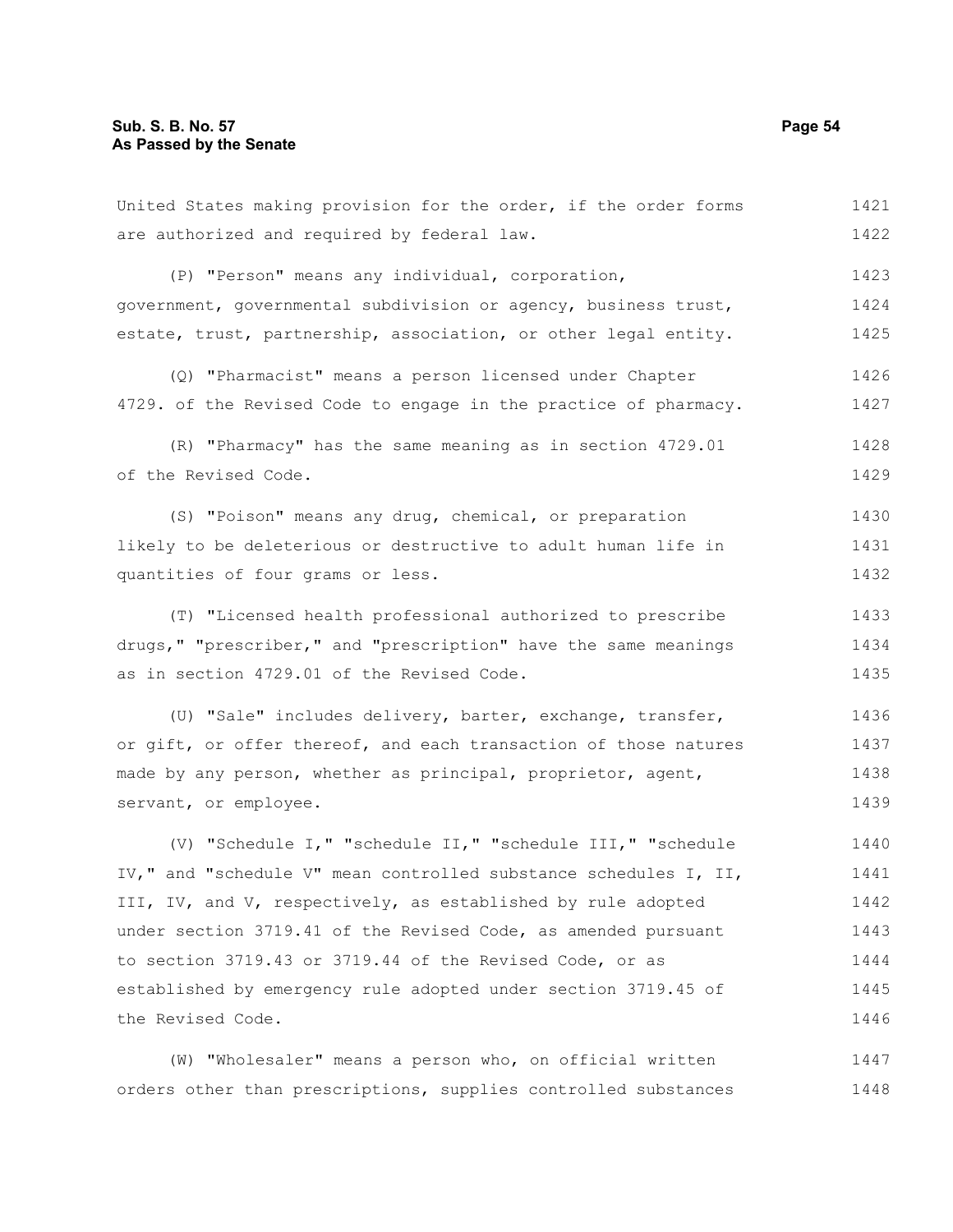United States making provision for the order, if the order forms are authorized and required by federal law.

(P) "Person" means any individual, corporation, government, governmental subdivision or agency, business trust, estate, trust, partnership, association, or other legal entity.

(Q) "Pharmacist" means a person licensed under Chapter 4729. of the Revised Code to engage in the practice of pharmacy.

(R) "Pharmacy" has the same meaning as in section 4729.01 of the Revised Code.

(S) "Poison" means any drug, chemical, or preparation likely to be deleterious or destructive to adult human life in quantities of four grams or less.

(T) "Licensed health professional authorized to prescribe drugs," "prescriber," and "prescription" have the same meanings as in section 4729.01 of the Revised Code.

(U) "Sale" includes delivery, barter, exchange, transfer, or gift, or offer thereof, and each transaction of those natures made by any person, whether as principal, proprietor, agent, servant, or employee.

(V) "Schedule I," "schedule II," "schedule III," "schedule IV," and "schedule V" mean controlled substance schedules I, II, III, IV, and V, respectively, as established by rule adopted under section 3719.41 of the Revised Code, as amended pursuant to section 3719.43 or 3719.44 of the Revised Code, or as established by emergency rule adopted under section 3719.45 of the Revised Code.

(W) "Wholesaler" means a person who, on official written orders other than prescriptions, supplies controlled substances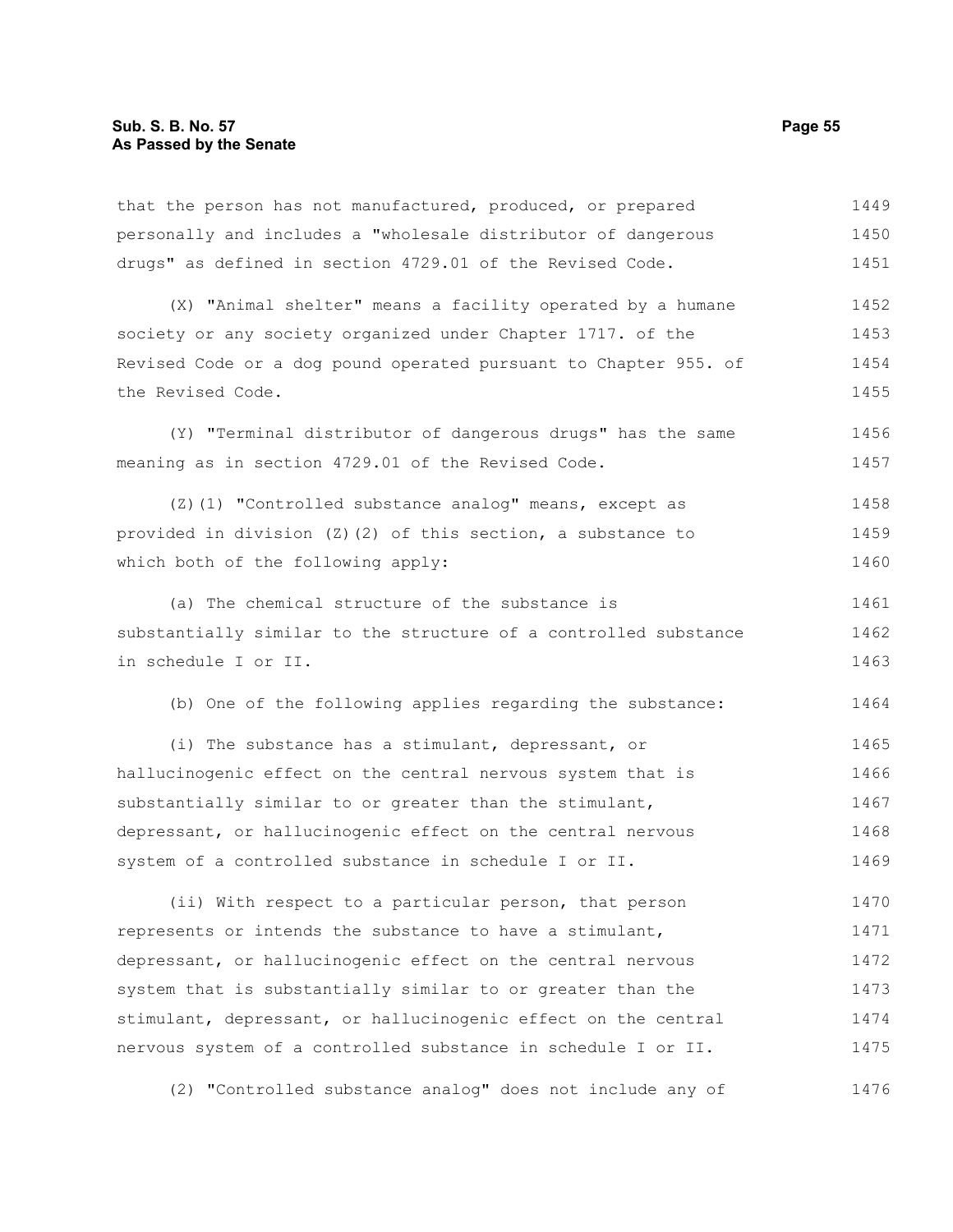that the person has not manufactured, produced, or prepared personally and includes a "wholesale distributor of dangerous drugs" as defined in section 4729.01 of the Revised Code.

(X) "Animal shelter" means a facility operated by a humane society or any society organized under Chapter 1717. of the Revised Code or a dog pound operated pursuant to Chapter 955. of the Revised Code.

(Y) "Terminal distributor of dangerous drugs" has the same meaning as in section 4729.01 of the Revised Code.

(Z)(1) "Controlled substance analog" means, except as provided in division (Z)(2) of this section, a substance to which both of the following apply:

(a) The chemical structure of the substance is substantially similar to the structure of a controlled substance in schedule I or II.

(b) One of the following applies regarding the substance:

(i) The substance has a stimulant, depressant, or hallucinogenic effect on the central nervous system that is substantially similar to or greater than the stimulant, depressant, or hallucinogenic effect on the central nervous system of a controlled substance in schedule I or II.

(ii) With respect to a particular person, that person represents or intends the substance to have a stimulant, depressant, or hallucinogenic effect on the central nervous system that is substantially similar to or greater than the stimulant, depressant, or hallucinogenic effect on the central nervous system of a controlled substance in schedule I or II.

(2) "Controlled substance analog" does not include any of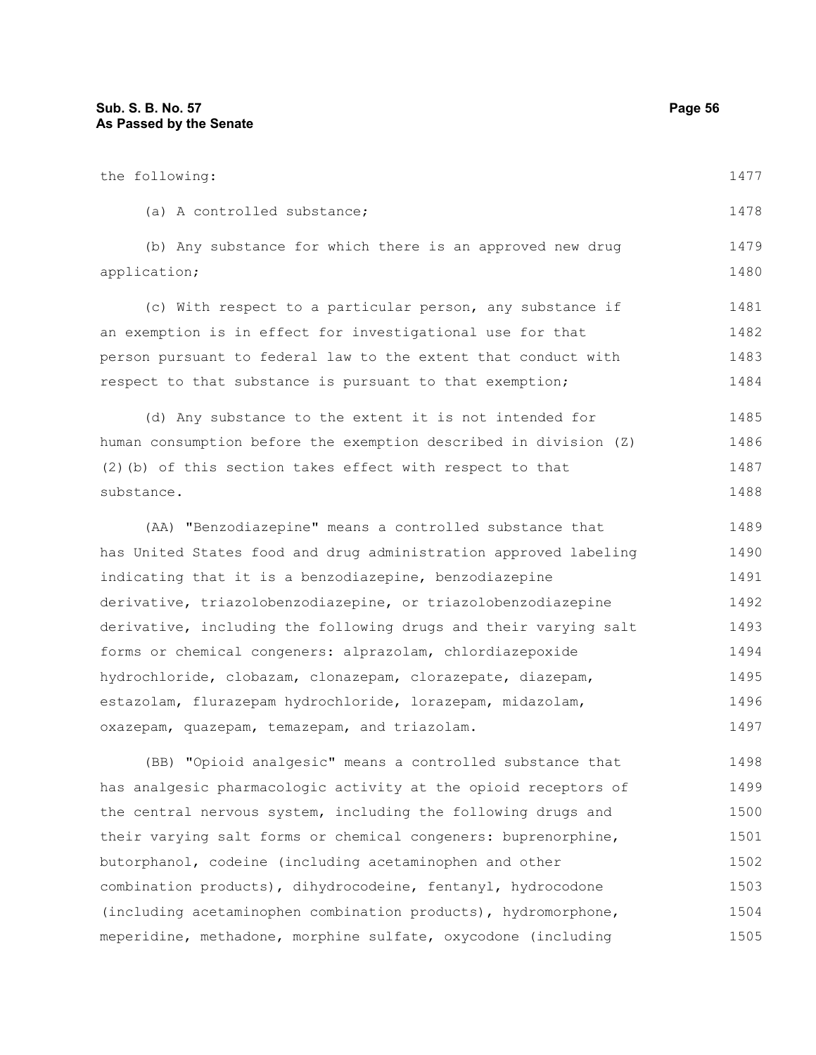the following:

(a) A controlled substance;

(b) Any substance for which there is an approved new drug application;

(c) With respect to a particular person, any substance if an exemption is in effect for investigational use for that person pursuant to federal law to the extent that conduct with respect to that substance is pursuant to that exemption;

(d) Any substance to the extent it is not intended for human consumption before the exemption described in division (Z)(2)(b) of this section takes effect with respect to that substance.

(AA) "Benzodiazepine" means a controlled substance that has United States food and drug administration approved labeling indicating that it is a benzodiazepine, benzodiazepine derivative, triazolobenzodiazepine, or triazolobenzodiazepine derivative, including the following drugs and their varying salt forms or chemical congeners: alprazolam, chlordiazepoxide hydrochloride, clobazam, clonazepam, clorazepate, diazepam, estazolam, flurazepam hydrochloride, lorazepam, midazolam, oxazepam, quazepam, temazepam, and triazolam.

(BB) "Opioid analgesic" means a controlled substance that has analgesic pharmacologic activity at the opioid receptors of the central nervous system, including the following drugs and their varying salt forms or chemical congeners: buprenorphine, butorphanol, codeine (including acetaminophen and other combination products), dihydrocodeine, fentanyl, hydrocodone (including acetaminophen combination products), hydromorphone, meperidine, methadone, morphine sulfate, oxycodone (including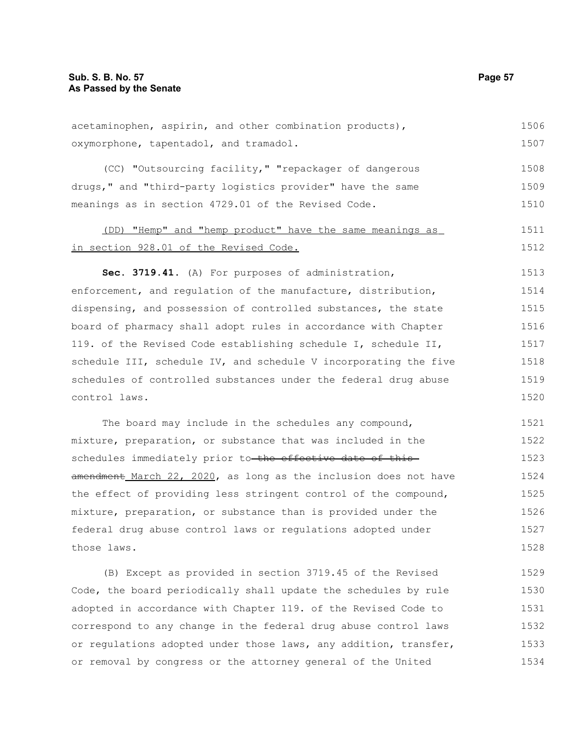acetaminophen, aspirin, and other combination products), oxymorphone, tapentadol, and tramadol.

(CC) "Outsourcing facility," "repackager of dangerous drugs," and "third-party logistics provider" have the same meanings as in section 4729.01 of the Revised Code.

<u>(DD) "Hemp" and "hemp product" have the same meanings as in section 928.01 of the Revised Code.</u>

**Sec. 3719.41.** (A) For purposes of administration, enforcement, and regulation of the manufacture, distribution, dispensing, and possession of controlled substances, the state board of pharmacy shall adopt rules in accordance with Chapter 119. of the Revised Code establishing schedule I, schedule II, schedule III, schedule IV, and schedule V incorporating the five schedules of controlled substances under the federal drug abuse control laws.

The board may include in the schedules any compound, mixture, preparation, or substance that was included in the schedules immediately prior to ~~the effective date of this amendment~~ <u>March 22, 2020</u>, as long as the inclusion does not have the effect of providing less stringent control of the compound, mixture, preparation, or substance than is provided under the federal drug abuse control laws or regulations adopted under those laws.

(B) Except as provided in section 3719.45 of the Revised Code, the board periodically shall update the schedules by rule adopted in accordance with Chapter 119. of the Revised Code to correspond to any change in the federal drug abuse control laws or regulations adopted under those laws, any addition, transfer, or removal by congress or the attorney general of the United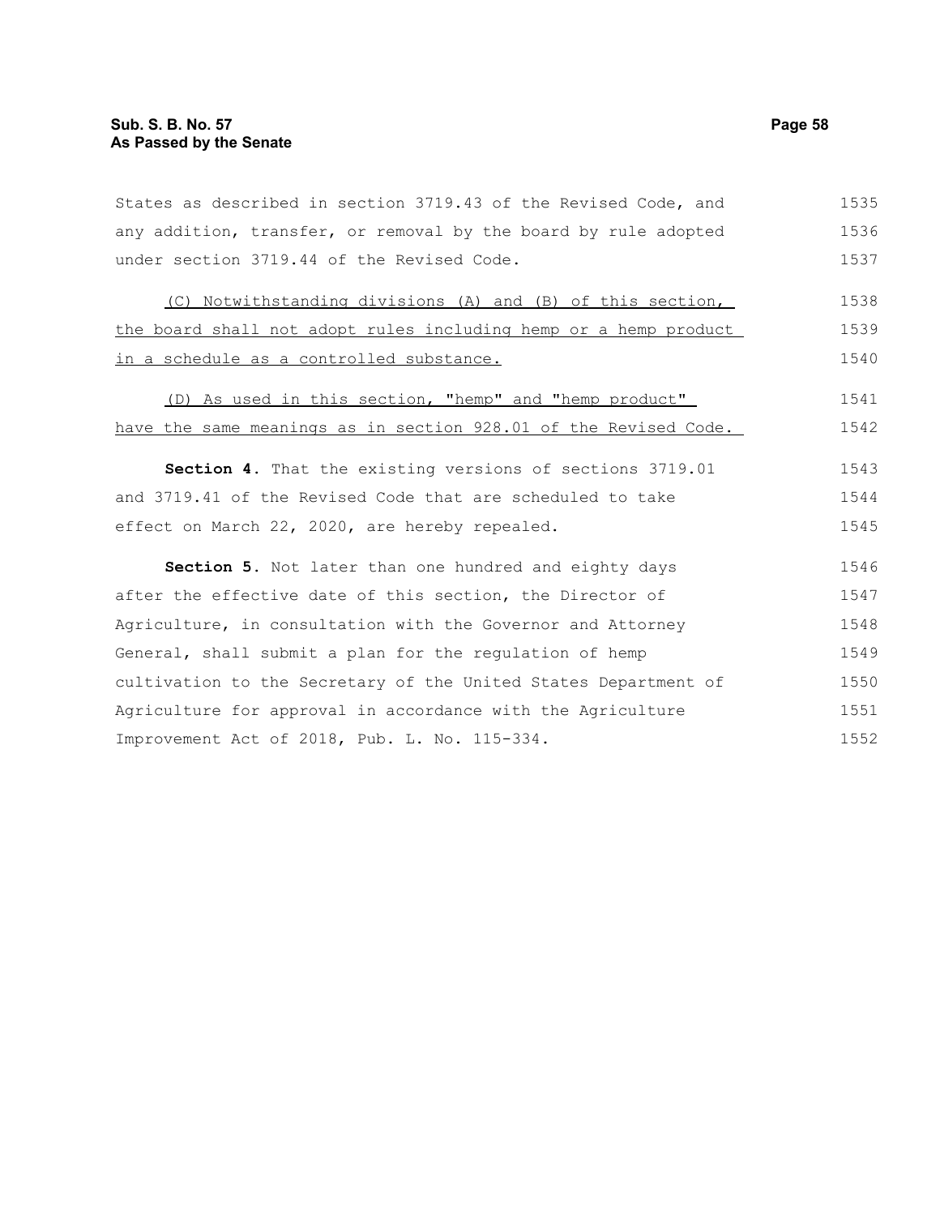States as described in section 3719.43 of the Revised Code, and any addition, transfer, or removal by the board by rule adopted under section 3719.44 of the Revised Code.

(C) Notwithstanding divisions (A) and (B) of this section, the board shall not adopt rules including hemp or a hemp product in a schedule as a controlled substance.

(D) As used in this section, "hemp" and "hemp product" have the same meanings as in section 928.01 of the Revised Code.

**Section 4.** That the existing versions of sections 3719.01 and 3719.41 of the Revised Code that are scheduled to take effect on March 22, 2020, are hereby repealed.

**Section 5.** Not later than one hundred and eighty days after the effective date of this section, the Director of Agriculture, in consultation with the Governor and Attorney General, shall submit a plan for the regulation of hemp cultivation to the Secretary of the United States Department of Agriculture for approval in accordance with the Agriculture Improvement Act of 2018, Pub. L. No. 115-334.